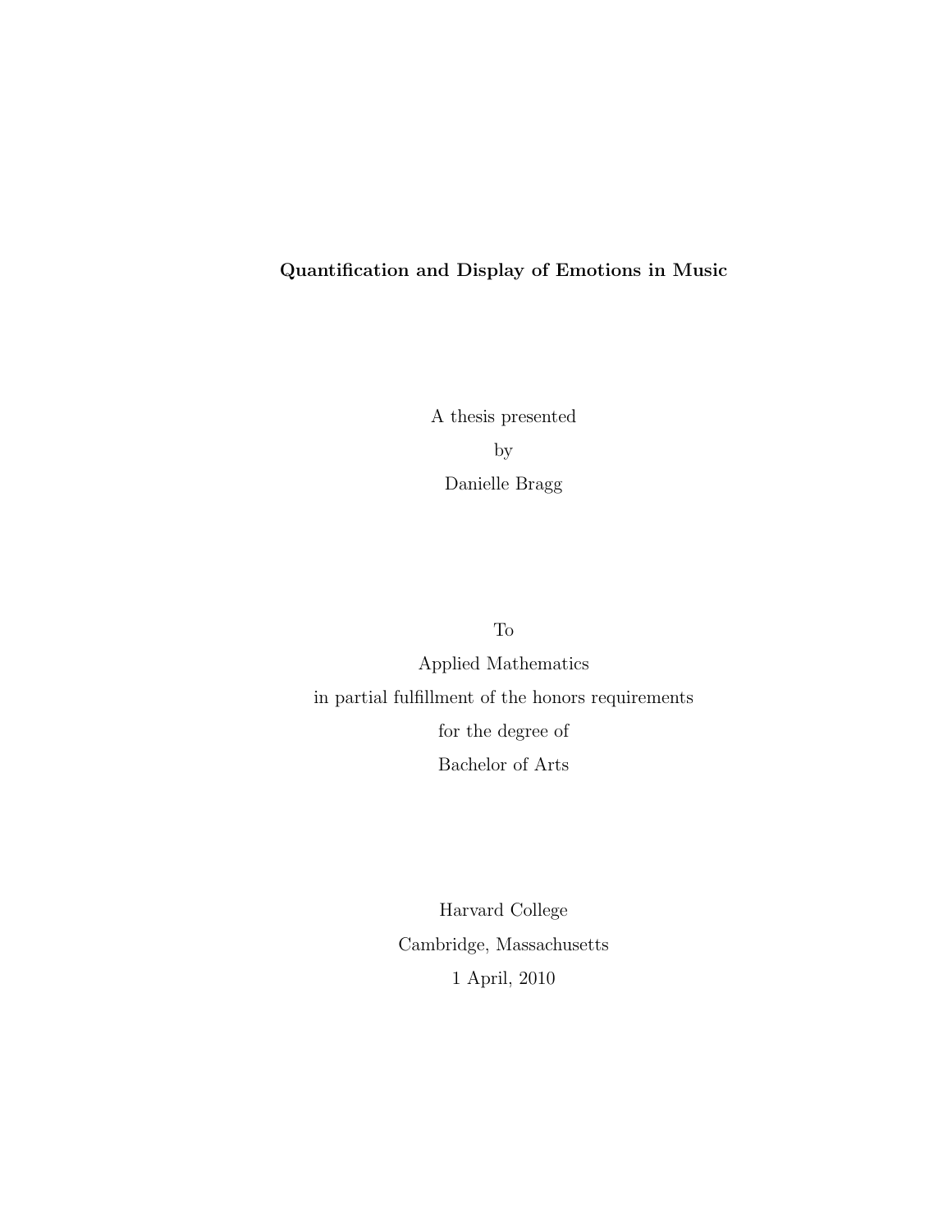# Quantification and Display of Emotions in Music

A thesis presented

by

Danielle Bragg

To

Applied Mathematics

in partial fulfillment of the honors requirements

for the degree of

Bachelor of Arts

Harvard College

Cambridge, Massachusetts

1 April, 2010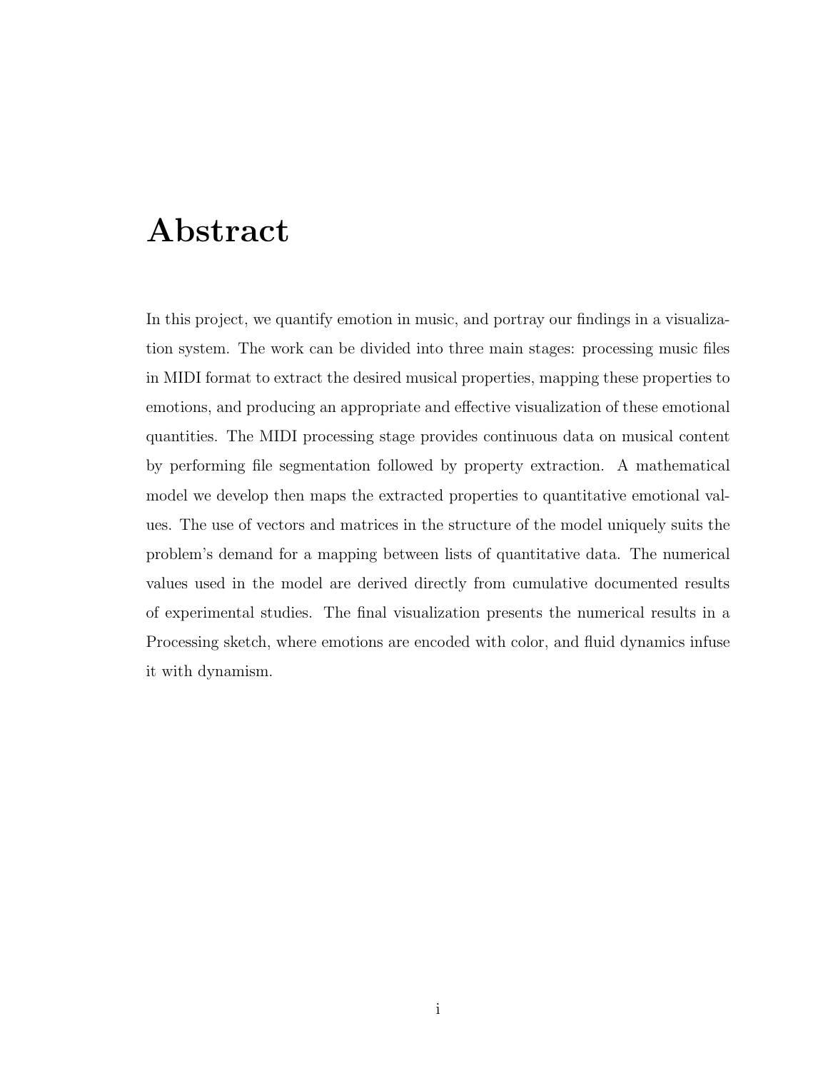# Abstract

In this project, we quantify emotion in music, and portray our findings in a visualization system. The work can be divided into three main stages: processing music files in MIDI format to extract the desired musical properties, mapping these properties to emotions, and producing an appropriate and effective visualization of these emotional quantities. The MIDI processing stage provides continuous data on musical content by performing file segmentation followed by property extraction. A mathematical model we develop then maps the extracted properties to quantitative emotional values. The use of vectors and matrices in the structure of the model uniquely suits the problem's demand for a mapping between lists of quantitative data. The numerical values used in the model are derived directly from cumulative documented results of experimental studies. The final visualization presents the numerical results in a Processing sketch, where emotions are encoded with color, and fluid dynamics infuse it with dynamism.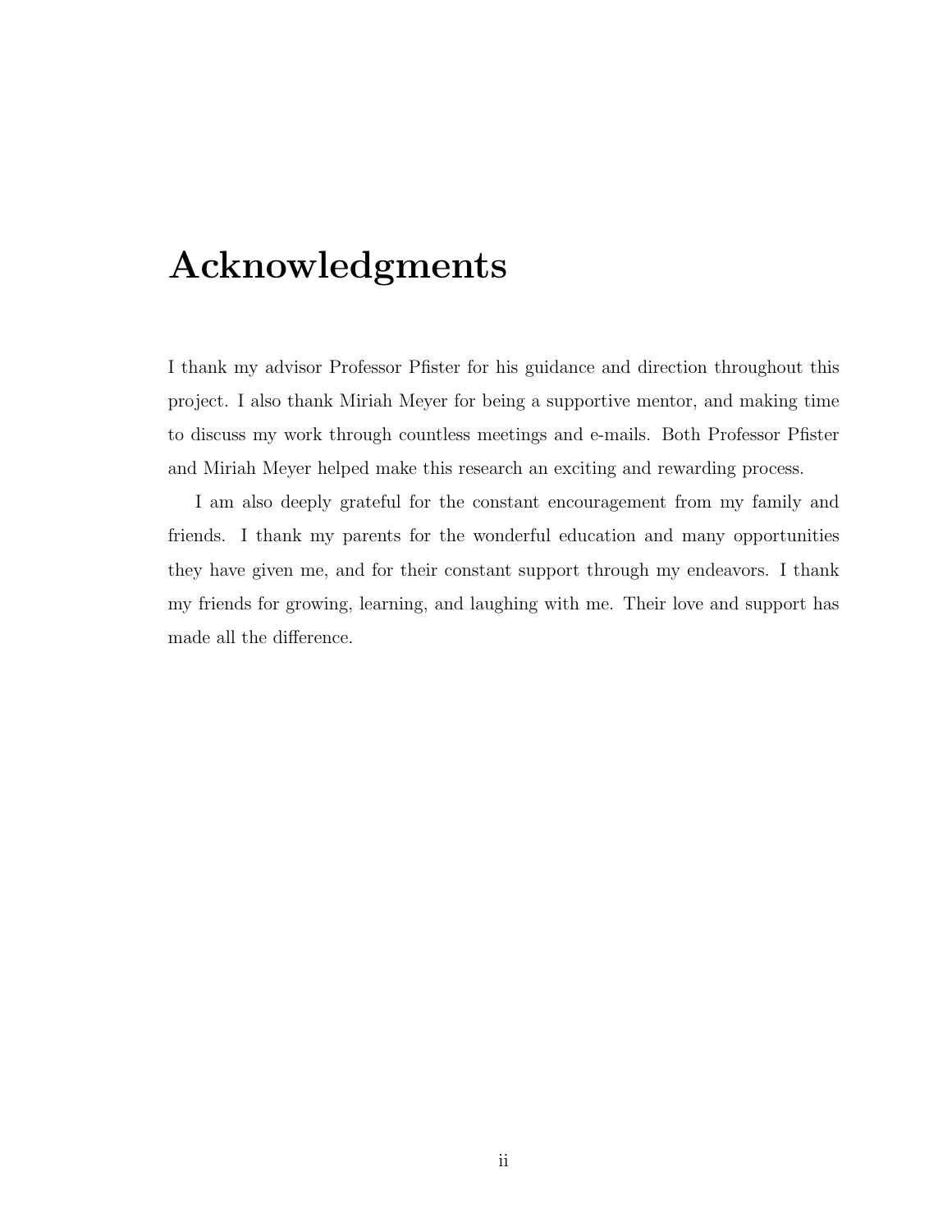# Acknowledgments

I thank my advisor Professor Pfister for his guidance and direction throughout this project. I also thank Miriah Meyer for being a supportive mentor, and making time to discuss my work through countless meetings and e-mails. Both Professor Pfister and Miriah Meyer helped make this research an exciting and rewarding process.

I am also deeply grateful for the constant encouragement from my family and friends. I thank my parents for the wonderful education and many opportunities they have given me, and for their constant support through my endeavors. I thank my friends for growing, learning, and laughing with me. Their love and support has made all the difference.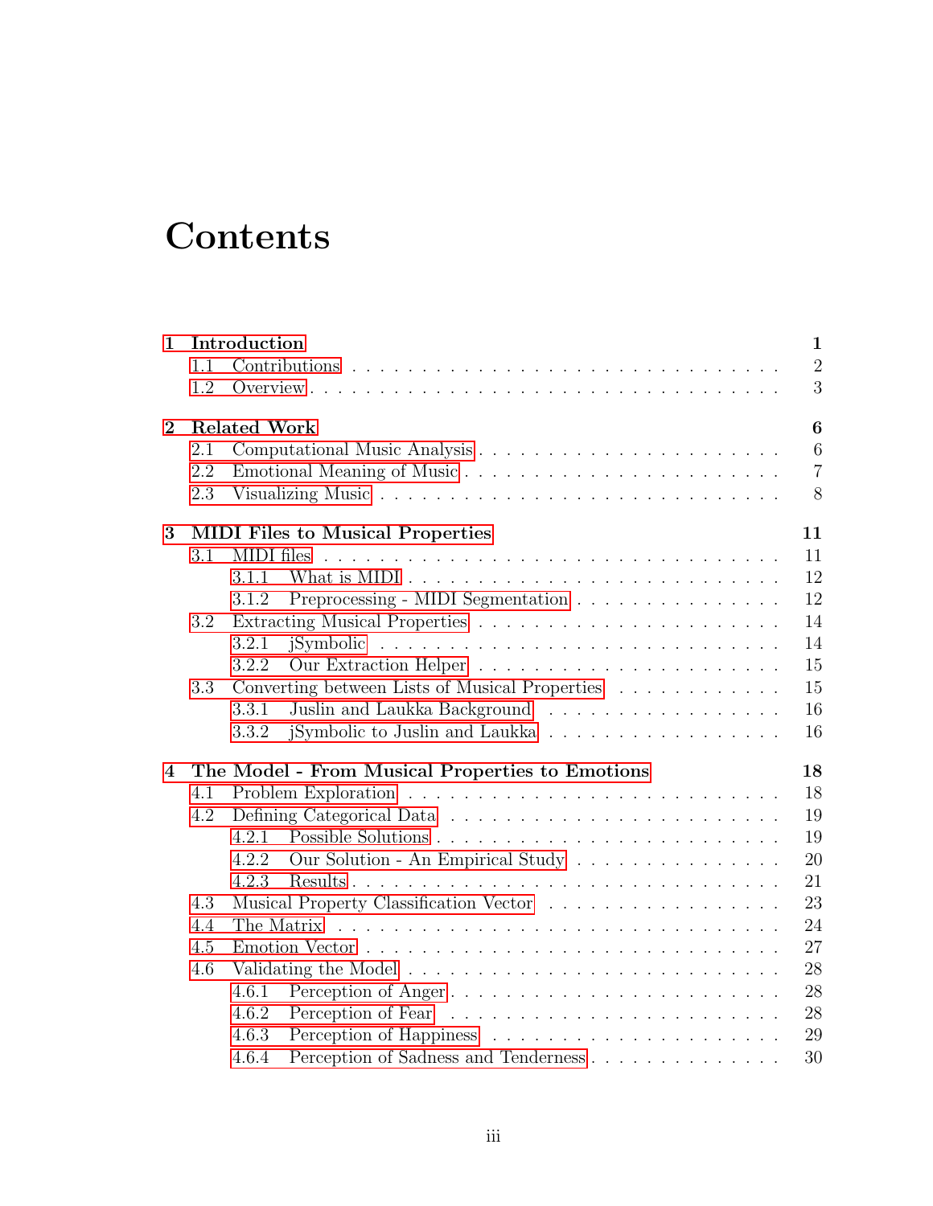# Contents

**1 Introduction** — **1**
- 1.1 Contributions — 2
- 1.2 Overview — 3

**2 Related Work** — **6**
- 2.1 Computational Music Analysis — 6
- 2.2 Emotional Meaning of Music — 7
- 2.3 Visualizing Music — 8

**3 MIDI Files to Musical Properties** — **11**
- 3.1 MIDI files — 11
  - 3.1.1 What is MIDI — 12
  - 3.1.2 Preprocessing - MIDI Segmentation — 12
- 3.2 Extracting Musical Properties — 14
  - 3.2.1 jSymbolic — 14
  - 3.2.2 Our Extraction Helper — 15
- 3.3 Converting between Lists of Musical Properties — 15
  - 3.3.1 Juslin and Laukka Background — 16
  - 3.3.2 jSymbolic to Juslin and Laukka — 16

**4 The Model - From Musical Properties to Emotions** — **18**
- 4.1 Problem Exploration — 18
- 4.2 Defining Categorical Data — 19
  - 4.2.1 Possible Solutions — 19
  - 4.2.2 Our Solution - An Empirical Study — 20
  - 4.2.3 Results — 21
- 4.3 Musical Property Classification Vector — 23
- 4.4 The Matrix — 24
- 4.5 Emotion Vector — 27
- 4.6 Validating the Model — 28
  - 4.6.1 Perception of Anger — 28
  - 4.6.2 Perception of Fear — 28
  - 4.6.3 Perception of Happiness — 29
  - 4.6.4 Perception of Sadness and Tenderness — 30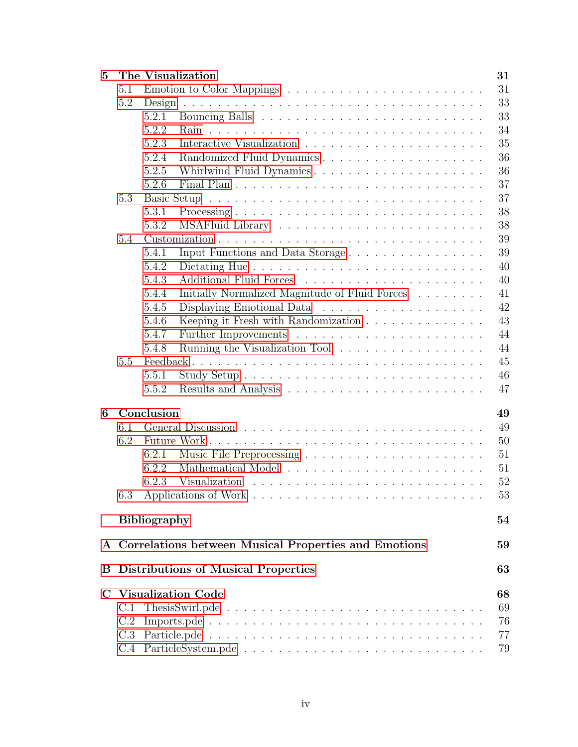**5 The Visualization** **31**

- 5.1 Emotion to Color Mappings . . . 31
- 5.2 Design . . . 33
  - 5.2.1 Bouncing Balls . . . 33
  - 5.2.2 Rain . . . 34
  - 5.2.3 Interactive Visualization . . . 35
  - 5.2.4 Randomized Fluid Dynamics . . . 36
  - 5.2.5 Whirlwind Fluid Dynamics . . . 36
  - 5.2.6 Final Plan . . . 37
- 5.3 Basic Setup . . . 37
  - 5.3.1 Processing . . . 38
  - 5.3.2 MSAFluid Library . . . 38
- 5.4 Customization . . . 39
  - 5.4.1 Input Functions and Data Storage . . . 39
  - 5.4.2 Dictating Hue . . . 40
  - 5.4.3 Additional Fluid Forces . . . 40
  - 5.4.4 Initially Normalized Magnitude of Fluid Forces . . . 41
  - 5.4.5 Displaying Emotional Data . . . 42
  - 5.4.6 Keeping it Fresh with Randomization . . . 43
  - 5.4.7 Further Improvements . . . 44
  - 5.4.8 Running the Visualization Tool . . . 44
- 5.5 Feedback . . . 45
  - 5.5.1 Study Setup . . . 46
  - 5.5.2 Results and Analysis . . . 47

**6 Conclusion** **49**

- 6.1 General Discussion . . . 49
- 6.2 Future Work . . . 50
  - 6.2.1 Music File Preprocessing . . . 51
  - 6.2.2 Mathematical Model . . . 51
  - 6.2.3 Visualization . . . 52
- 6.3 Applications of Work . . . 53

**Bibliography** **54**

**A Correlations between Musical Properties and Emotions** **59**

**B Distributions of Musical Properties** **63**

**C Visualization Code** **68**

- C.1 ThesisSwirl.pde . . . 69
- C.2 Imports.pde . . . 76
- C.3 Particle.pde . . . 77
- C.4 ParticleSystem.pde . . . 79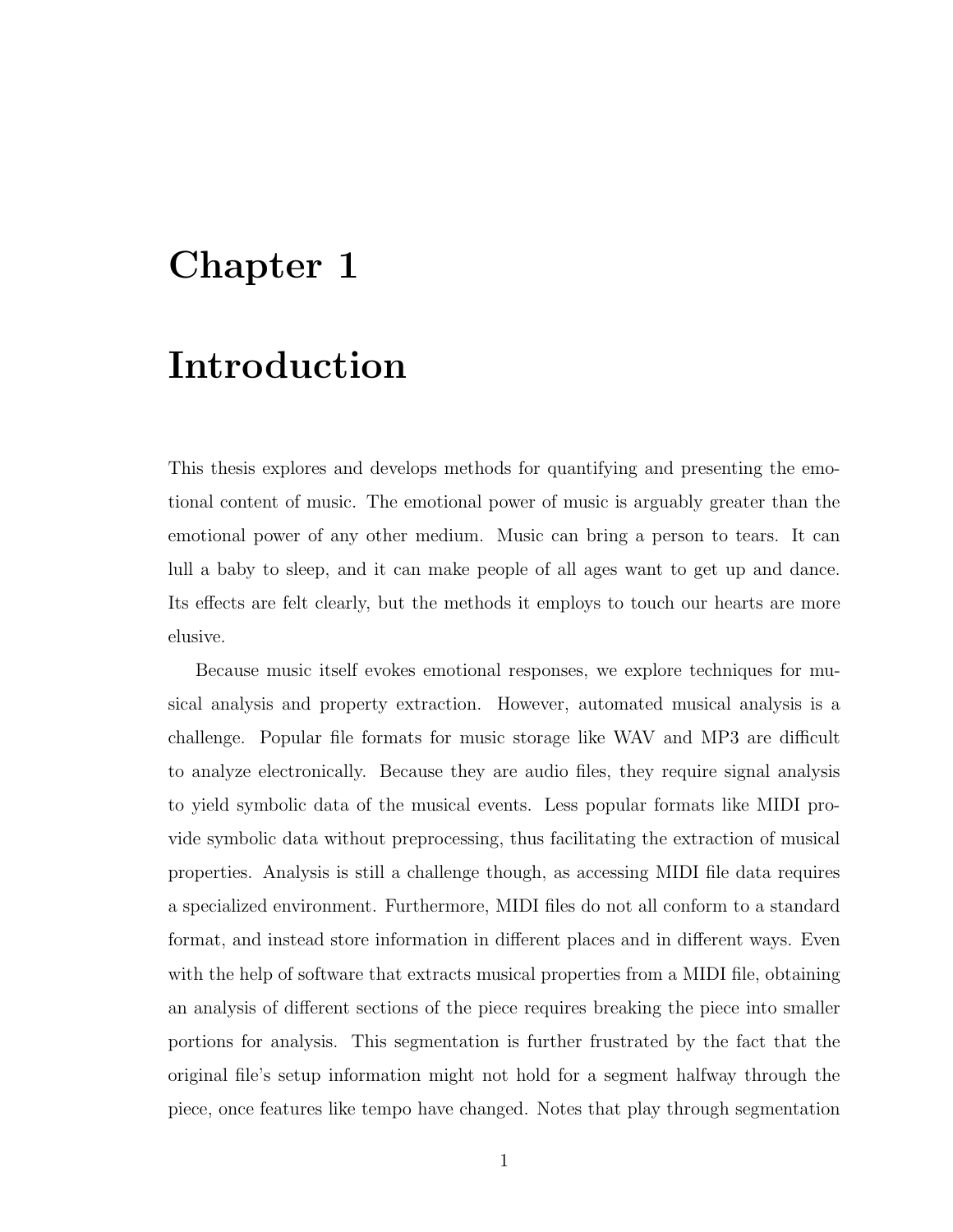# Chapter 1

# Introduction

This thesis explores and develops methods for quantifying and presenting the emotional content of music. The emotional power of music is arguably greater than the emotional power of any other medium. Music can bring a person to tears. It can lull a baby to sleep, and it can make people of all ages want to get up and dance. Its effects are felt clearly, but the methods it employs to touch our hearts are more elusive.

Because music itself evokes emotional responses, we explore techniques for musical analysis and property extraction. However, automated musical analysis is a challenge. Popular file formats for music storage like WAV and MP3 are difficult to analyze electronically. Because they are audio files, they require signal analysis to yield symbolic data of the musical events. Less popular formats like MIDI provide symbolic data without preprocessing, thus facilitating the extraction of musical properties. Analysis is still a challenge though, as accessing MIDI file data requires a specialized environment. Furthermore, MIDI files do not all conform to a standard format, and instead store information in different places and in different ways. Even with the help of software that extracts musical properties from a MIDI file, obtaining an analysis of different sections of the piece requires breaking the piece into smaller portions for analysis. This segmentation is further frustrated by the fact that the original file's setup information might not hold for a segment halfway through the piece, once features like tempo have changed. Notes that play through segmentation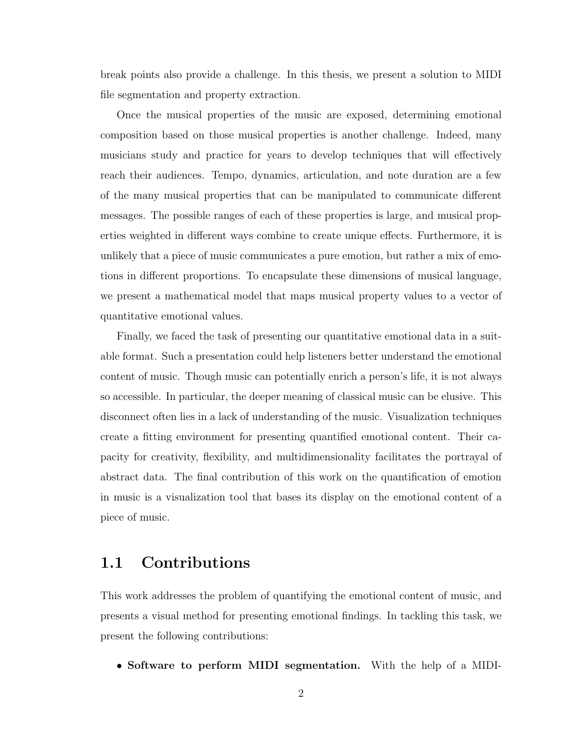break points also provide a challenge. In this thesis, we present a solution to MIDI file segmentation and property extraction.

Once the musical properties of the music are exposed, determining emotional composition based on those musical properties is another challenge. Indeed, many musicians study and practice for years to develop techniques that will effectively reach their audiences. Tempo, dynamics, articulation, and note duration are a few of the many musical properties that can be manipulated to communicate different messages. The possible ranges of each of these properties is large, and musical properties weighted in different ways combine to create unique effects. Furthermore, it is unlikely that a piece of music communicates a pure emotion, but rather a mix of emotions in different proportions. To encapsulate these dimensions of musical language, we present a mathematical model that maps musical property values to a vector of quantitative emotional values.

Finally, we faced the task of presenting our quantitative emotional data in a suitable format. Such a presentation could help listeners better understand the emotional content of music. Though music can potentially enrich a person's life, it is not always so accessible. In particular, the deeper meaning of classical music can be elusive. This disconnect often lies in a lack of understanding of the music. Visualization techniques create a fitting environment for presenting quantified emotional content. Their capacity for creativity, flexibility, and multidimensionality facilitates the portrayal of abstract data. The final contribution of this work on the quantification of emotion in music is a visualization tool that bases its display on the emotional content of a piece of music.

## 1.1 Contributions

This work addresses the problem of quantifying the emotional content of music, and presents a visual method for presenting emotional findings. In tackling this task, we present the following contributions:

- **Software to perform MIDI segmentation.** With the help of a MIDI-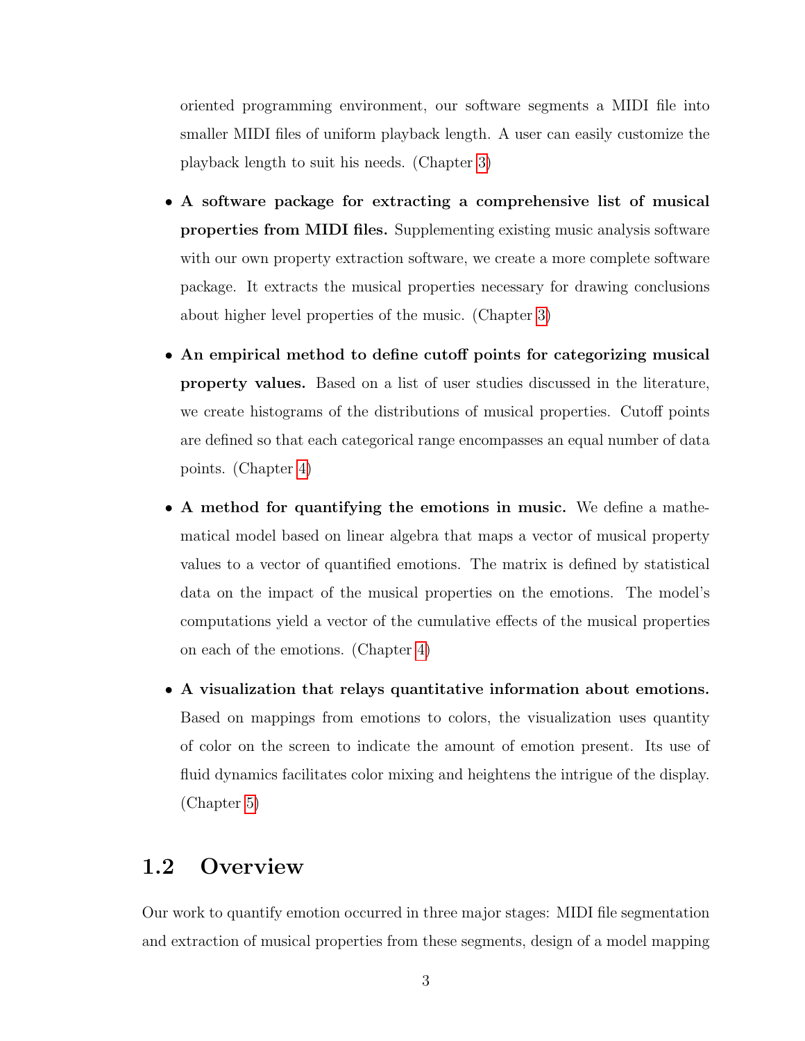oriented programming environment, our software segments a MIDI file into smaller MIDI files of uniform playback length. A user can easily customize the playback length to suit his needs. (Chapter 3)

- **A software package for extracting a comprehensive list of musical properties from MIDI files.** Supplementing existing music analysis software with our own property extraction software, we create a more complete software package. It extracts the musical properties necessary for drawing conclusions about higher level properties of the music. (Chapter 3)

- **An empirical method to define cutoff points for categorizing musical property values.** Based on a list of user studies discussed in the literature, we create histograms of the distributions of musical properties. Cutoff points are defined so that each categorical range encompasses an equal number of data points. (Chapter 4)

- **A method for quantifying the emotions in music.** We define a mathematical model based on linear algebra that maps a vector of musical property values to a vector of quantified emotions. The matrix is defined by statistical data on the impact of the musical properties on the emotions. The model's computations yield a vector of the cumulative effects of the musical properties on each of the emotions. (Chapter 4)

- **A visualization that relays quantitative information about emotions.** Based on mappings from emotions to colors, the visualization uses quantity of color on the screen to indicate the amount of emotion present. Its use of fluid dynamics facilitates color mixing and heightens the intrigue of the display. (Chapter 5)

## 1.2 Overview

Our work to quantify emotion occurred in three major stages: MIDI file segmentation and extraction of musical properties from these segments, design of a model mapping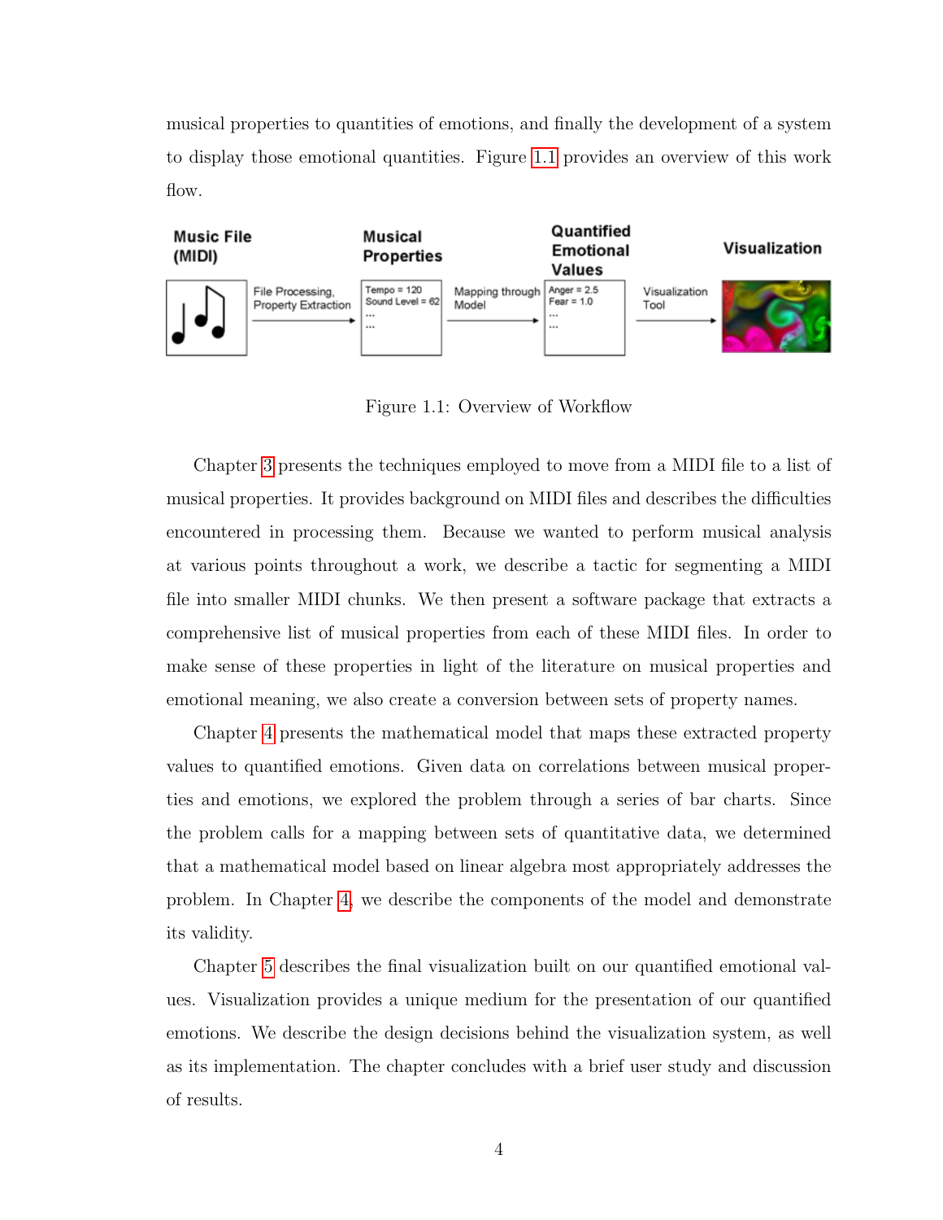musical properties to quantities of emotions, and finally the development of a system to display those emotional quantities. Figure 1.1 provides an overview of this work flow.

Figure 1.1: Overview of Workflow

Chapter 3 presents the techniques employed to move from a MIDI file to a list of musical properties. It provides background on MIDI files and describes the difficulties encountered in processing them. Because we wanted to perform musical analysis at various points throughout a work, we describe a tactic for segmenting a MIDI file into smaller MIDI chunks. We then present a software package that extracts a comprehensive list of musical properties from each of these MIDI files. In order to make sense of these properties in light of the literature on musical properties and emotional meaning, we also create a conversion between sets of property names.

Chapter 4 presents the mathematical model that maps these extracted property values to quantified emotions. Given data on correlations between musical properties and emotions, we explored the problem through a series of bar charts. Since the problem calls for a mapping between sets of quantitative data, we determined that a mathematical model based on linear algebra most appropriately addresses the problem. In Chapter 4, we describe the components of the model and demonstrate its validity.

Chapter 5 describes the final visualization built on our quantified emotional values. Visualization provides a unique medium for the presentation of our quantified emotions. We describe the design decisions behind the visualization system, as well as its implementation. The chapter concludes with a brief user study and discussion of results.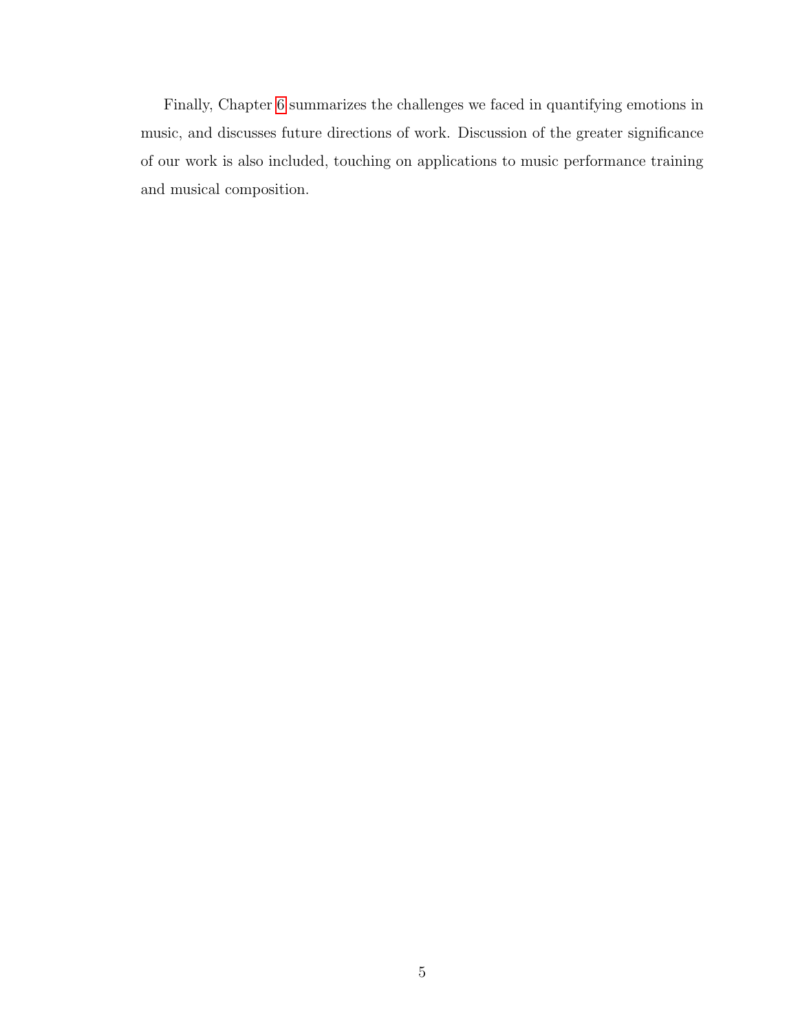Finally, Chapter 6 summarizes the challenges we faced in quantifying emotions in music, and discusses future directions of work. Discussion of the greater significance of our work is also included, touching on applications to music performance training and musical composition.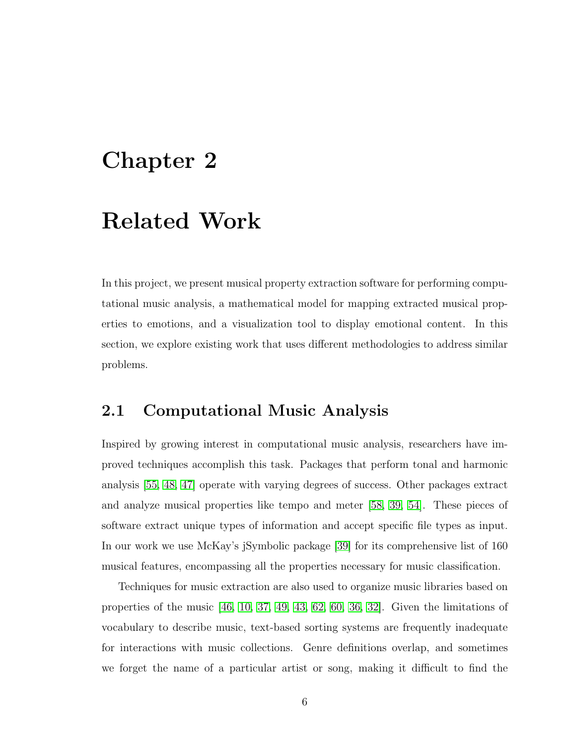# Chapter 2

# Related Work

In this project, we present musical property extraction software for performing computational music analysis, a mathematical model for mapping extracted musical properties to emotions, and a visualization tool to display emotional content. In this section, we explore existing work that uses different methodologies to address similar problems.

## 2.1 Computational Music Analysis

Inspired by growing interest in computational music analysis, researchers have improved techniques accomplish this task. Packages that perform tonal and harmonic analysis [55, 48, 47] operate with varying degrees of success. Other packages extract and analyze musical properties like tempo and meter [58, 39, 54]. These pieces of software extract unique types of information and accept specific file types as input. In our work we use McKay's jSymbolic package [39] for its comprehensive list of 160 musical features, encompassing all the properties necessary for music classification.

Techniques for music extraction are also used to organize music libraries based on properties of the music [46, 10, 37, 49, 43, 62, 60, 36, 32]. Given the limitations of vocabulary to describe music, text-based sorting systems are frequently inadequate for interactions with music collections. Genre definitions overlap, and sometimes we forget the name of a particular artist or song, making it difficult to find the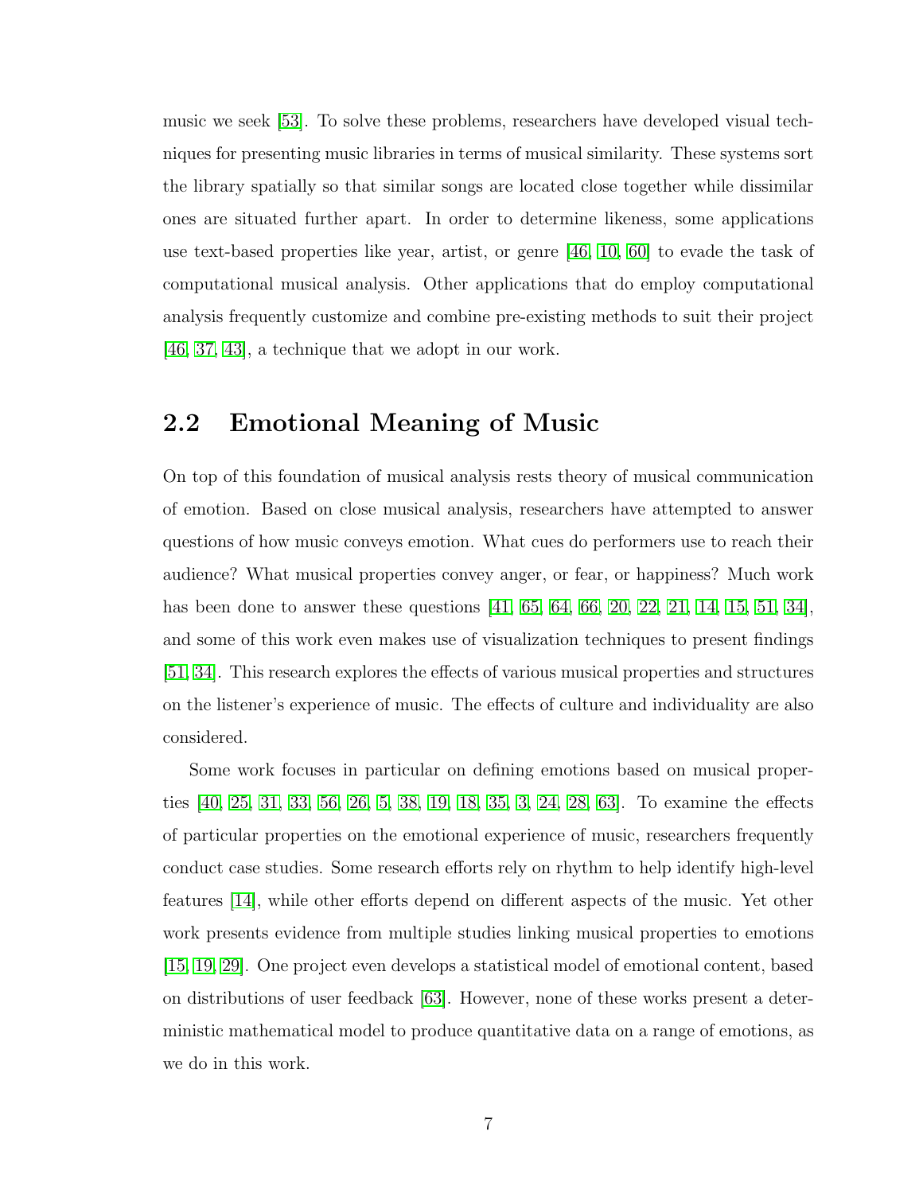music we seek [53]. To solve these problems, researchers have developed visual techniques for presenting music libraries in terms of musical similarity. These systems sort the library spatially so that similar songs are located close together while dissimilar ones are situated further apart. In order to determine likeness, some applications use text-based properties like year, artist, or genre [46, 10, 60] to evade the task of computational musical analysis. Other applications that do employ computational analysis frequently customize and combine pre-existing methods to suit their project [46, 37, 43], a technique that we adopt in our work.

## 2.2 Emotional Meaning of Music

On top of this foundation of musical analysis rests theory of musical communication of emotion. Based on close musical analysis, researchers have attempted to answer questions of how music conveys emotion. What cues do performers use to reach their audience? What musical properties convey anger, or fear, or happiness? Much work has been done to answer these questions [41, 65, 64, 66, 20, 22, 21, 14, 15, 51, 34], and some of this work even makes use of visualization techniques to present findings [51, 34]. This research explores the effects of various musical properties and structures on the listener's experience of music. The effects of culture and individuality are also considered.

Some work focuses in particular on defining emotions based on musical properties [40, 25, 31, 33, 56, 26, 5, 38, 19, 18, 35, 3, 24, 28, 63]. To examine the effects of particular properties on the emotional experience of music, researchers frequently conduct case studies. Some research efforts rely on rhythm to help identify high-level features [14], while other efforts depend on different aspects of the music. Yet other work presents evidence from multiple studies linking musical properties to emotions [15, 19, 29]. One project even develops a statistical model of emotional content, based on distributions of user feedback [63]. However, none of these works present a deterministic mathematical model to produce quantitative data on a range of emotions, as we do in this work.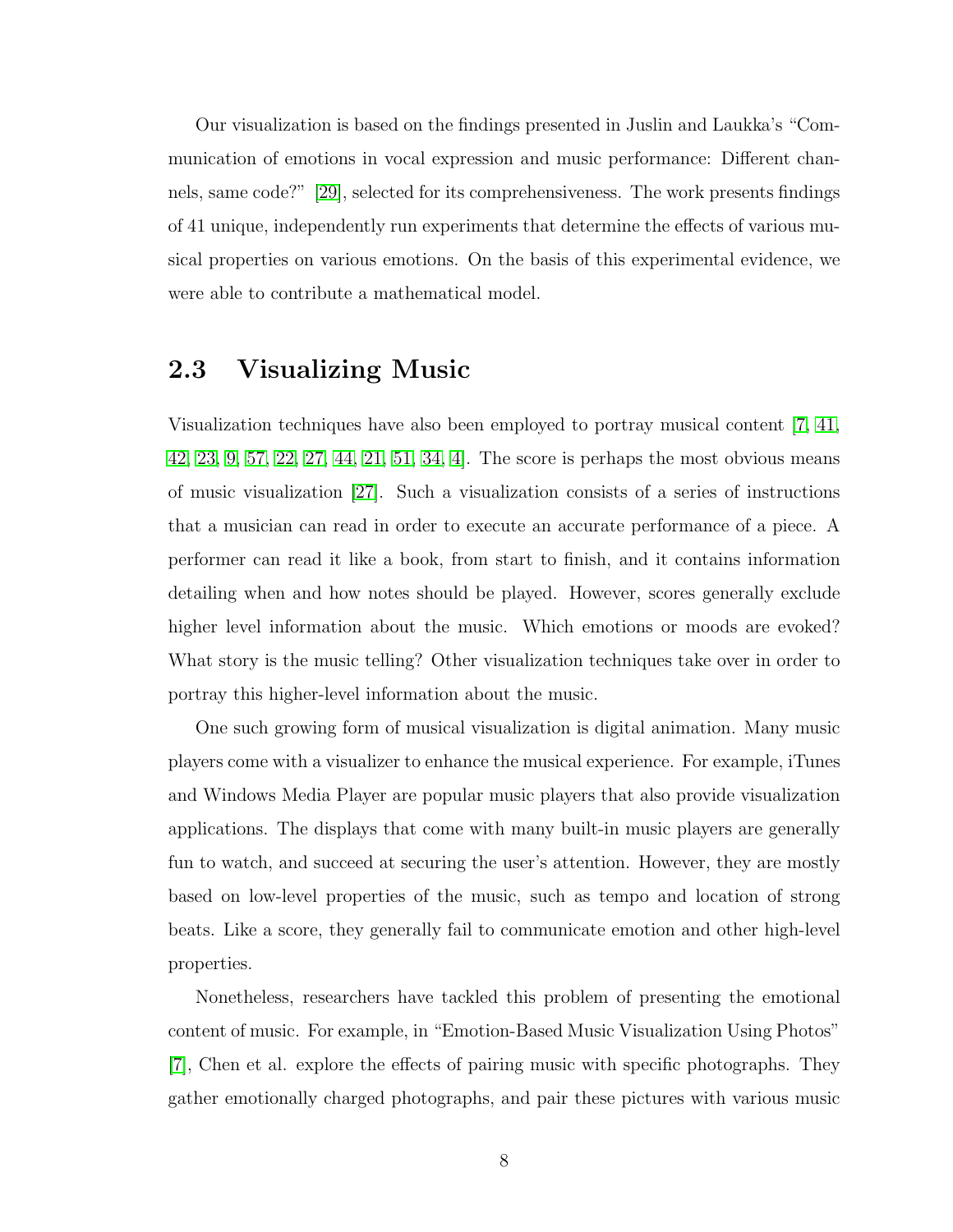Our visualization is based on the findings presented in Juslin and Laukka's "Communication of emotions in vocal expression and music performance: Different channels, same code?" [29], selected for its comprehensiveness. The work presents findings of 41 unique, independently run experiments that determine the effects of various musical properties on various emotions. On the basis of this experimental evidence, we were able to contribute a mathematical model.

## 2.3 Visualizing Music

Visualization techniques have also been employed to portray musical content [7, 41, 42, 23, 9, 57, 22, 27, 44, 21, 51, 34, 4]. The score is perhaps the most obvious means of music visualization [27]. Such a visualization consists of a series of instructions that a musician can read in order to execute an accurate performance of a piece. A performer can read it like a book, from start to finish, and it contains information detailing when and how notes should be played. However, scores generally exclude higher level information about the music. Which emotions or moods are evoked? What story is the music telling? Other visualization techniques take over in order to portray this higher-level information about the music.

One such growing form of musical visualization is digital animation. Many music players come with a visualizer to enhance the musical experience. For example, iTunes and Windows Media Player are popular music players that also provide visualization applications. The displays that come with many built-in music players are generally fun to watch, and succeed at securing the user's attention. However, they are mostly based on low-level properties of the music, such as tempo and location of strong beats. Like a score, they generally fail to communicate emotion and other high-level properties.

Nonetheless, researchers have tackled this problem of presenting the emotional content of music. For example, in "Emotion-Based Music Visualization Using Photos" [7], Chen et al. explore the effects of pairing music with specific photographs. They gather emotionally charged photographs, and pair these pictures with various music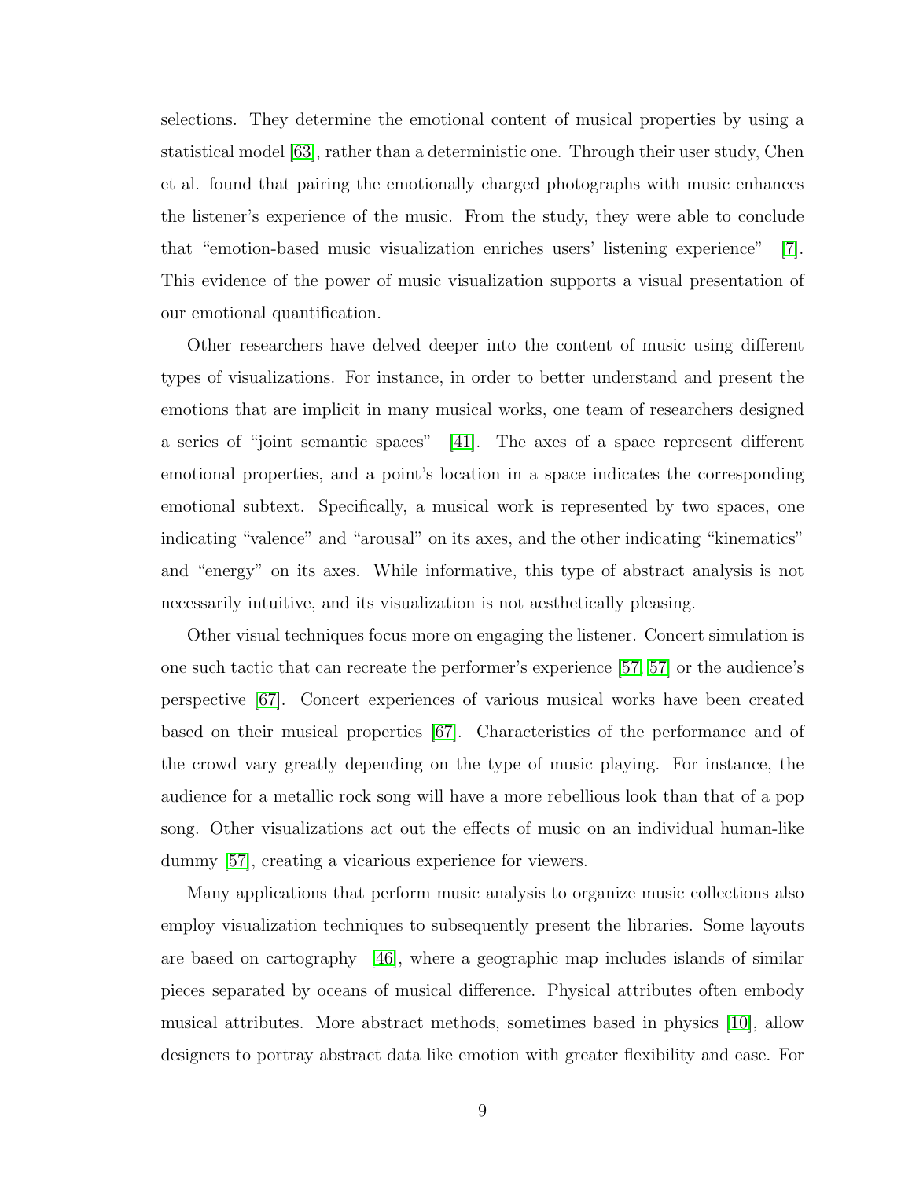selections. They determine the emotional content of musical properties by using a statistical model [63], rather than a deterministic one. Through their user study, Chen et al. found that pairing the emotionally charged photographs with music enhances the listener's experience of the music. From the study, they were able to conclude that "emotion-based music visualization enriches users' listening experience" [7]. This evidence of the power of music visualization supports a visual presentation of our emotional quantification.

Other researchers have delved deeper into the content of music using different types of visualizations. For instance, in order to better understand and present the emotions that are implicit in many musical works, one team of researchers designed a series of "joint semantic spaces" [41]. The axes of a space represent different emotional properties, and a point's location in a space indicates the corresponding emotional subtext. Specifically, a musical work is represented by two spaces, one indicating "valence" and "arousal" on its axes, and the other indicating "kinematics" and "energy" on its axes. While informative, this type of abstract analysis is not necessarily intuitive, and its visualization is not aesthetically pleasing.

Other visual techniques focus more on engaging the listener. Concert simulation is one such tactic that can recreate the performer's experience [57, 57] or the audience's perspective [67]. Concert experiences of various musical works have been created based on their musical properties [67]. Characteristics of the performance and of the crowd vary greatly depending on the type of music playing. For instance, the audience for a metallic rock song will have a more rebellious look than that of a pop song. Other visualizations act out the effects of music on an individual human-like dummy [57], creating a vicarious experience for viewers.

Many applications that perform music analysis to organize music collections also employ visualization techniques to subsequently present the libraries. Some layouts are based on cartography [46], where a geographic map includes islands of similar pieces separated by oceans of musical difference. Physical attributes often embody musical attributes. More abstract methods, sometimes based in physics [10], allow designers to portray abstract data like emotion with greater flexibility and ease. For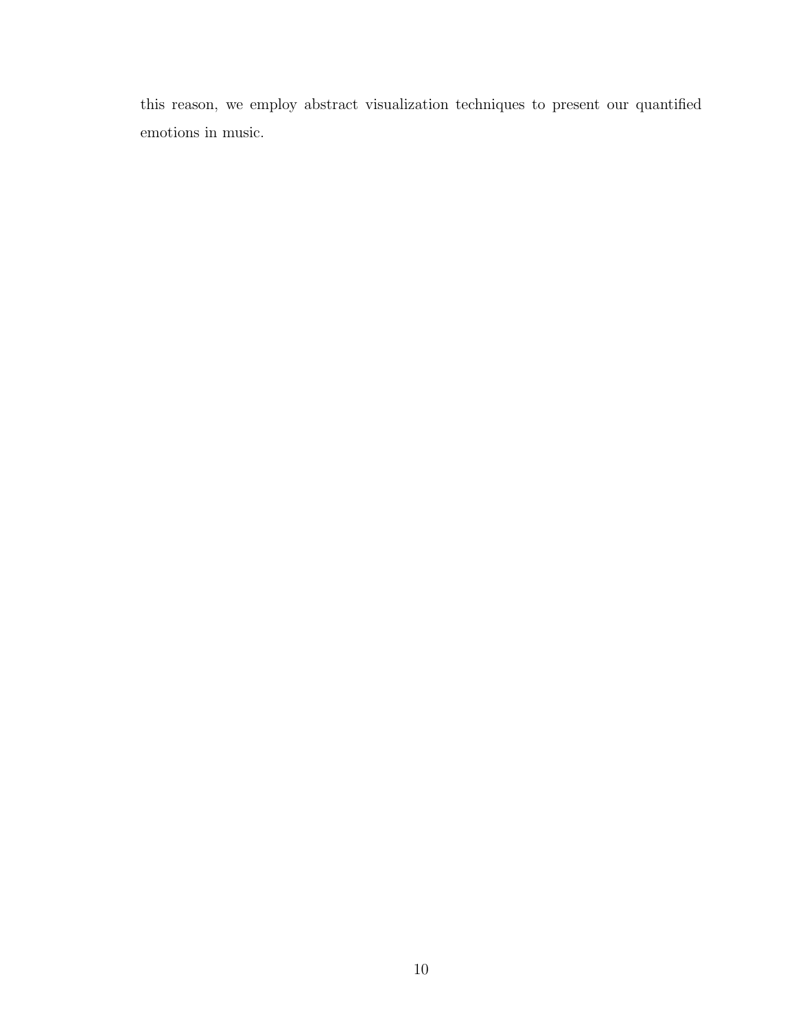this reason, we employ abstract visualization techniques to present our quantified emotions in music.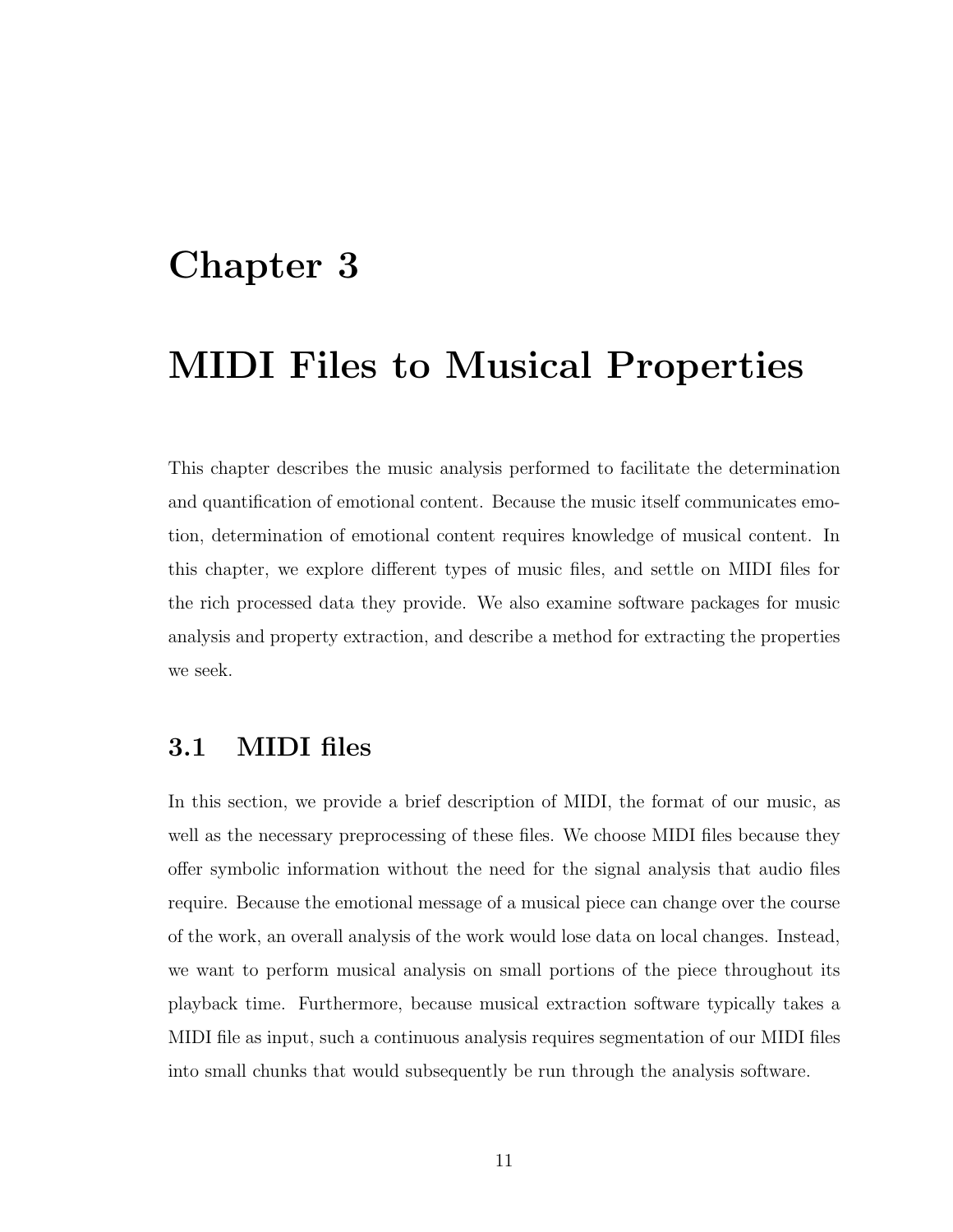# Chapter 3

# MIDI Files to Musical Properties

This chapter describes the music analysis performed to facilitate the determination and quantification of emotional content. Because the music itself communicates emotion, determination of emotional content requires knowledge of musical content. In this chapter, we explore different types of music files, and settle on MIDI files for the rich processed data they provide. We also examine software packages for music analysis and property extraction, and describe a method for extracting the properties we seek.

## 3.1 MIDI files

In this section, we provide a brief description of MIDI, the format of our music, as well as the necessary preprocessing of these files. We choose MIDI files because they offer symbolic information without the need for the signal analysis that audio files require. Because the emotional message of a musical piece can change over the course of the work, an overall analysis of the work would lose data on local changes. Instead, we want to perform musical analysis on small portions of the piece throughout its playback time. Furthermore, because musical extraction software typically takes a MIDI file as input, such a continuous analysis requires segmentation of our MIDI files into small chunks that would subsequently be run through the analysis software.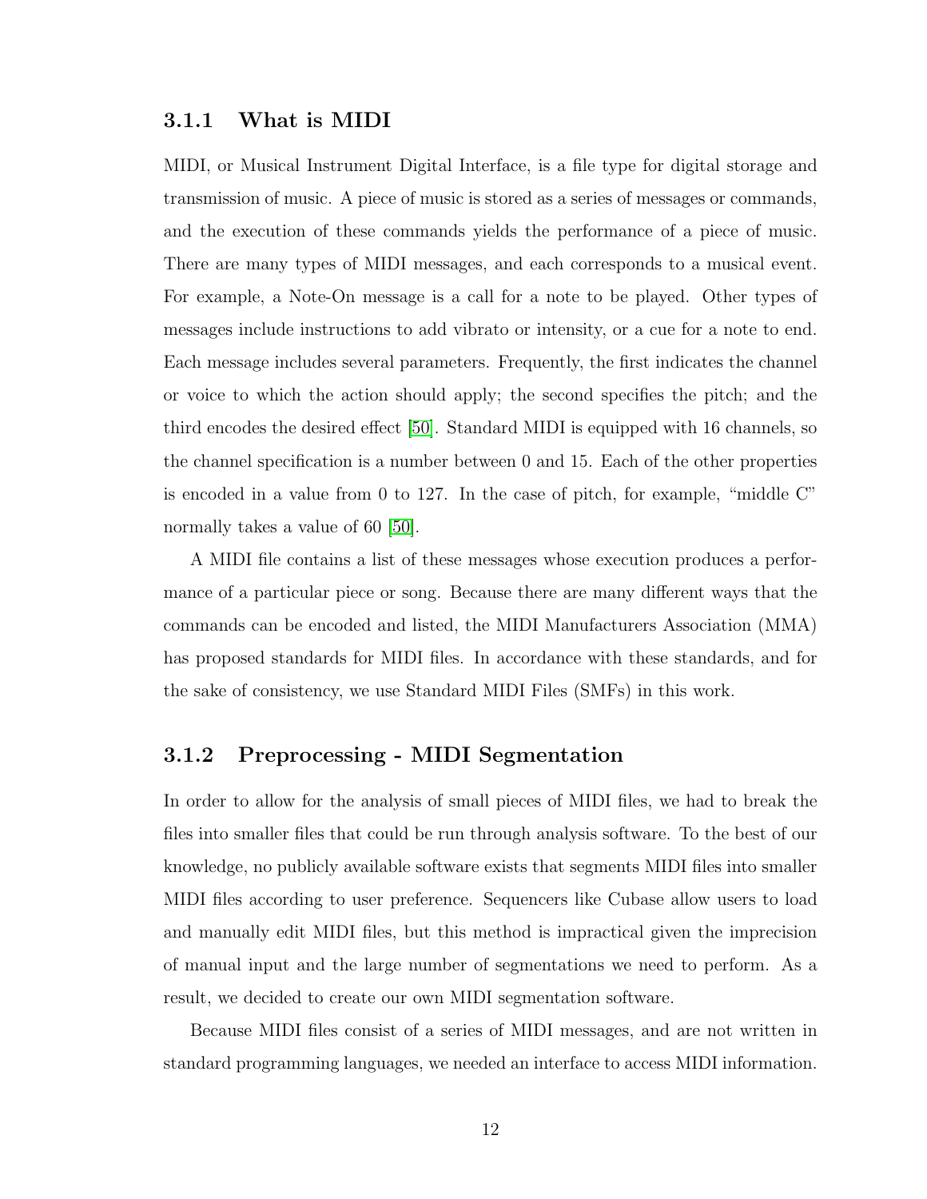### 3.1.1 What is MIDI

MIDI, or Musical Instrument Digital Interface, is a file type for digital storage and transmission of music. A piece of music is stored as a series of messages or commands, and the execution of these commands yields the performance of a piece of music. There are many types of MIDI messages, and each corresponds to a musical event. For example, a Note-On message is a call for a note to be played. Other types of messages include instructions to add vibrato or intensity, or a cue for a note to end. Each message includes several parameters. Frequently, the first indicates the channel or voice to which the action should apply; the second specifies the pitch; and the third encodes the desired effect [50]. Standard MIDI is equipped with 16 channels, so the channel specification is a number between 0 and 15. Each of the other properties is encoded in a value from 0 to 127. In the case of pitch, for example, "middle C" normally takes a value of 60 [50].

A MIDI file contains a list of these messages whose execution produces a performance of a particular piece or song. Because there are many different ways that the commands can be encoded and listed, the MIDI Manufacturers Association (MMA) has proposed standards for MIDI files. In accordance with these standards, and for the sake of consistency, we use Standard MIDI Files (SMFs) in this work.

### 3.1.2 Preprocessing - MIDI Segmentation

In order to allow for the analysis of small pieces of MIDI files, we had to break the files into smaller files that could be run through analysis software. To the best of our knowledge, no publicly available software exists that segments MIDI files into smaller MIDI files according to user preference. Sequencers like Cubase allow users to load and manually edit MIDI files, but this method is impractical given the imprecision of manual input and the large number of segmentations we need to perform. As a result, we decided to create our own MIDI segmentation software.

Because MIDI files consist of a series of MIDI messages, and are not written in standard programming languages, we needed an interface to access MIDI information.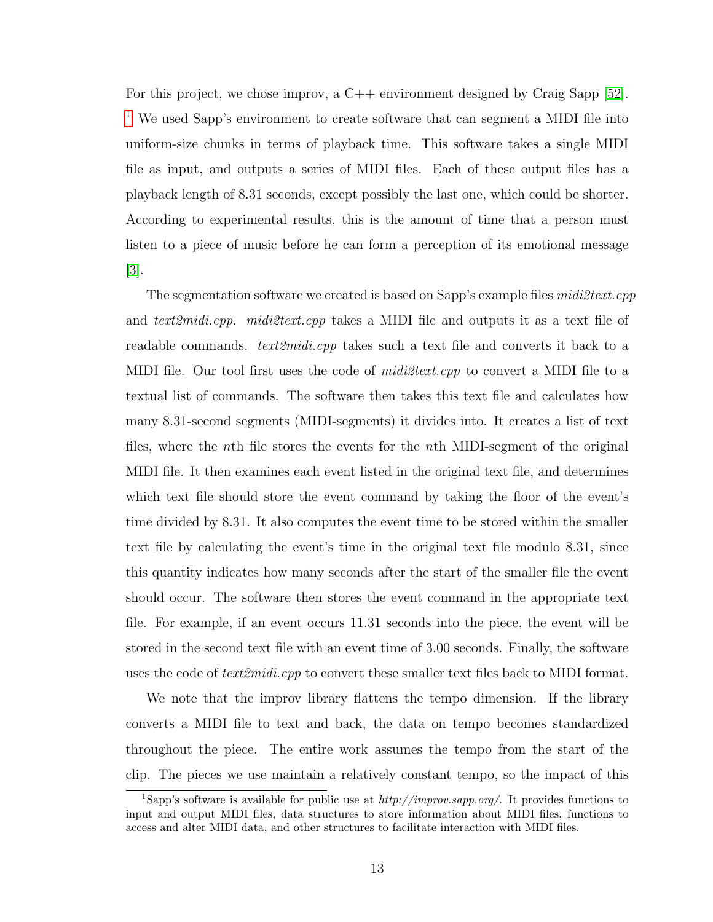For this project, we chose improv, a C++ environment designed by Craig Sapp [52]. [1] We used Sapp's environment to create software that can segment a MIDI file into uniform-size chunks in terms of playback time. This software takes a single MIDI file as input, and outputs a series of MIDI files. Each of these output files has a playback length of 8.31 seconds, except possibly the last one, which could be shorter. According to experimental results, this is the amount of time that a person must listen to a piece of music before he can form a perception of its emotional message [3].

The segmentation software we created is based on Sapp's example files *midi2text.cpp* and *text2midi.cpp*. *midi2text.cpp* takes a MIDI file and outputs it as a text file of readable commands. *text2midi.cpp* takes such a text file and converts it back to a MIDI file. Our tool first uses the code of *midi2text.cpp* to convert a MIDI file to a textual list of commands. The software then takes this text file and calculates how many 8.31-second segments (MIDI-segments) it divides into. It creates a list of text files, where the $n$th file stores the events for the $n$th MIDI-segment of the original MIDI file. It then examines each event listed in the original text file, and determines which text file should store the event command by taking the floor of the event's time divided by 8.31. It also computes the event time to be stored within the smaller text file by calculating the event's time in the original text file modulo 8.31, since this quantity indicates how many seconds after the start of the smaller file the event should occur. The software then stores the event command in the appropriate text file. For example, if an event occurs 11.31 seconds into the piece, the event will be stored in the second text file with an event time of 3.00 seconds. Finally, the software uses the code of *text2midi.cpp* to convert these smaller text files back to MIDI format.

We note that the improv library flattens the tempo dimension. If the library converts a MIDI file to text and back, the data on tempo becomes standardized throughout the piece. The entire work assumes the tempo from the start of the clip. The pieces we use maintain a relatively constant tempo, so the impact of this

[1] Sapp's software is available for public use at *http://improv.sapp.org/*. It provides functions to input and output MIDI files, data structures to store information about MIDI files, functions to access and alter MIDI data, and other structures to facilitate interaction with MIDI files.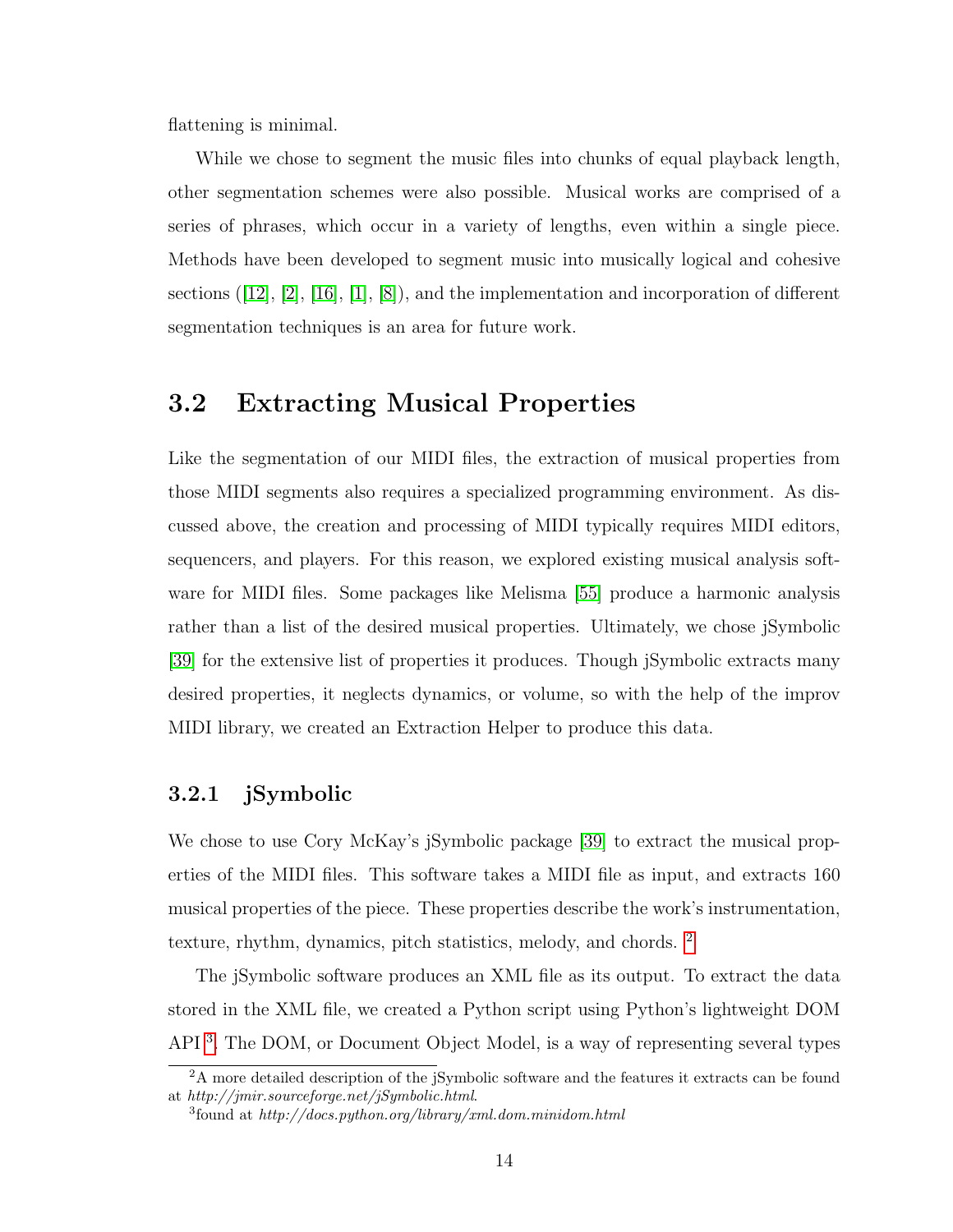flattening is minimal.

While we chose to segment the music files into chunks of equal playback length, other segmentation schemes were also possible. Musical works are comprised of a series of phrases, which occur in a variety of lengths, even within a single piece. Methods have been developed to segment music into musically logical and cohesive sections ([12], [2], [16], [1], [8]), and the implementation and incorporation of different segmentation techniques is an area for future work.

## 3.2 Extracting Musical Properties

Like the segmentation of our MIDI files, the extraction of musical properties from those MIDI segments also requires a specialized programming environment. As discussed above, the creation and processing of MIDI typically requires MIDI editors, sequencers, and players. For this reason, we explored existing musical analysis software for MIDI files. Some packages like Melisma [55] produce a harmonic analysis rather than a list of the desired musical properties. Ultimately, we chose jSymbolic [39] for the extensive list of properties it produces. Though jSymbolic extracts many desired properties, it neglects dynamics, or volume, so with the help of the improv MIDI library, we created an Extraction Helper to produce this data.

### 3.2.1 jSymbolic

We chose to use Cory McKay's jSymbolic package [39] to extract the musical properties of the MIDI files. This software takes a MIDI file as input, and extracts 160 musical properties of the piece. These properties describe the work's instrumentation, texture, rhythm, dynamics, pitch statistics, melody, and chords. [2]

The jSymbolic software produces an XML file as its output. To extract the data stored in the XML file, we created a Python script using Python's lightweight DOM API [3]. The DOM, or Document Object Model, is a way of representing several types

[2] A more detailed description of the jSymbolic software and the features it extracts can be found at *http://jmir.sourceforge.net/jSymbolic.html*.

[3] found at *http://docs.python.org/library/xml.dom.minidom.html*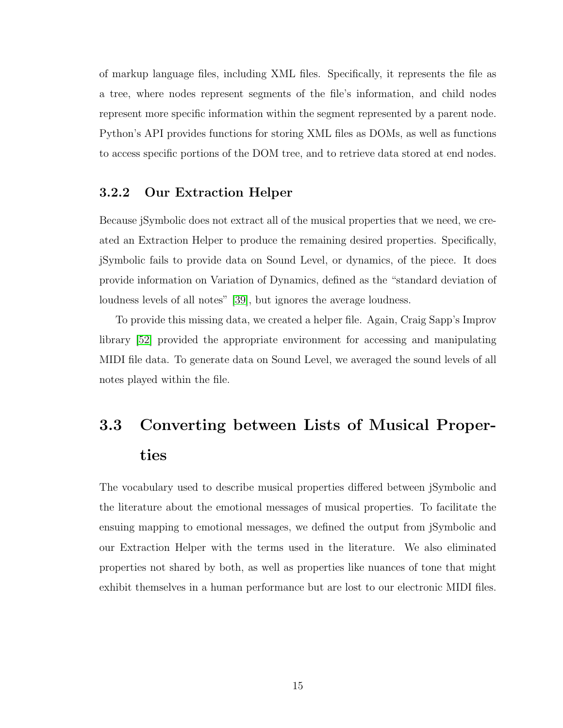of markup language files, including XML files. Specifically, it represents the file as a tree, where nodes represent segments of the file's information, and child nodes represent more specific information within the segment represented by a parent node. Python's API provides functions for storing XML files as DOMs, as well as functions to access specific portions of the DOM tree, and to retrieve data stored at end nodes.

### 3.2.2 Our Extraction Helper

Because jSymbolic does not extract all of the musical properties that we need, we created an Extraction Helper to produce the remaining desired properties. Specifically, jSymbolic fails to provide data on Sound Level, or dynamics, of the piece. It does provide information on Variation of Dynamics, defined as the "standard deviation of loudness levels of all notes" [39], but ignores the average loudness.

To provide this missing data, we created a helper file. Again, Craig Sapp's Improv library [52] provided the appropriate environment for accessing and manipulating MIDI file data. To generate data on Sound Level, we averaged the sound levels of all notes played within the file.

## 3.3 Converting between Lists of Musical Properties

The vocabulary used to describe musical properties differed between jSymbolic and the literature about the emotional messages of musical properties. To facilitate the ensuing mapping to emotional messages, we defined the output from jSymbolic and our Extraction Helper with the terms used in the literature. We also eliminated properties not shared by both, as well as properties like nuances of tone that might exhibit themselves in a human performance but are lost to our electronic MIDI files.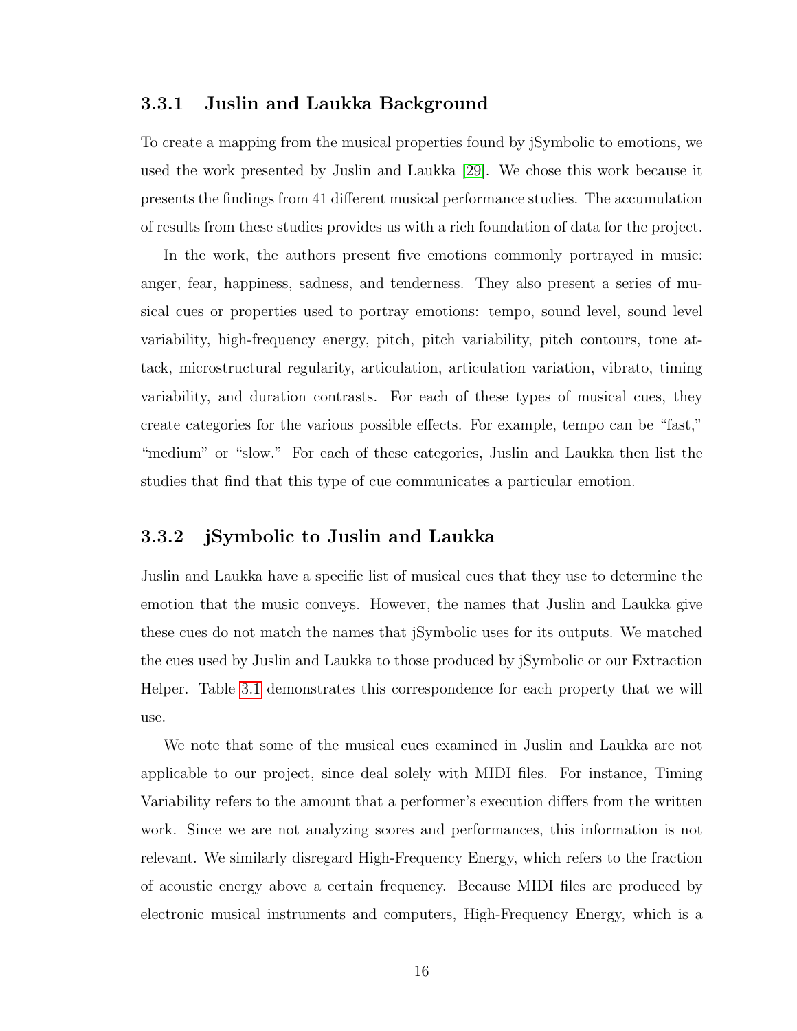### 3.3.1 Juslin and Laukka Background

To create a mapping from the musical properties found by jSymbolic to emotions, we used the work presented by Juslin and Laukka [29]. We chose this work because it presents the findings from 41 different musical performance studies. The accumulation of results from these studies provides us with a rich foundation of data for the project.

In the work, the authors present five emotions commonly portrayed in music: anger, fear, happiness, sadness, and tenderness. They also present a series of musical cues or properties used to portray emotions: tempo, sound level, sound level variability, high-frequency energy, pitch, pitch variability, pitch contours, tone attack, microstructural regularity, articulation, articulation variation, vibrato, timing variability, and duration contrasts. For each of these types of musical cues, they create categories for the various possible effects. For example, tempo can be "fast," "medium" or "slow." For each of these categories, Juslin and Laukka then list the studies that find that this type of cue communicates a particular emotion.

### 3.3.2 jSymbolic to Juslin and Laukka

Juslin and Laukka have a specific list of musical cues that they use to determine the emotion that the music conveys. However, the names that Juslin and Laukka give these cues do not match the names that jSymbolic uses for its outputs. We matched the cues used by Juslin and Laukka to those produced by jSymbolic or our Extraction Helper. Table 3.1 demonstrates this correspondence for each property that we will use.

We note that some of the musical cues examined in Juslin and Laukka are not applicable to our project, since deal solely with MIDI files. For instance, Timing Variability refers to the amount that a performer's execution differs from the written work. Since we are not analyzing scores and performances, this information is not relevant. We similarly disregard High-Frequency Energy, which refers to the fraction of acoustic energy above a certain frequency. Because MIDI files are produced by electronic musical instruments and computers, High-Frequency Energy, which is a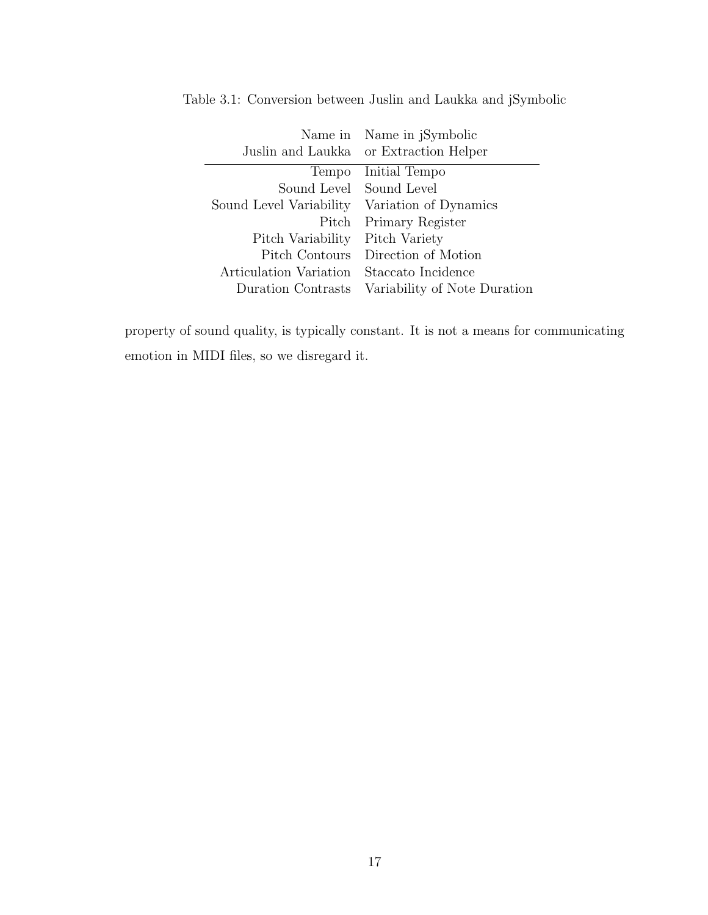Table 3.1: Conversion between Juslin and Laukka and jSymbolic

| Name in Juslin and Laukka | Name in jSymbolic or Extraction Helper |
|---|---|
| Tempo | Initial Tempo |
| Sound Level | Sound Level |
| Sound Level Variability | Variation of Dynamics |
| Pitch | Primary Register |
| Pitch Variability | Pitch Variety |
| Pitch Contours | Direction of Motion |
| Articulation Variation | Staccato Incidence |
| Duration Contrasts | Variability of Note Duration |

property of sound quality, is typically constant. It is not a means for communicating emotion in MIDI files, so we disregard it.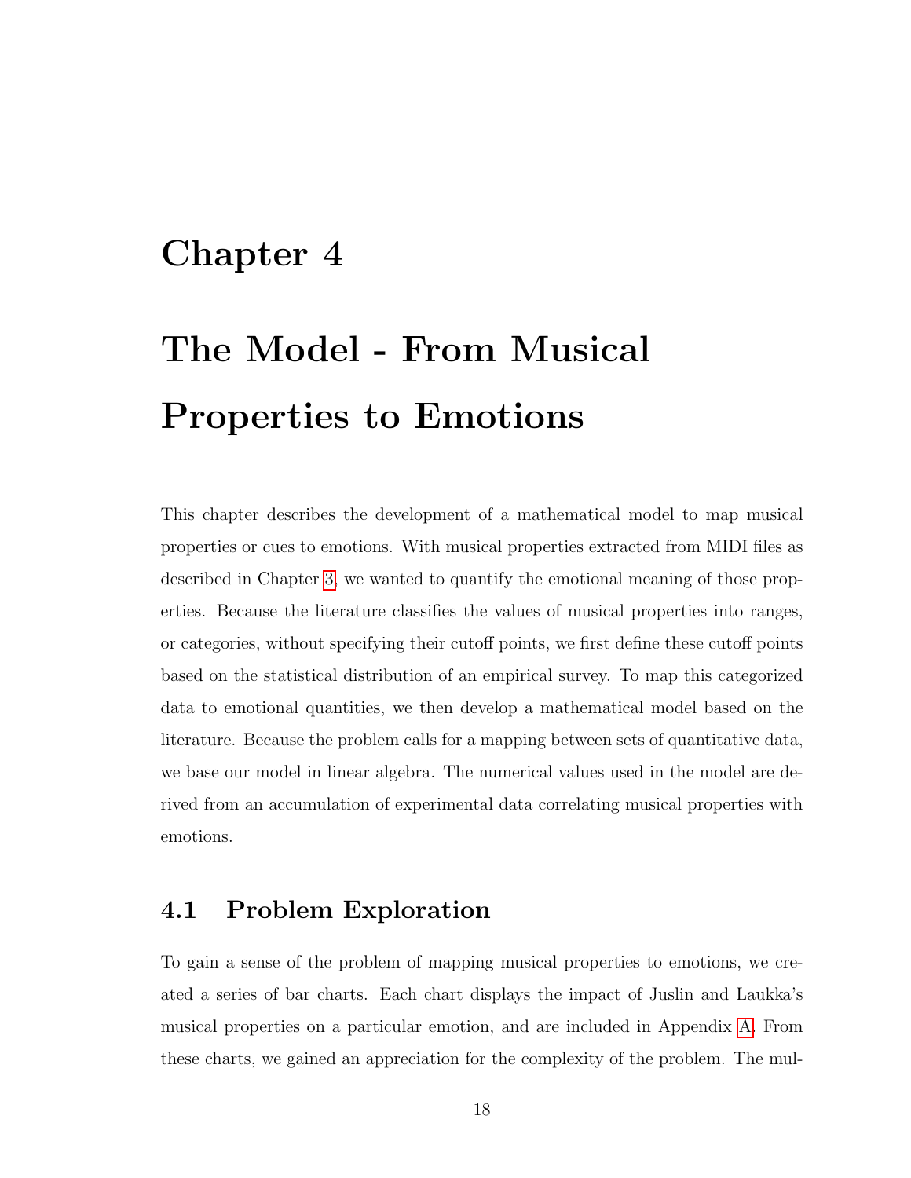# Chapter 4

# The Model - From Musical Properties to Emotions

This chapter describes the development of a mathematical model to map musical properties or cues to emotions. With musical properties extracted from MIDI files as described in Chapter 3, we wanted to quantify the emotional meaning of those properties. Because the literature classifies the values of musical properties into ranges, or categories, without specifying their cutoff points, we first define these cutoff points based on the statistical distribution of an empirical survey. To map this categorized data to emotional quantities, we then develop a mathematical model based on the literature. Because the problem calls for a mapping between sets of quantitative data, we base our model in linear algebra. The numerical values used in the model are derived from an accumulation of experimental data correlating musical properties with emotions.

## 4.1 Problem Exploration

To gain a sense of the problem of mapping musical properties to emotions, we created a series of bar charts. Each chart displays the impact of Juslin and Laukka's musical properties on a particular emotion, and are included in Appendix A. From these charts, we gained an appreciation for the complexity of the problem. The mul-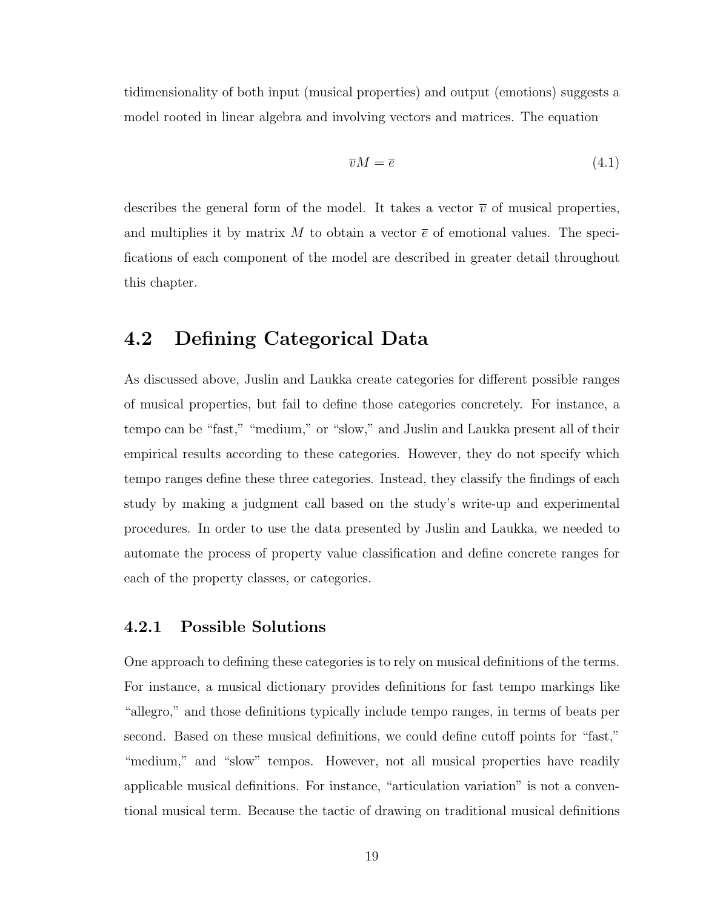tidimensionality of both input (musical properties) and output (emotions) suggests a model rooted in linear algebra and involving vectors and matrices. The equation

$$\overline{v}M = \overline{e} \tag{4.1}$$

describes the general form of the model. It takes a vector $\overline{v}$ of musical properties, and multiplies it by matrix $M$ to obtain a vector $\overline{e}$ of emotional values. The specifications of each component of the model are described in greater detail throughout this chapter.

## 4.2 Defining Categorical Data

As discussed above, Juslin and Laukka create categories for different possible ranges of musical properties, but fail to define those categories concretely. For instance, a tempo can be "fast," "medium," or "slow," and Juslin and Laukka present all of their empirical results according to these categories. However, they do not specify which tempo ranges define these three categories. Instead, they classify the findings of each study by making a judgment call based on the study's write-up and experimental procedures. In order to use the data presented by Juslin and Laukka, we needed to automate the process of property value classification and define concrete ranges for each of the property classes, or categories.

### 4.2.1 Possible Solutions

One approach to defining these categories is to rely on musical definitions of the terms. For instance, a musical dictionary provides definitions for fast tempo markings like "allegro," and those definitions typically include tempo ranges, in terms of beats per second. Based on these musical definitions, we could define cutoff points for "fast," "medium," and "slow" tempos. However, not all musical properties have readily applicable musical definitions. For instance, "articulation variation" is not a conventional musical term. Because the tactic of drawing on traditional musical definitions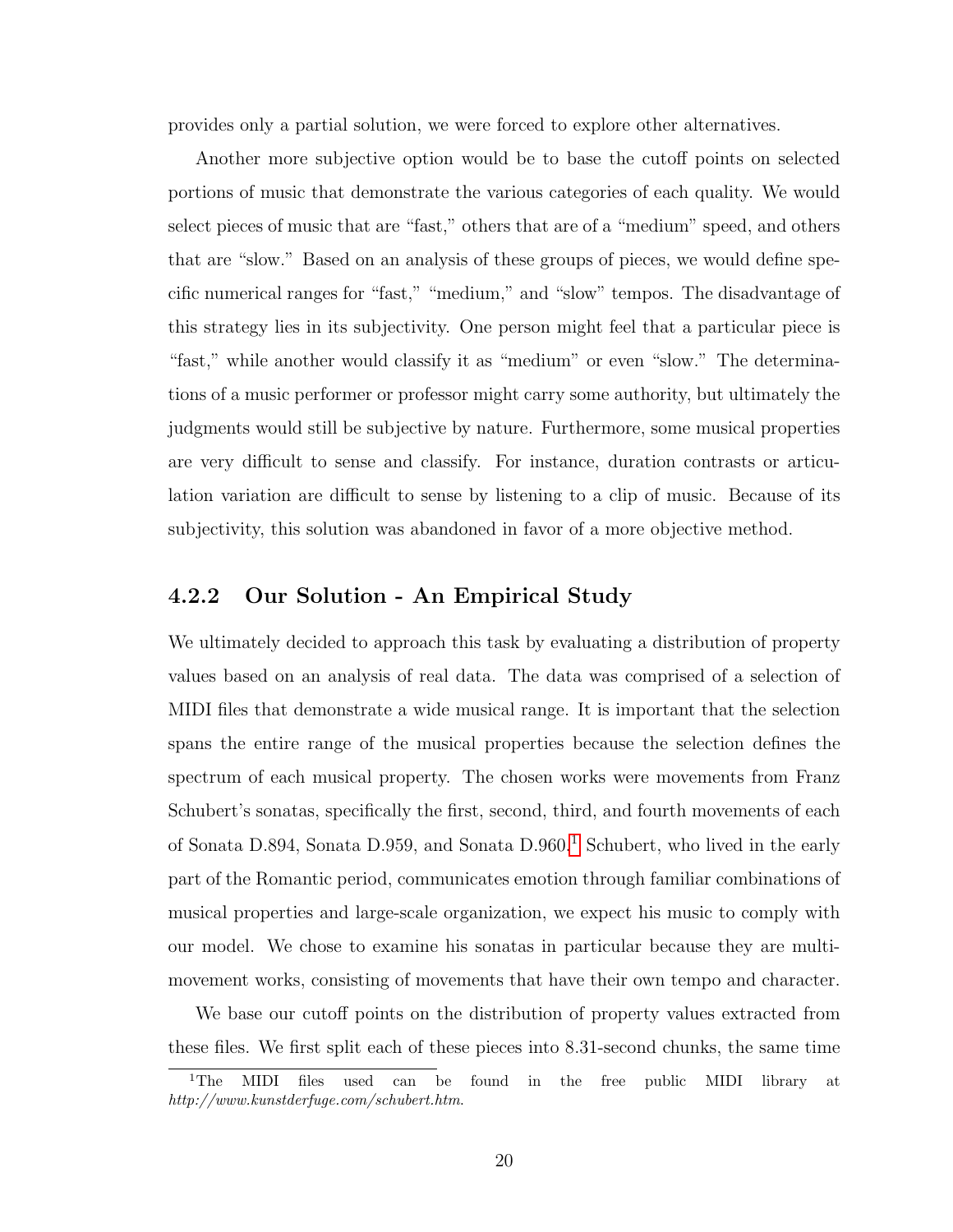provides only a partial solution, we were forced to explore other alternatives.

Another more subjective option would be to base the cutoff points on selected portions of music that demonstrate the various categories of each quality. We would select pieces of music that are "fast," others that are of a "medium" speed, and others that are "slow." Based on an analysis of these groups of pieces, we would define specific numerical ranges for "fast," "medium," and "slow" tempos. The disadvantage of this strategy lies in its subjectivity. One person might feel that a particular piece is "fast," while another would classify it as "medium" or even "slow." The determinations of a music performer or professor might carry some authority, but ultimately the judgments would still be subjective by nature. Furthermore, some musical properties are very difficult to sense and classify. For instance, duration contrasts or articulation variation are difficult to sense by listening to a clip of music. Because of its subjectivity, this solution was abandoned in favor of a more objective method.

### 4.2.2 Our Solution - An Empirical Study

We ultimately decided to approach this task by evaluating a distribution of property values based on an analysis of real data. The data was comprised of a selection of MIDI files that demonstrate a wide musical range. It is important that the selection spans the entire range of the musical properties because the selection defines the spectrum of each musical property. The chosen works were movements from Franz Schubert's sonatas, specifically the first, second, third, and fourth movements of each of Sonata D.894, Sonata D.959, and Sonata D.960.[1] Schubert, who lived in the early part of the Romantic period, communicates emotion through familiar combinations of musical properties and large-scale organization, we expect his music to comply with our model. We chose to examine his sonatas in particular because they are multi-movement works, consisting of movements that have their own tempo and character.

We base our cutoff points on the distribution of property values extracted from these files. We first split each of these pieces into 8.31-second chunks, the same time

[1] The MIDI files used can be found in the free public MIDI library at *http://www.kunstderfuge.com/schubert.htm*.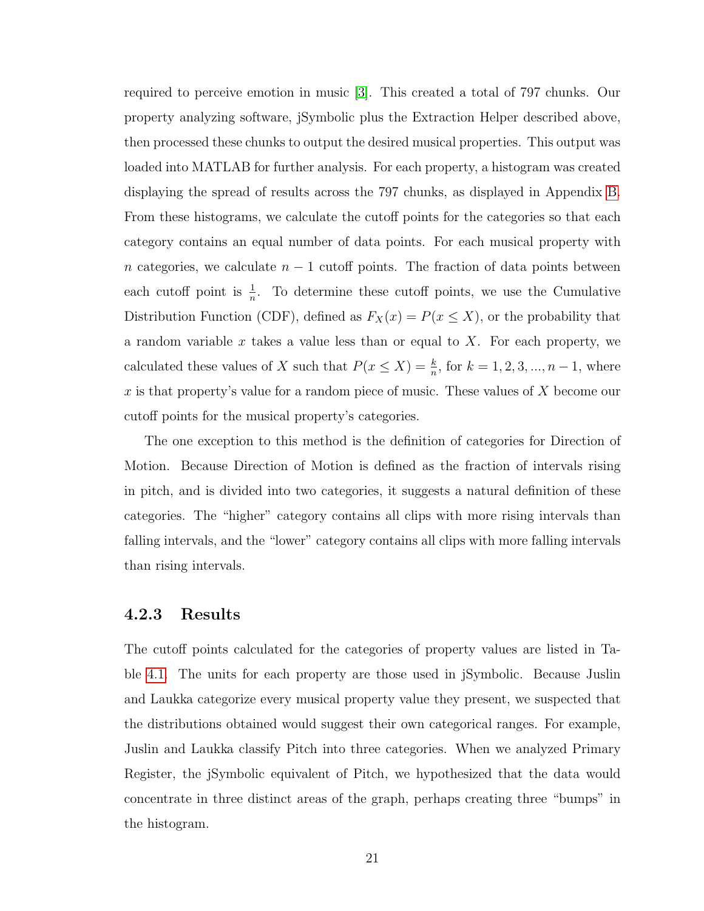required to perceive emotion in music [3]. This created a total of 797 chunks. Our property analyzing software, jSymbolic plus the Extraction Helper described above, then processed these chunks to output the desired musical properties. This output was loaded into MATLAB for further analysis. For each property, a histogram was created displaying the spread of results across the 797 chunks, as displayed in Appendix B. From these histograms, we calculate the cutoff points for the categories so that each category contains an equal number of data points. For each musical property with $n$ categories, we calculate $n-1$ cutoff points. The fraction of data points between each cutoff point is $\frac{1}{n}$. To determine these cutoff points, we use the Cumulative Distribution Function (CDF), defined as $F_X(x) = P(x \leq X)$, or the probability that a random variable $x$ takes a value less than or equal to $X$. For each property, we calculated these values of $X$ such that $P(x \leq X) = \frac{k}{n}$, for $k = 1, 2, 3, ..., n-1$, where $x$ is that property's value for a random piece of music. These values of $X$ become our cutoff points for the musical property's categories.

The one exception to this method is the definition of categories for Direction of Motion. Because Direction of Motion is defined as the fraction of intervals rising in pitch, and is divided into two categories, it suggests a natural definition of these categories. The "higher" category contains all clips with more rising intervals than falling intervals, and the "lower" category contains all clips with more falling intervals than rising intervals.

### 4.2.3 Results

The cutoff points calculated for the categories of property values are listed in Table 4.1. The units for each property are those used in jSymbolic. Because Juslin and Laukka categorize every musical property value they present, we suspected that the distributions obtained would suggest their own categorical ranges. For example, Juslin and Laukka classify Pitch into three categories. When we analyzed Primary Register, the jSymbolic equivalent of Pitch, we hypothesized that the data would concentrate in three distinct areas of the graph, perhaps creating three "bumps" in the histogram.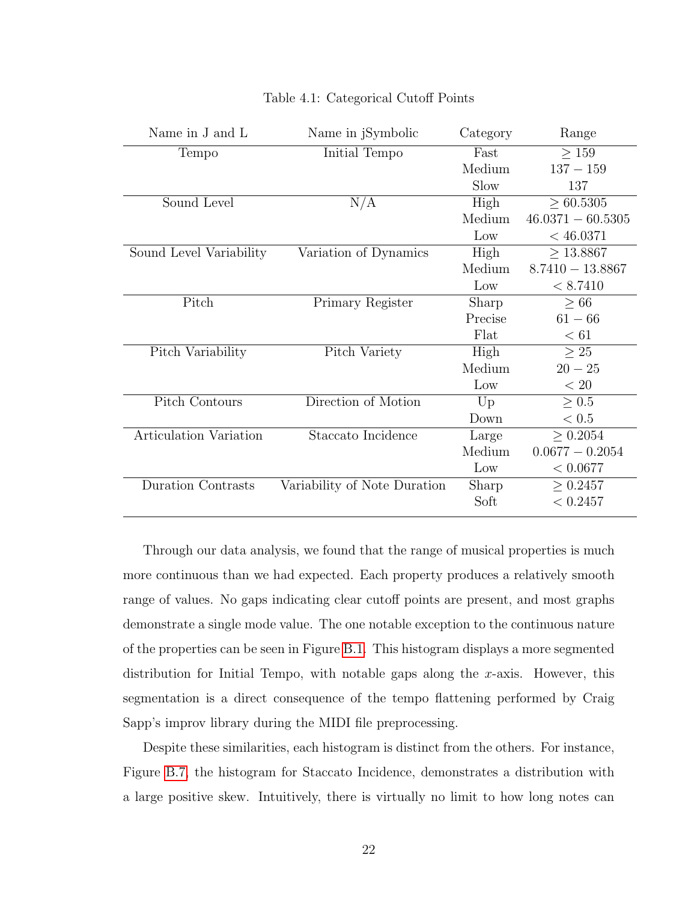Table 4.1: Categorical Cutoff Points

| Name in J and L | Name in jSymbolic | Category | Range |
|---|---|---|---|
| Tempo | Initial Tempo | Fast | $\geq 159$ |
| | | Medium | $137 - 159$ |
| | | Slow | 137 |
| Sound Level | N/A | High | $\geq 60.5305$ |
| | | Medium | $46.0371 - 60.5305$ |
| | | Low | $< 46.0371$ |
| Sound Level Variability | Variation of Dynamics | High | $\geq 13.8867$ |
| | | Medium | $8.7410 - 13.8867$ |
| | | Low | $< 8.7410$ |
| Pitch | Primary Register | Sharp | $\geq 66$ |
| | | Precise | $61 - 66$ |
| | | Flat | $< 61$ |
| Pitch Variability | Pitch Variety | High | $\geq 25$ |
| | | Medium | $20 - 25$ |
| | | Low | $< 20$ |
| Pitch Contours | Direction of Motion | Up | $\geq 0.5$ |
| | | Down | $< 0.5$ |
| Articulation Variation | Staccato Incidence | Large | $\geq 0.2054$ |
| | | Medium | $0.0677 - 0.2054$ |
| | | Low | $< 0.0677$ |
| Duration Contrasts | Variability of Note Duration | Sharp | $\geq 0.2457$ |
| | | Soft | $< 0.2457$ |

Through our data analysis, we found that the range of musical properties is much more continuous than we had expected. Each property produces a relatively smooth range of values. No gaps indicating clear cutoff points are present, and most graphs demonstrate a single mode value. The one notable exception to the continuous nature of the properties can be seen in Figure B.1. This histogram displays a more segmented distribution for Initial Tempo, with notable gaps along the $x$-axis. However, this segmentation is a direct consequence of the tempo flattening performed by Craig Sapp's improv library during the MIDI file preprocessing.

Despite these similarities, each histogram is distinct from the others. For instance, Figure B.7, the histogram for Staccato Incidence, demonstrates a distribution with a large positive skew. Intuitively, there is virtually no limit to how long notes can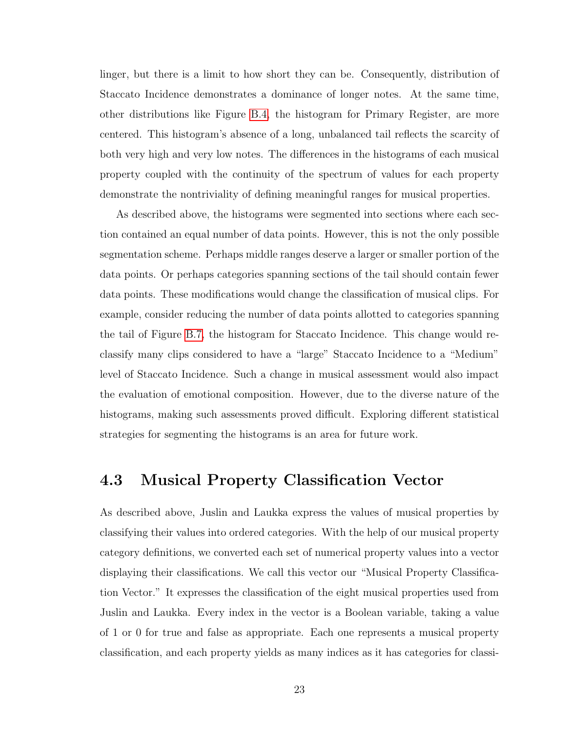linger, but there is a limit to how short they can be. Consequently, distribution of Staccato Incidence demonstrates a dominance of longer notes. At the same time, other distributions like Figure B.4, the histogram for Primary Register, are more centered. This histogram's absence of a long, unbalanced tail reflects the scarcity of both very high and very low notes. The differences in the histograms of each musical property coupled with the continuity of the spectrum of values for each property demonstrate the nontriviality of defining meaningful ranges for musical properties.

As described above, the histograms were segmented into sections where each section contained an equal number of data points. However, this is not the only possible segmentation scheme. Perhaps middle ranges deserve a larger or smaller portion of the data points. Or perhaps categories spanning sections of the tail should contain fewer data points. These modifications would change the classification of musical clips. For example, consider reducing the number of data points allotted to categories spanning the tail of Figure B.7, the histogram for Staccato Incidence. This change would reclassify many clips considered to have a "large" Staccato Incidence to a "Medium" level of Staccato Incidence. Such a change in musical assessment would also impact the evaluation of emotional composition. However, due to the diverse nature of the histograms, making such assessments proved difficult. Exploring different statistical strategies for segmenting the histograms is an area for future work.

## 4.3 Musical Property Classification Vector

As described above, Juslin and Laukka express the values of musical properties by classifying their values into ordered categories. With the help of our musical property category definitions, we converted each set of numerical property values into a vector displaying their classifications. We call this vector our "Musical Property Classification Vector." It expresses the classification of the eight musical properties used from Juslin and Laukka. Every index in the vector is a Boolean variable, taking a value of 1 or 0 for true and false as appropriate. Each one represents a musical property classification, and each property yields as many indices as it has categories for classi-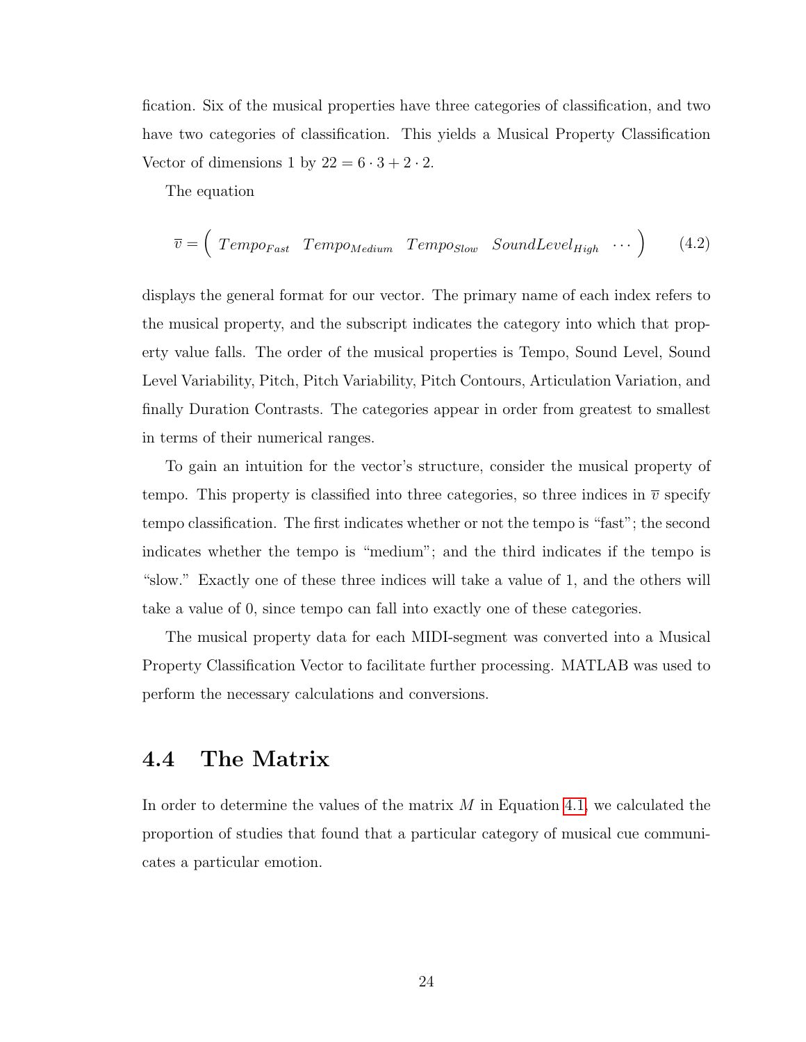fication. Six of the musical properties have three categories of classification, and two have two categories of classification. This yields a Musical Property Classification Vector of dimensions 1 by $22 = 6 \cdot 3 + 2 \cdot 2$.

The equation

$$\overline{v} = \begin{pmatrix} Tempo_{Fast} & Tempo_{Medium} & Tempo_{Slow} & SoundLevel_{High} & \cdots \end{pmatrix} \tag{4.2}$$

displays the general format for our vector. The primary name of each index refers to the musical property, and the subscript indicates the category into which that property value falls. The order of the musical properties is Tempo, Sound Level, Sound Level Variability, Pitch, Pitch Variability, Pitch Contours, Articulation Variation, and finally Duration Contrasts. The categories appear in order from greatest to smallest in terms of their numerical ranges.

To gain an intuition for the vector's structure, consider the musical property of tempo. This property is classified into three categories, so three indices in $\overline{v}$ specify tempo classification. The first indicates whether or not the tempo is "fast"; the second indicates whether the tempo is "medium"; and the third indicates if the tempo is "slow." Exactly one of these three indices will take a value of 1, and the others will take a value of 0, since tempo can fall into exactly one of these categories.

The musical property data for each MIDI-segment was converted into a Musical Property Classification Vector to facilitate further processing. MATLAB was used to perform the necessary calculations and conversions.

## 4.4 The Matrix

In order to determine the values of the matrix $M$ in Equation 4.1, we calculated the proportion of studies that found that a particular category of musical cue communicates a particular emotion.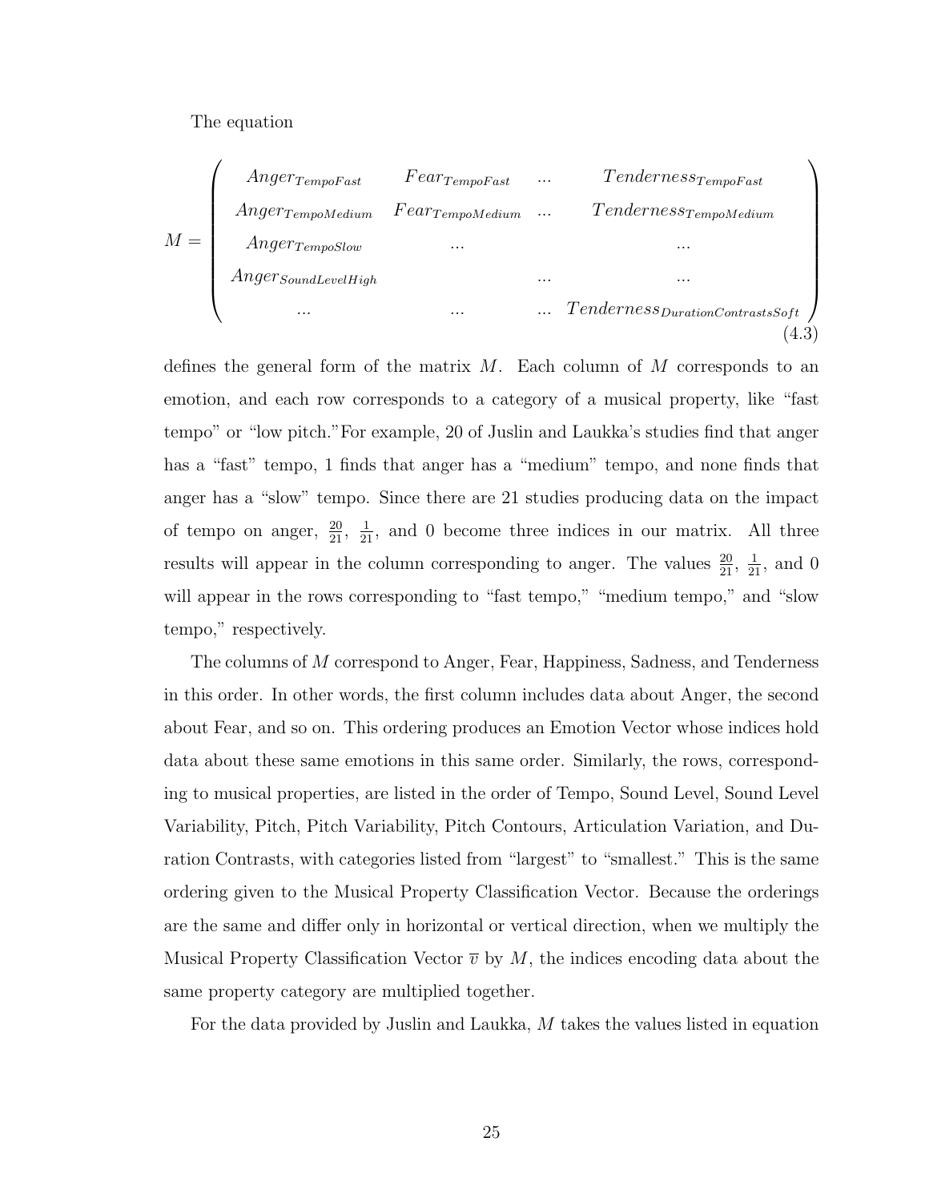The equation

$$M = \begin{pmatrix} Anger_{TempoFast} & Fear_{TempoFast} & \dots & Tenderness_{TempoFast} \\ Anger_{TempoMedium} & Fear_{TempoMedium} & \dots & Tenderness_{TempoMedium} \\ Anger_{TempoSlow} & \dots & & \dots \\ Anger_{SoundLevelHigh} & & \dots & \dots \\ \dots & \dots & \dots & Tenderness_{DurationContrastsSoft} \end{pmatrix} \tag{4.3}$$

defines the general form of the matrix $M$. Each column of $M$ corresponds to an emotion, and each row corresponds to a category of a musical property, like "fast tempo" or "low pitch."For example, 20 of Juslin and Laukka's studies find that anger has a "fast" tempo, 1 finds that anger has a "medium" tempo, and none finds that anger has a "slow" tempo. Since there are 21 studies producing data on the impact of tempo on anger, $\frac{20}{21}$, $\frac{1}{21}$, and 0 become three indices in our matrix. All three results will appear in the column corresponding to anger. The values $\frac{20}{21}$, $\frac{1}{21}$, and 0 will appear in the rows corresponding to "fast tempo," "medium tempo," and "slow tempo," respectively.

The columns of $M$ correspond to Anger, Fear, Happiness, Sadness, and Tenderness in this order. In other words, the first column includes data about Anger, the second about Fear, and so on. This ordering produces an Emotion Vector whose indices hold data about these same emotions in this same order. Similarly, the rows, corresponding to musical properties, are listed in the order of Tempo, Sound Level, Sound Level Variability, Pitch, Pitch Variability, Pitch Contours, Articulation Variation, and Duration Contrasts, with categories listed from "largest" to "smallest." This is the same ordering given to the Musical Property Classification Vector. Because the orderings are the same and differ only in horizontal or vertical direction, when we multiply the Musical Property Classification Vector $\overline{v}$ by $M$, the indices encoding data about the same property category are multiplied together.

For the data provided by Juslin and Laukka, $M$ takes the values listed in equation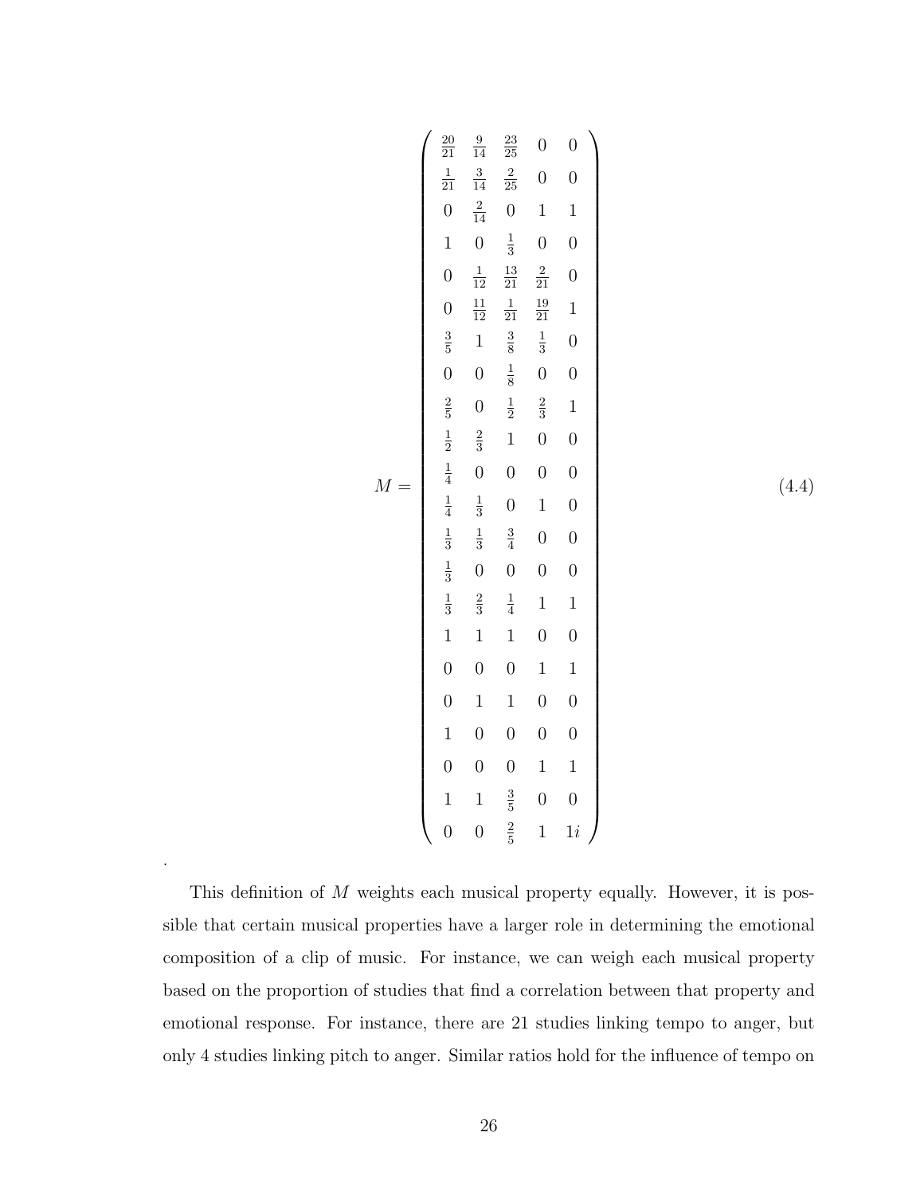$$M = \begin{pmatrix}
\frac{20}{21} & \frac{9}{14} & \frac{23}{25} & 0 & 0 \\
\frac{1}{21} & \frac{3}{14} & \frac{2}{25} & 0 & 0 \\
0 & \frac{2}{14} & 0 & 1 & 1 \\
1 & 0 & \frac{1}{3} & 0 & 0 \\
0 & \frac{1}{12} & \frac{13}{21} & \frac{2}{21} & 0 \\
0 & \frac{11}{12} & \frac{1}{21} & \frac{19}{21} & 1 \\
\frac{3}{5} & 1 & \frac{3}{8} & \frac{1}{3} & 0 \\
0 & 0 & \frac{1}{8} & 0 & 0 \\
\frac{2}{5} & 0 & \frac{1}{2} & \frac{2}{3} & 1 \\
\frac{1}{2} & \frac{2}{3} & 1 & 0 & 0 \\
\frac{1}{4} & 0 & 0 & 0 & 0 \\
\frac{1}{4} & \frac{1}{3} & 0 & 1 & 0 \\
\frac{1}{3} & \frac{1}{3} & \frac{3}{4} & 0 & 0 \\
\frac{1}{3} & 0 & 0 & 0 & 0 \\
\frac{1}{3} & \frac{2}{3} & \frac{1}{4} & 1 & 1 \\
1 & 1 & 1 & 0 & 0 \\
0 & 0 & 0 & 1 & 1 \\
0 & 1 & 1 & 0 & 0 \\
1 & 0 & 0 & 0 & 0 \\
0 & 0 & 0 & 1 & 1 \\
1 & 1 & \frac{3}{5} & 0 & 0 \\
0 & 0 & \frac{2}{5} & 1 & 1i
\end{pmatrix} \tag{4.4}$$

.

This definition of $M$ weights each musical property equally. However, it is possible that certain musical properties have a larger role in determining the emotional composition of a clip of music. For instance, we can weigh each musical property based on the proportion of studies that find a correlation between that property and emotional response. For instance, there are 21 studies linking tempo to anger, but only 4 studies linking pitch to anger. Similar ratios hold for the influence of tempo on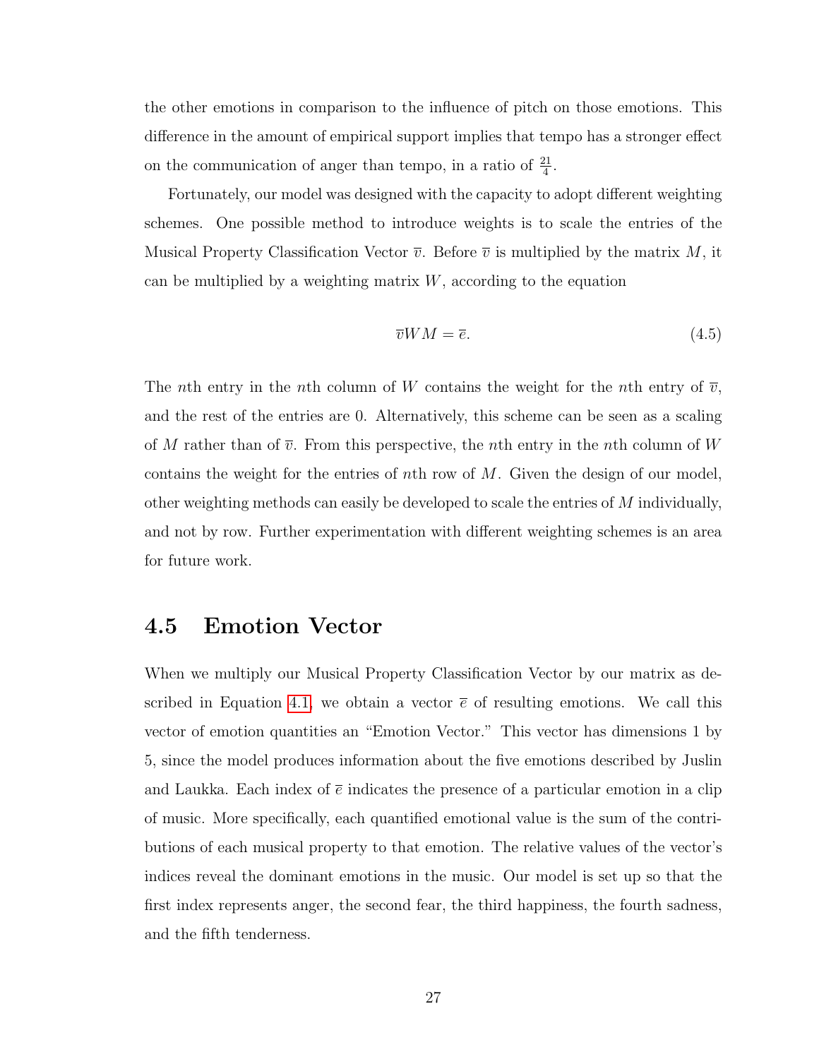the other emotions in comparison to the influence of pitch on those emotions. This difference in the amount of empirical support implies that tempo has a stronger effect on the communication of anger than tempo, in a ratio of $\frac{21}{4}$.

Fortunately, our model was designed with the capacity to adopt different weighting schemes. One possible method to introduce weights is to scale the entries of the Musical Property Classification Vector $\overline{v}$. Before $\overline{v}$ is multiplied by the matrix $M$, it can be multiplied by a weighting matrix $W$, according to the equation

$$\overline{v}WM = \overline{e}. \tag{4.5}$$

The $n$th entry in the $n$th column of $W$ contains the weight for the $n$th entry of $\overline{v}$, and the rest of the entries are 0. Alternatively, this scheme can be seen as a scaling of $M$ rather than of $\overline{v}$. From this perspective, the $n$th entry in the $n$th column of $W$ contains the weight for the entries of $n$th row of $M$. Given the design of our model, other weighting methods can easily be developed to scale the entries of $M$ individually, and not by row. Further experimentation with different weighting schemes is an area for future work.

## 4.5 Emotion Vector

When we multiply our Musical Property Classification Vector by our matrix as described in Equation 4.1, we obtain a vector $\overline{e}$ of resulting emotions. We call this vector of emotion quantities an "Emotion Vector." This vector has dimensions 1 by 5, since the model produces information about the five emotions described by Juslin and Laukka. Each index of $\overline{e}$ indicates the presence of a particular emotion in a clip of music. More specifically, each quantified emotional value is the sum of the contributions of each musical property to that emotion. The relative values of the vector's indices reveal the dominant emotions in the music. Our model is set up so that the first index represents anger, the second fear, the third happiness, the fourth sadness, and the fifth tenderness.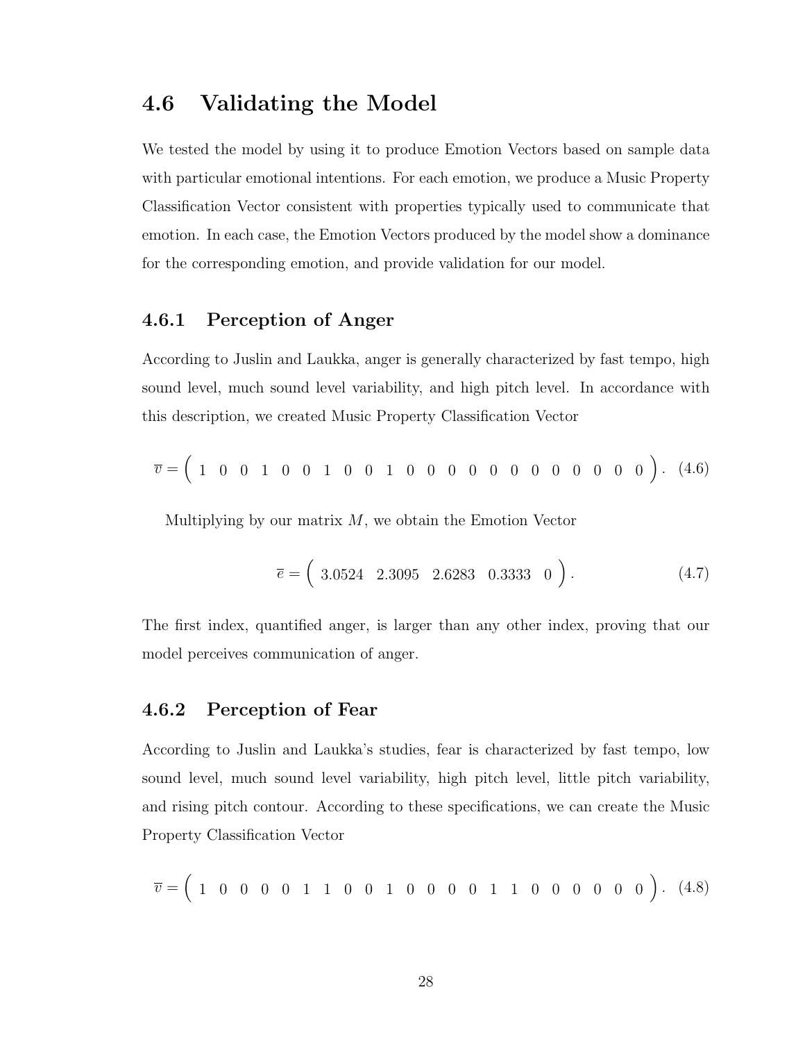## 4.6 Validating the Model

We tested the model by using it to produce Emotion Vectors based on sample data with particular emotional intentions. For each emotion, we produce a Music Property Classification Vector consistent with properties typically used to communicate that emotion. In each case, the Emotion Vectors produced by the model show a dominance for the corresponding emotion, and provide validation for our model.

### 4.6.1 Perception of Anger

According to Juslin and Laukka, anger is generally characterized by fast tempo, high sound level, much sound level variability, and high pitch level. In accordance with this description, we created Music Property Classification Vector

$$\overline{v} = \begin{pmatrix} 1 & 0 & 0 & 1 & 0 & 0 & 1 & 0 & 0 & 1 & 0 & 0 & 0 & 0 & 0 & 0 & 0 & 0 & 0 & 0 & 0 & 0 \end{pmatrix}. \quad (4.6)$$

Multiplying by our matrix $M$, we obtain the Emotion Vector

$$\overline{e} = \begin{pmatrix} 3.0524 & 2.3095 & 2.6283 & 0.3333 & 0 \end{pmatrix}. \quad (4.7)$$

The first index, quantified anger, is larger than any other index, proving that our model perceives communication of anger.

### 4.6.2 Perception of Fear

According to Juslin and Laukka's studies, fear is characterized by fast tempo, low sound level, much sound level variability, high pitch level, little pitch variability, and rising pitch contour. According to these specifications, we can create the Music Property Classification Vector

$$\overline{v} = \begin{pmatrix} 1 & 0 & 0 & 0 & 0 & 1 & 1 & 0 & 0 & 1 & 0 & 0 & 0 & 0 & 1 & 1 & 0 & 0 & 0 & 0 & 0 & 0 \end{pmatrix}. \quad (4.8)$$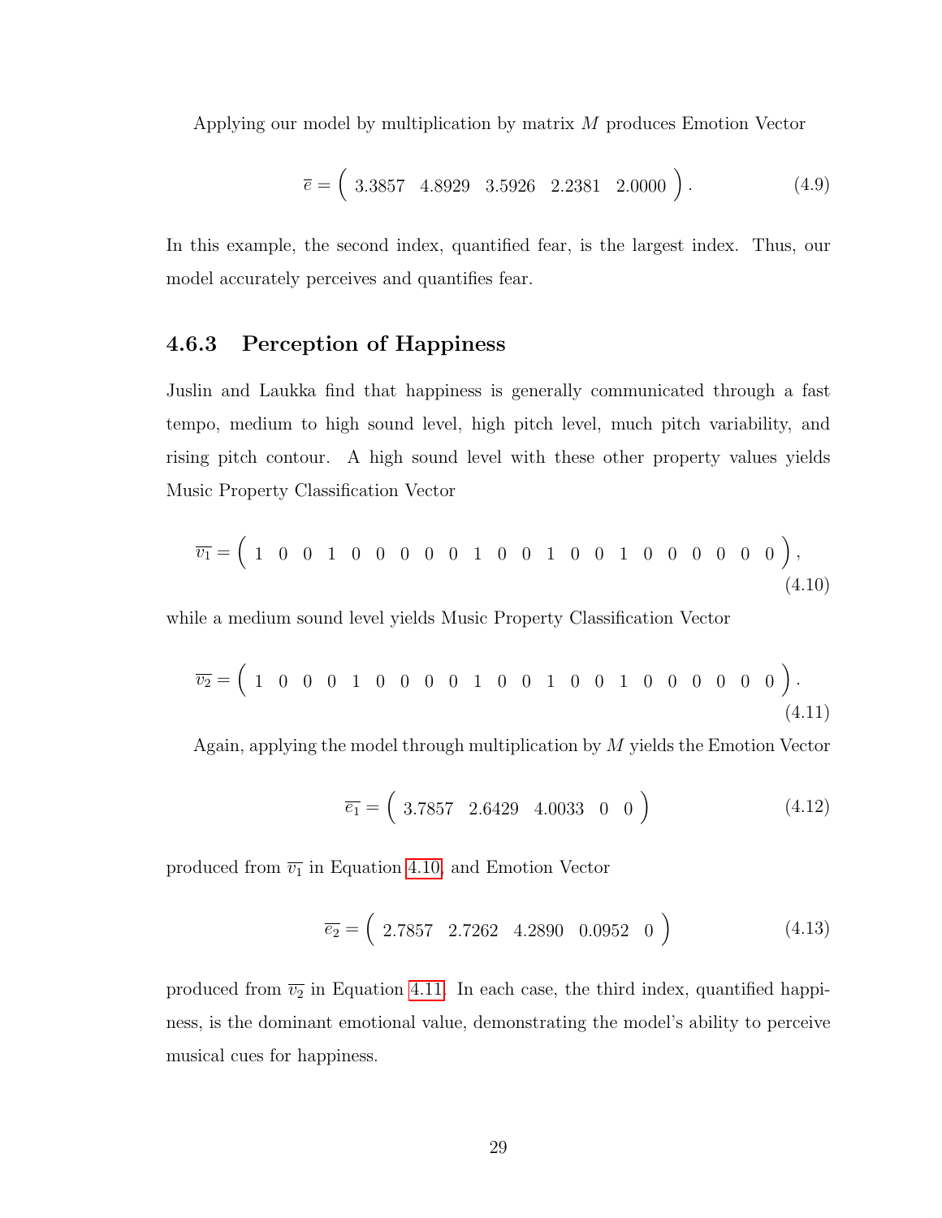Applying our model by multiplication by matrix $M$ produces Emotion Vector

$$\overline{e} = \left( \begin{array}{ccccc} 3.3857 & 4.8929 & 3.5926 & 2.2381 & 2.0000 \end{array} \right). \tag{4.9}$$

In this example, the second index, quantified fear, is the largest index. Thus, our model accurately perceives and quantifies fear.

### 4.6.3 Perception of Happiness

Juslin and Laukka find that happiness is generally communicated through a fast tempo, medium to high sound level, high pitch level, much pitch variability, and rising pitch contour. A high sound level with these other property values yields Music Property Classification Vector

$$\overline{v_1} = \left( \begin{array}{cccccccccccccccccccccc} 1 & 0 & 0 & 1 & 0 & 0 & 0 & 0 & 0 & 1 & 0 & 0 & 1 & 0 & 0 & 1 & 0 & 0 & 0 & 0 & 0 & 0 \end{array} \right), \tag{4.10}$$

while a medium sound level yields Music Property Classification Vector

$$\overline{v_2} = \left( \begin{array}{cccccccccccccccccccccc} 1 & 0 & 0 & 0 & 1 & 0 & 0 & 0 & 0 & 1 & 0 & 0 & 1 & 0 & 0 & 1 & 0 & 0 & 0 & 0 & 0 & 0 \end{array} \right). \tag{4.11}$$

Again, applying the model through multiplication by $M$ yields the Emotion Vector

$$\overline{e_1} = \left( \begin{array}{ccccc} 3.7857 & 2.6429 & 4.0033 & 0 & 0 \end{array} \right) \tag{4.12}$$

produced from $\overline{v_1}$ in Equation 4.10, and Emotion Vector

$$\overline{e_2} = \left( \begin{array}{ccccc} 2.7857 & 2.7262 & 4.2890 & 0.0952 & 0 \end{array} \right) \tag{4.13}$$

produced from $\overline{v_2}$ in Equation 4.11. In each case, the third index, quantified happiness, is the dominant emotional value, demonstrating the model's ability to perceive musical cues for happiness.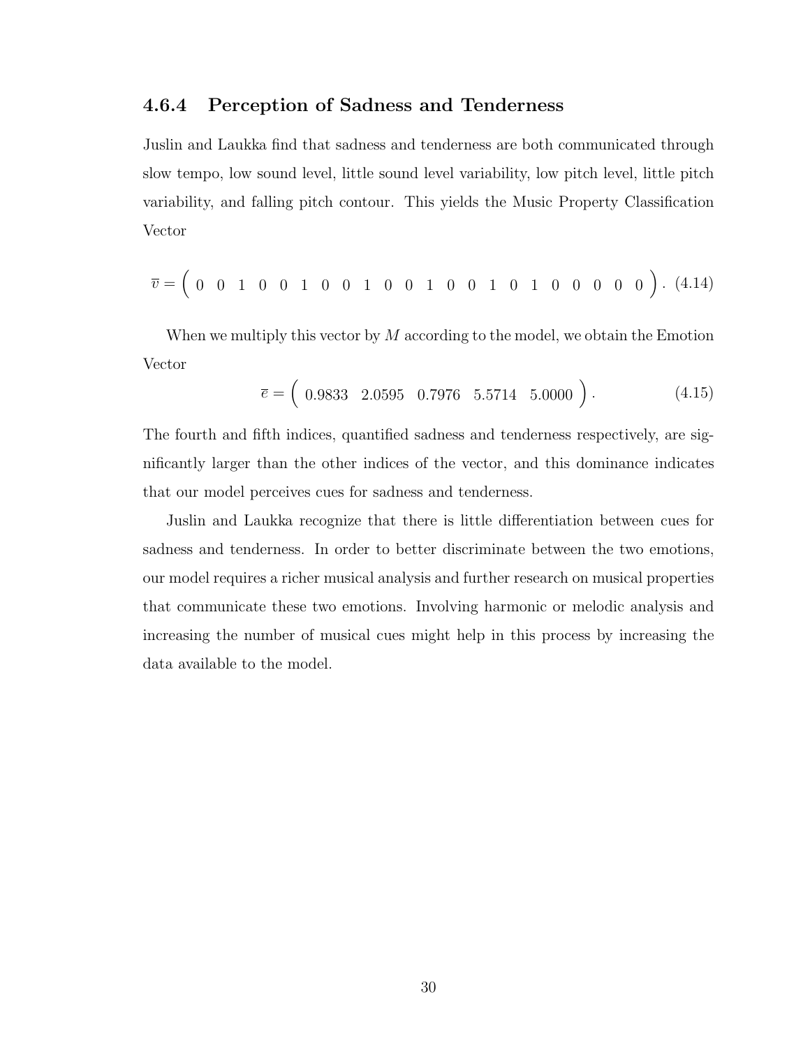### 4.6.4 Perception of Sadness and Tenderness

Juslin and Laukka find that sadness and tenderness are both communicated through slow tempo, low sound level, little sound level variability, low pitch level, little pitch variability, and falling pitch contour. This yields the Music Property Classification Vector

$$\overline{v} = \begin{pmatrix} 0 & 0 & 1 & 0 & 0 & 1 & 0 & 0 & 1 & 0 & 0 & 1 & 0 & 0 & 1 & 0 & 1 & 0 & 0 & 0 & 0 & 0 \end{pmatrix}. \quad (4.14)$$

When we multiply this vector by $M$ according to the model, we obtain the Emotion Vector

$$\overline{e} = \begin{pmatrix} 0.9833 & 2.0595 & 0.7976 & 5.5714 & 5.0000 \end{pmatrix}. \quad (4.15)$$

The fourth and fifth indices, quantified sadness and tenderness respectively, are significantly larger than the other indices of the vector, and this dominance indicates that our model perceives cues for sadness and tenderness.

Juslin and Laukka recognize that there is little differentiation between cues for sadness and tenderness. In order to better discriminate between the two emotions, our model requires a richer musical analysis and further research on musical properties that communicate these two emotions. Involving harmonic or melodic analysis and increasing the number of musical cues might help in this process by increasing the data available to the model.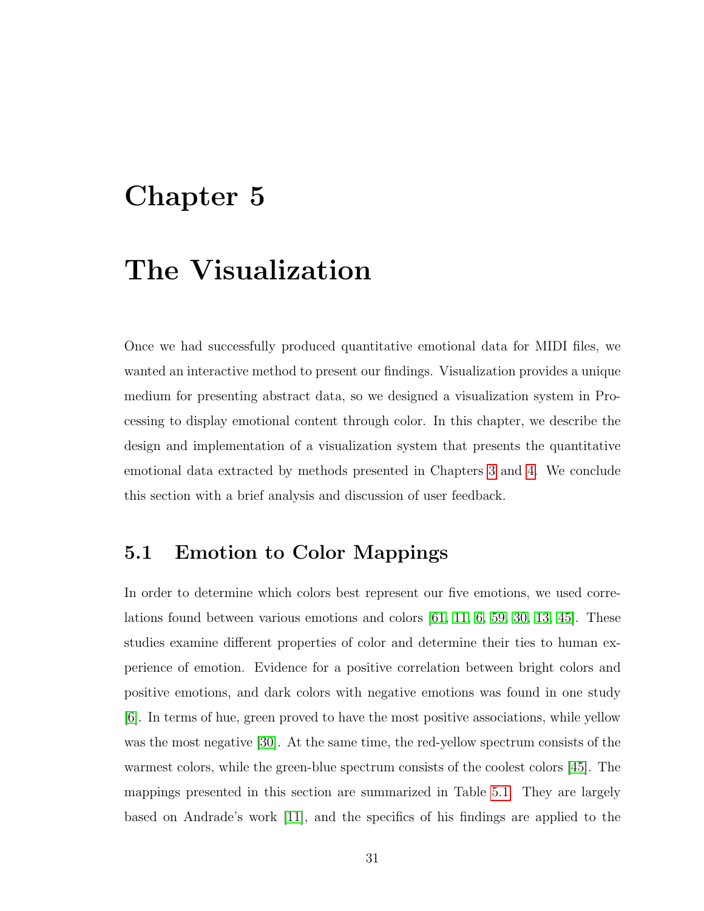# Chapter 5

# The Visualization

Once we had successfully produced quantitative emotional data for MIDI files, we wanted an interactive method to present our findings. Visualization provides a unique medium for presenting abstract data, so we designed a visualization system in Processing to display emotional content through color. In this chapter, we describe the design and implementation of a visualization system that presents the quantitative emotional data extracted by methods presented in Chapters 3 and 4. We conclude this section with a brief analysis and discussion of user feedback.

## 5.1 Emotion to Color Mappings

In order to determine which colors best represent our five emotions, we used correlations found between various emotions and colors [61, 11, 6, 59, 30, 13, 45]. These studies examine different properties of color and determine their ties to human experience of emotion. Evidence for a positive correlation between bright colors and positive emotions, and dark colors with negative emotions was found in one study [6]. In terms of hue, green proved to have the most positive associations, while yellow was the most negative [30]. At the same time, the red-yellow spectrum consists of the warmest colors, while the green-blue spectrum consists of the coolest colors [45]. The mappings presented in this section are summarized in Table 5.1. They are largely based on Andrade's work [11], and the specifics of his findings are applied to the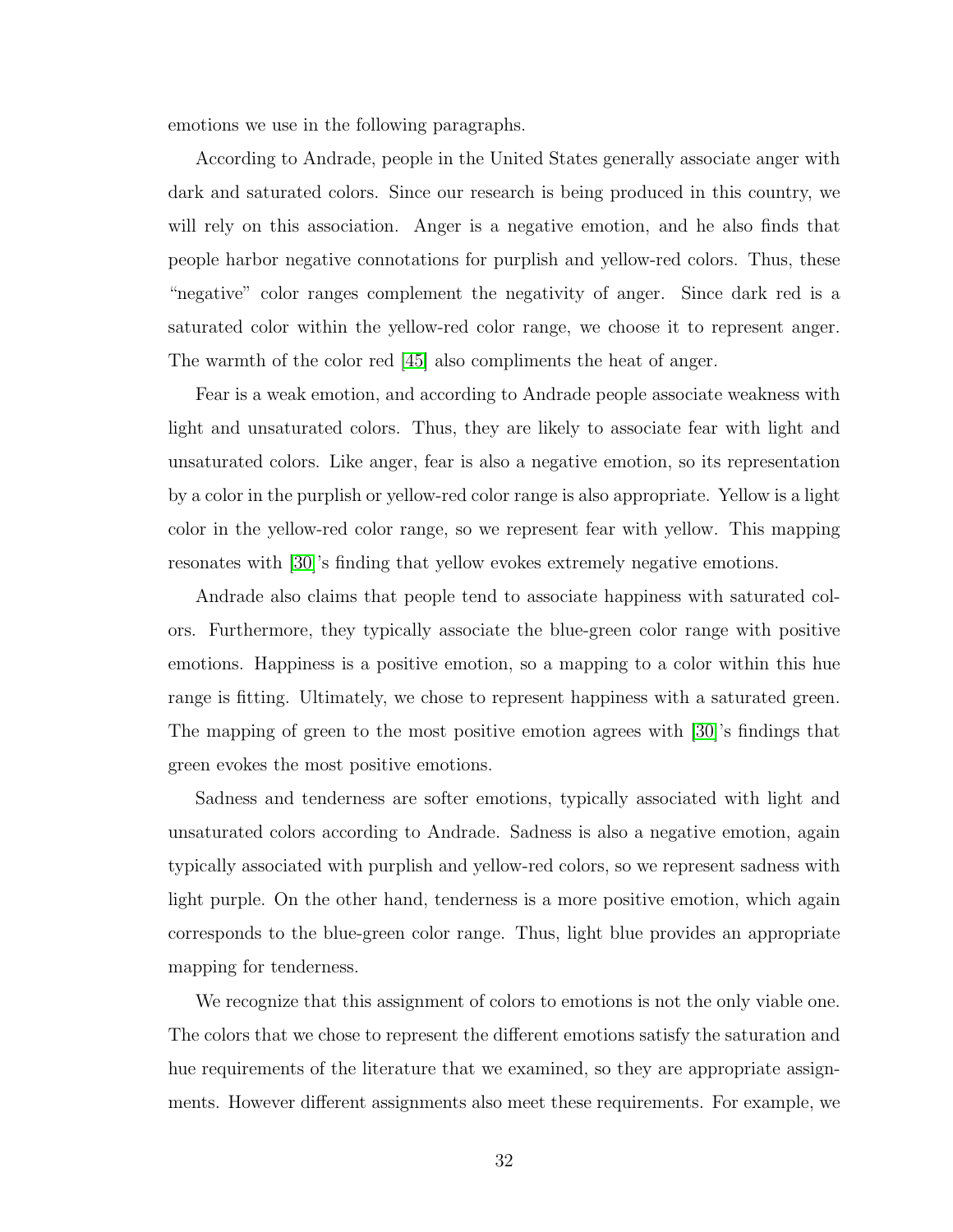emotions we use in the following paragraphs.

According to Andrade, people in the United States generally associate anger with dark and saturated colors. Since our research is being produced in this country, we will rely on this association. Anger is a negative emotion, and he also finds that people harbor negative connotations for purplish and yellow-red colors. Thus, these "negative" color ranges complement the negativity of anger. Since dark red is a saturated color within the yellow-red color range, we choose it to represent anger. The warmth of the color red [45] also compliments the heat of anger.

Fear is a weak emotion, and according to Andrade people associate weakness with light and unsaturated colors. Thus, they are likely to associate fear with light and unsaturated colors. Like anger, fear is also a negative emotion, so its representation by a color in the purplish or yellow-red color range is also appropriate. Yellow is a light color in the yellow-red color range, so we represent fear with yellow. This mapping resonates with [30]'s finding that yellow evokes extremely negative emotions.

Andrade also claims that people tend to associate happiness with saturated colors. Furthermore, they typically associate the blue-green color range with positive emotions. Happiness is a positive emotion, so a mapping to a color within this hue range is fitting. Ultimately, we chose to represent happiness with a saturated green. The mapping of green to the most positive emotion agrees with [30]'s findings that green evokes the most positive emotions.

Sadness and tenderness are softer emotions, typically associated with light and unsaturated colors according to Andrade. Sadness is also a negative emotion, again typically associated with purplish and yellow-red colors, so we represent sadness with light purple. On the other hand, tenderness is a more positive emotion, which again corresponds to the blue-green color range. Thus, light blue provides an appropriate mapping for tenderness.

We recognize that this assignment of colors to emotions is not the only viable one. The colors that we chose to represent the different emotions satisfy the saturation and hue requirements of the literature that we examined, so they are appropriate assignments. However different assignments also meet these requirements. For example, we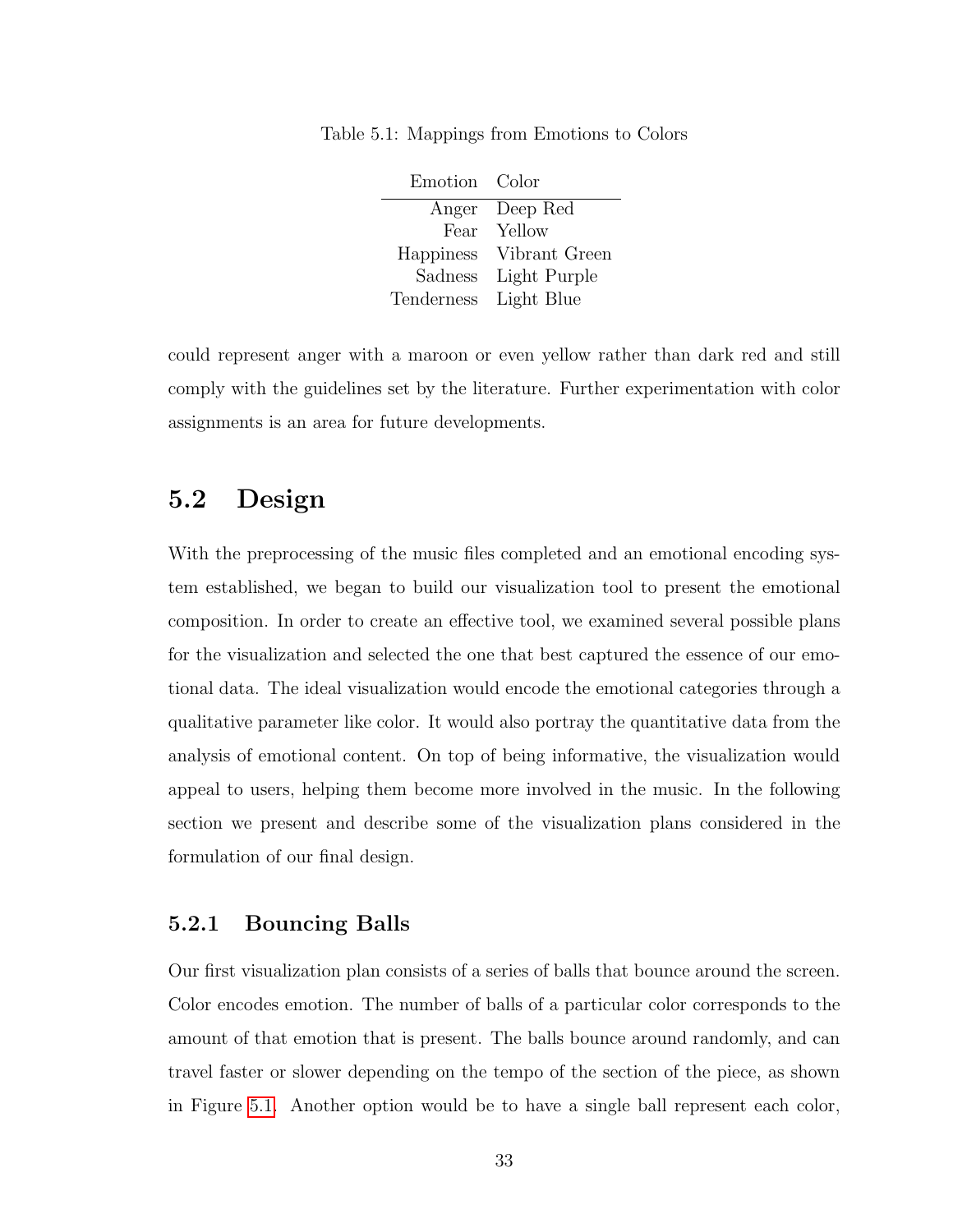Table 5.1: Mappings from Emotions to Colors

| Emotion | Color |
|---:|---|
| Anger | Deep Red |
| Fear | Yellow |
| Happiness | Vibrant Green |
| Sadness | Light Purple |
| Tenderness | Light Blue |

could represent anger with a maroon or even yellow rather than dark red and still comply with the guidelines set by the literature. Further experimentation with color assignments is an area for future developments.

## 5.2 Design

With the preprocessing of the music files completed and an emotional encoding system established, we began to build our visualization tool to present the emotional composition. In order to create an effective tool, we examined several possible plans for the visualization and selected the one that best captured the essence of our emotional data. The ideal visualization would encode the emotional categories through a qualitative parameter like color. It would also portray the quantitative data from the analysis of emotional content. On top of being informative, the visualization would appeal to users, helping them become more involved in the music. In the following section we present and describe some of the visualization plans considered in the formulation of our final design.

### 5.2.1 Bouncing Balls

Our first visualization plan consists of a series of balls that bounce around the screen. Color encodes emotion. The number of balls of a particular color corresponds to the amount of that emotion that is present. The balls bounce around randomly, and can travel faster or slower depending on the tempo of the section of the piece, as shown in Figure 5.1. Another option would be to have a single ball represent each color,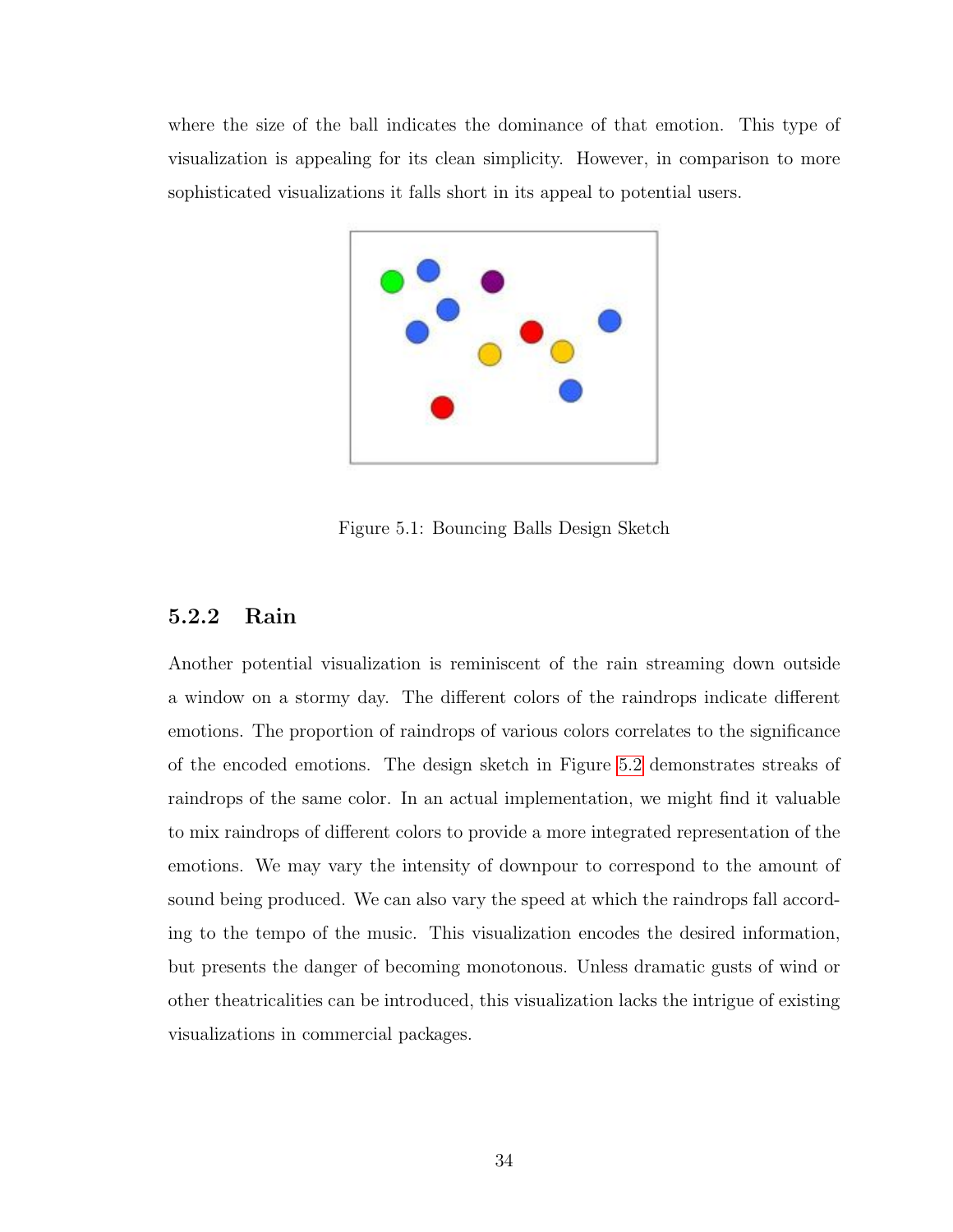where the size of the ball indicates the dominance of that emotion. This type of visualization is appealing for its clean simplicity. However, in comparison to more sophisticated visualizations it falls short in its appeal to potential users.

Figure 5.1: Bouncing Balls Design Sketch

### 5.2.2 Rain

Another potential visualization is reminiscent of the rain streaming down outside a window on a stormy day. The different colors of the raindrops indicate different emotions. The proportion of raindrops of various colors correlates to the significance of the encoded emotions. The design sketch in Figure 5.2 demonstrates streaks of raindrops of the same color. In an actual implementation, we might find it valuable to mix raindrops of different colors to provide a more integrated representation of the emotions. We may vary the intensity of downpour to correspond to the amount of sound being produced. We can also vary the speed at which the raindrops fall according to the tempo of the music. This visualization encodes the desired information, but presents the danger of becoming monotonous. Unless dramatic gusts of wind or other theatricalities can be introduced, this visualization lacks the intrigue of existing visualizations in commercial packages.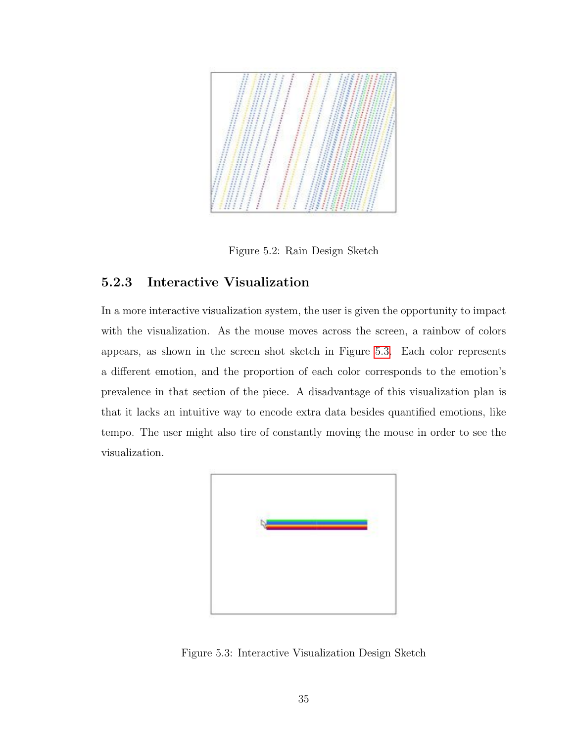Figure 5.2: Rain Design Sketch

### 5.2.3 Interactive Visualization

In a more interactive visualization system, the user is given the opportunity to impact with the visualization. As the mouse moves across the screen, a rainbow of colors appears, as shown in the screen shot sketch in Figure 5.3. Each color represents a different emotion, and the proportion of each color corresponds to the emotion's prevalence in that section of the piece. A disadvantage of this visualization plan is that it lacks an intuitive way to encode extra data besides quantified emotions, like tempo. The user might also tire of constantly moving the mouse in order to see the visualization.

Figure 5.3: Interactive Visualization Design Sketch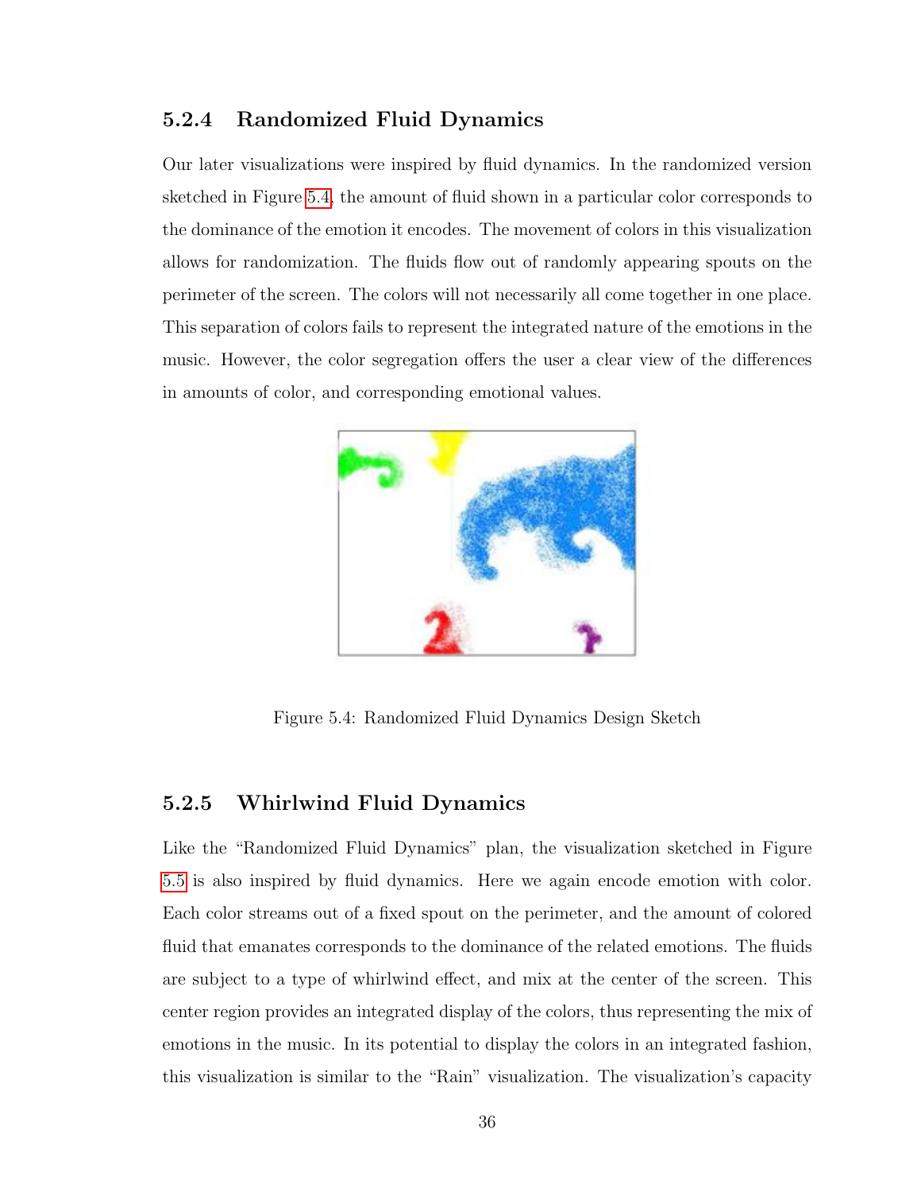### 5.2.4 Randomized Fluid Dynamics

Our later visualizations were inspired by fluid dynamics. In the randomized version sketched in Figure 5.4, the amount of fluid shown in a particular color corresponds to the dominance of the emotion it encodes. The movement of colors in this visualization allows for randomization. The fluids flow out of randomly appearing spouts on the perimeter of the screen. The colors will not necessarily all come together in one place. This separation of colors fails to represent the integrated nature of the emotions in the music. However, the color segregation offers the user a clear view of the differences in amounts of color, and corresponding emotional values.

Figure 5.4: Randomized Fluid Dynamics Design Sketch

### 5.2.5 Whirlwind Fluid Dynamics

Like the "Randomized Fluid Dynamics" plan, the visualization sketched in Figure 5.5 is also inspired by fluid dynamics. Here we again encode emotion with color. Each color streams out of a fixed spout on the perimeter, and the amount of colored fluid that emanates corresponds to the dominance of the related emotions. The fluids are subject to a type of whirlwind effect, and mix at the center of the screen. This center region provides an integrated display of the colors, thus representing the mix of emotions in the music. In its potential to display the colors in an integrated fashion, this visualization is similar to the "Rain" visualization. The visualization's capacity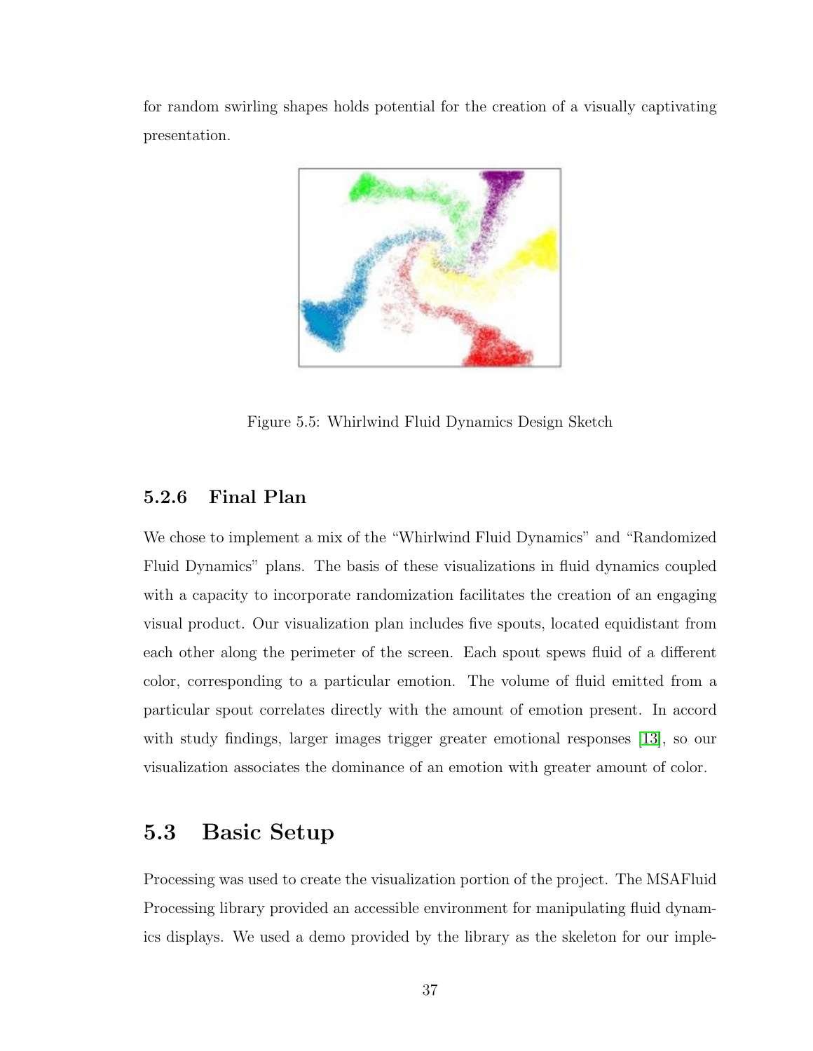for random swirling shapes holds potential for the creation of a visually captivating presentation.

Figure 5.5: Whirlwind Fluid Dynamics Design Sketch

### 5.2.6 Final Plan

We chose to implement a mix of the “Whirlwind Fluid Dynamics” and “Randomized Fluid Dynamics” plans. The basis of these visualizations in fluid dynamics coupled with a capacity to incorporate randomization facilitates the creation of an engaging visual product. Our visualization plan includes five spouts, located equidistant from each other along the perimeter of the screen. Each spout spews fluid of a different color, corresponding to a particular emotion. The volume of fluid emitted from a particular spout correlates directly with the amount of emotion present. In accord with study findings, larger images trigger greater emotional responses [13], so our visualization associates the dominance of an emotion with greater amount of color.

## 5.3 Basic Setup

Processing was used to create the visualization portion of the project. The MSAFluid Processing library provided an accessible environment for manipulating fluid dynamics displays. We used a demo provided by the library as the skeleton for our imple-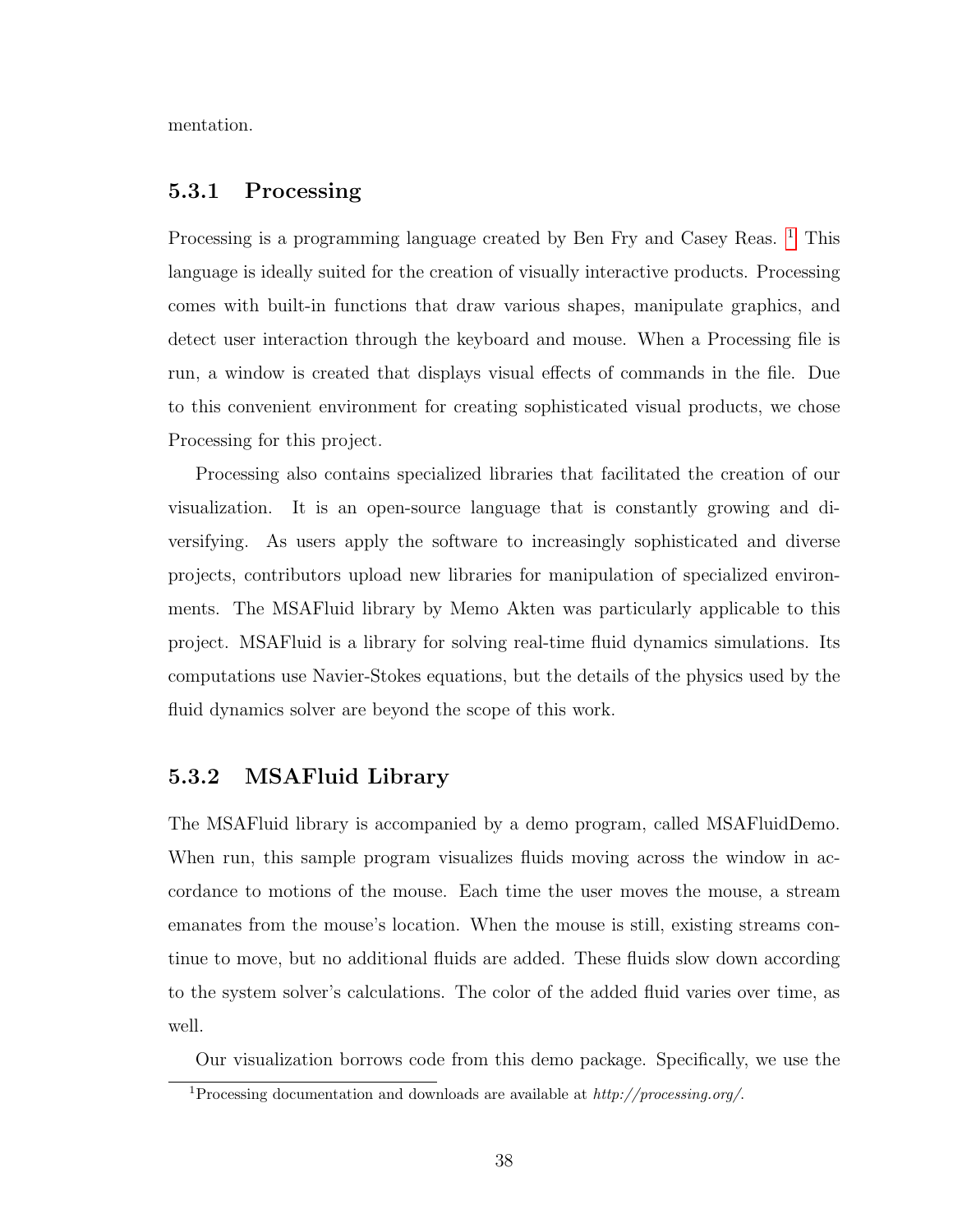mentation.

### 5.3.1 Processing

Processing is a programming language created by Ben Fry and Casey Reas. [1] This language is ideally suited for the creation of visually interactive products. Processing comes with built-in functions that draw various shapes, manipulate graphics, and detect user interaction through the keyboard and mouse. When a Processing file is run, a window is created that displays visual effects of commands in the file. Due to this convenient environment for creating sophisticated visual products, we chose Processing for this project.

Processing also contains specialized libraries that facilitated the creation of our visualization. It is an open-source language that is constantly growing and diversifying. As users apply the software to increasingly sophisticated and diverse projects, contributors upload new libraries for manipulation of specialized environments. The MSAFluid library by Memo Akten was particularly applicable to this project. MSAFluid is a library for solving real-time fluid dynamics simulations. Its computations use Navier-Stokes equations, but the details of the physics used by the fluid dynamics solver are beyond the scope of this work.

### 5.3.2 MSAFluid Library

The MSAFluid library is accompanied by a demo program, called MSAFluidDemo. When run, this sample program visualizes fluids moving across the window in accordance to motions of the mouse. Each time the user moves the mouse, a stream emanates from the mouse's location. When the mouse is still, existing streams continue to move, but no additional fluids are added. These fluids slow down according to the system solver's calculations. The color of the added fluid varies over time, as well.

Our visualization borrows code from this demo package. Specifically, we use the

[1] Processing documentation and downloads are available at *http://processing.org/*.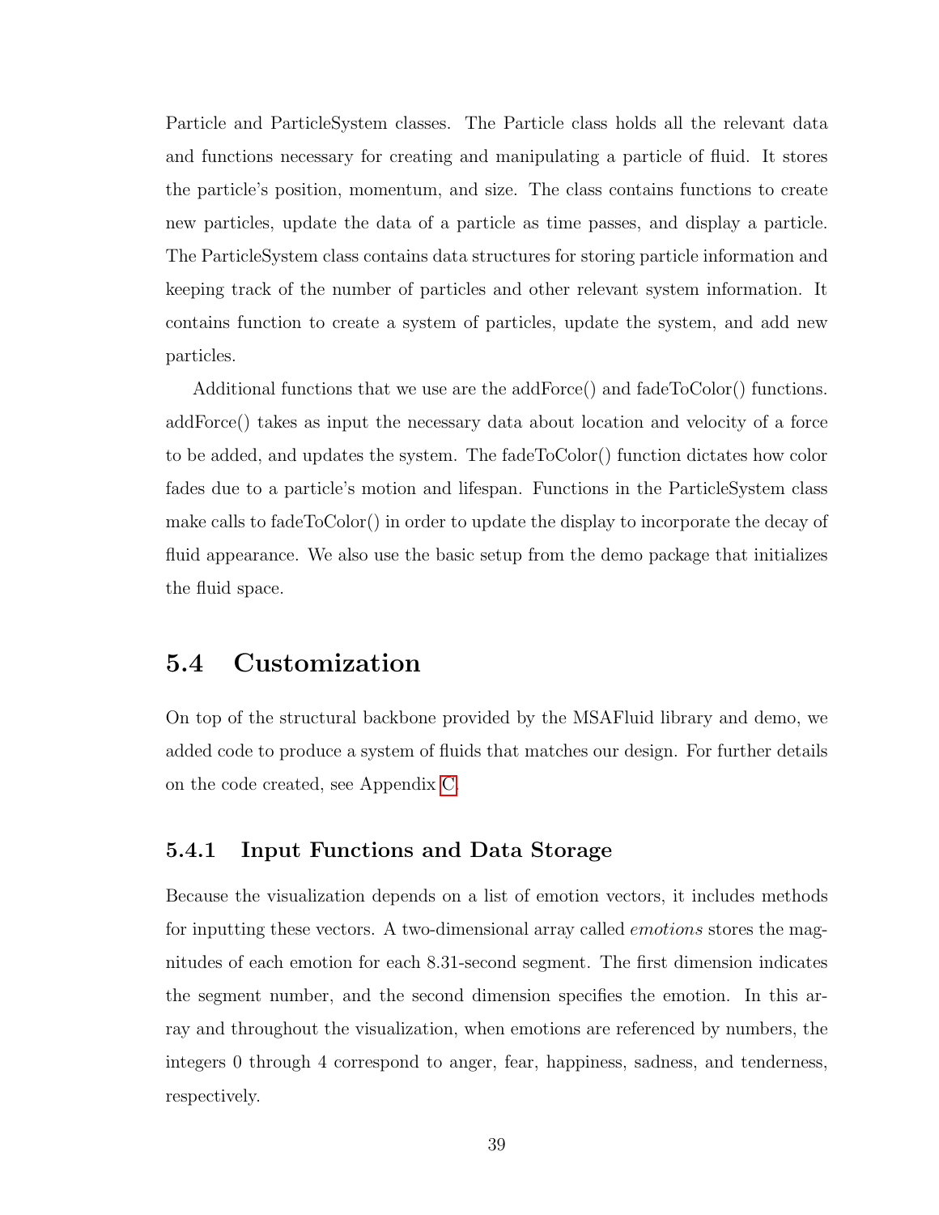Particle and ParticleSystem classes. The Particle class holds all the relevant data and functions necessary for creating and manipulating a particle of fluid. It stores the particle's position, momentum, and size. The class contains functions to create new particles, update the data of a particle as time passes, and display a particle. The ParticleSystem class contains data structures for storing particle information and keeping track of the number of particles and other relevant system information. It contains function to create a system of particles, update the system, and add new particles.

Additional functions that we use are the addForce() and fadeToColor() functions. addForce() takes as input the necessary data about location and velocity of a force to be added, and updates the system. The fadeToColor() function dictates how color fades due to a particle's motion and lifespan. Functions in the ParticleSystem class make calls to fadeToColor() in order to update the display to incorporate the decay of fluid appearance. We also use the basic setup from the demo package that initializes the fluid space.

## 5.4 Customization

On top of the structural backbone provided by the MSAFluid library and demo, we added code to produce a system of fluids that matches our design. For further details on the code created, see Appendix C.

### 5.4.1 Input Functions and Data Storage

Because the visualization depends on a list of emotion vectors, it includes methods for inputting these vectors. A two-dimensional array called *emotions* stores the magnitudes of each emotion for each 8.31-second segment. The first dimension indicates the segment number, and the second dimension specifies the emotion. In this array and throughout the visualization, when emotions are referenced by numbers, the integers 0 through 4 correspond to anger, fear, happiness, sadness, and tenderness, respectively.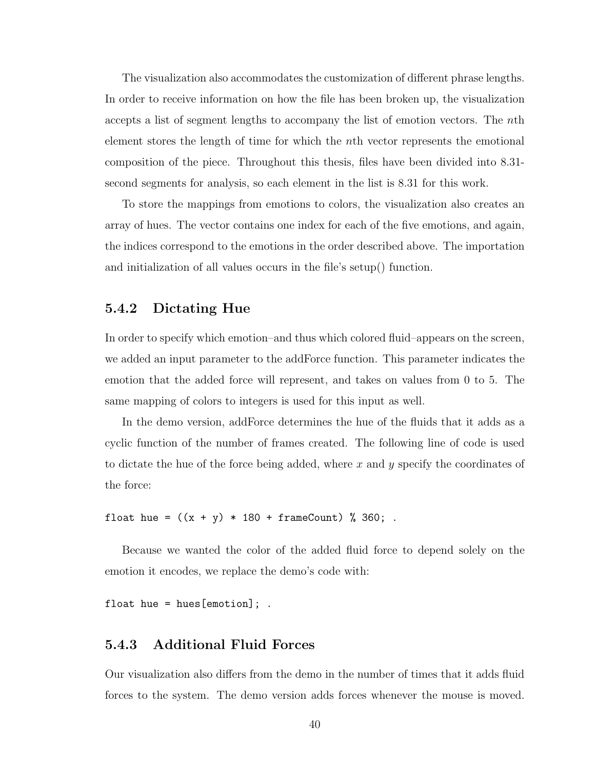The visualization also accommodates the customization of different phrase lengths. In order to receive information on how the file has been broken up, the visualization accepts a list of segment lengths to accompany the list of emotion vectors. The $n$th element stores the length of time for which the $n$th vector represents the emotional composition of the piece. Throughout this thesis, files have been divided into 8.31-second segments for analysis, so each element in the list is 8.31 for this work.

To store the mappings from emotions to colors, the visualization also creates an array of hues. The vector contains one index for each of the five emotions, and again, the indices correspond to the emotions in the order described above. The importation and initialization of all values occurs in the file's setup() function.

### 5.4.2 Dictating Hue

In order to specify which emotion–and thus which colored fluid–appears on the screen, we added an input parameter to the addForce function. This parameter indicates the emotion that the added force will represent, and takes on values from 0 to 5. The same mapping of colors to integers is used for this input as well.

In the demo version, addForce determines the hue of the fluids that it adds as a cyclic function of the number of frames created. The following line of code is used to dictate the hue of the force being added, where $x$ and $y$ specify the coordinates of the force:

```
float hue = ((x + y) * 180 + frameCount) % 360; .
```

Because we wanted the color of the added fluid force to depend solely on the emotion it encodes, we replace the demo's code with:

```
float hue = hues[emotion]; .
```

### 5.4.3 Additional Fluid Forces

Our visualization also differs from the demo in the number of times that it adds fluid forces to the system. The demo version adds forces whenever the mouse is moved.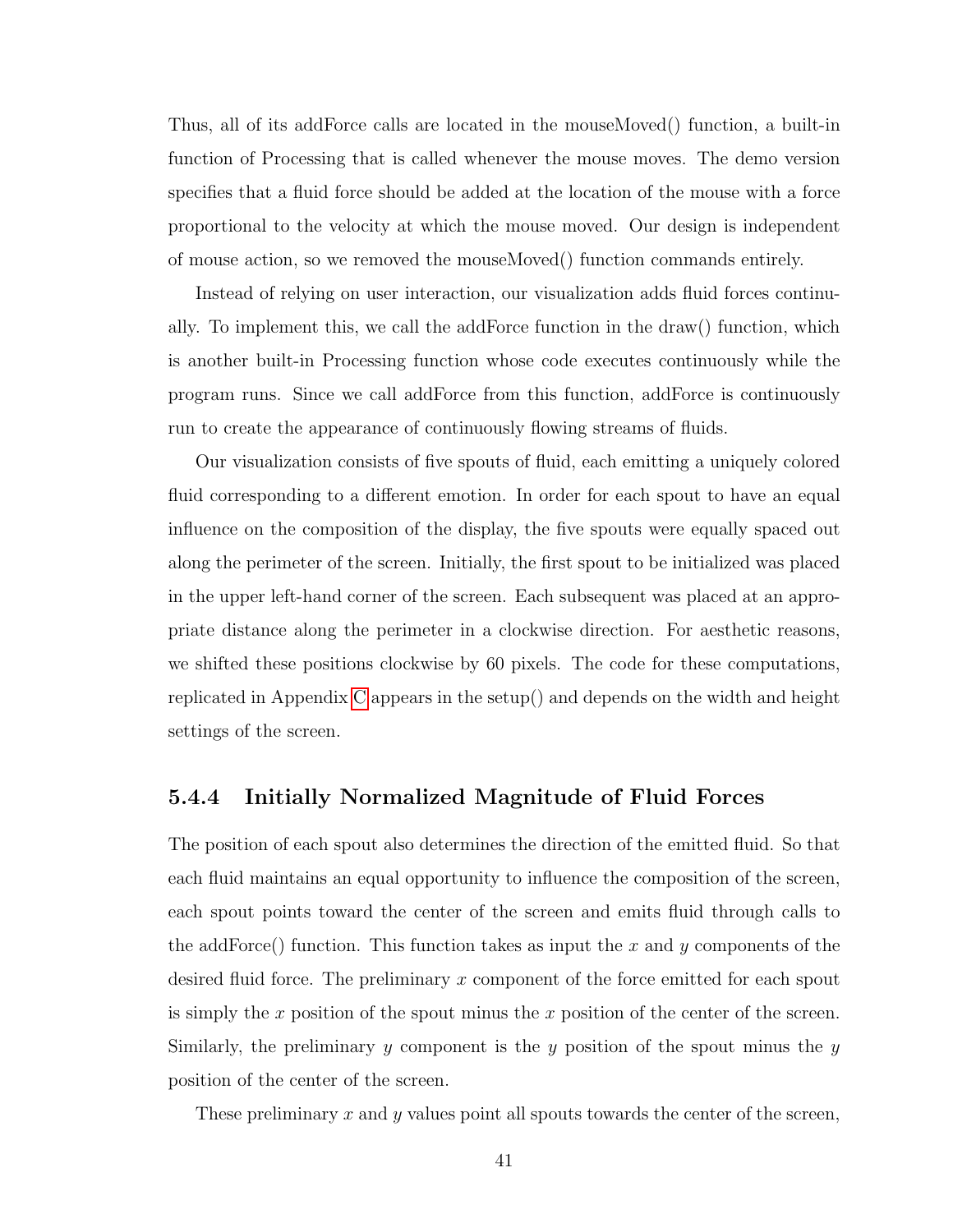Thus, all of its addForce calls are located in the mouseMoved() function, a built-in function of Processing that is called whenever the mouse moves. The demo version specifies that a fluid force should be added at the location of the mouse with a force proportional to the velocity at which the mouse moved. Our design is independent of mouse action, so we removed the mouseMoved() function commands entirely.

Instead of relying on user interaction, our visualization adds fluid forces continually. To implement this, we call the addForce function in the draw() function, which is another built-in Processing function whose code executes continuously while the program runs. Since we call addForce from this function, addForce is continuously run to create the appearance of continuously flowing streams of fluids.

Our visualization consists of five spouts of fluid, each emitting a uniquely colored fluid corresponding to a different emotion. In order for each spout to have an equal influence on the composition of the display, the five spouts were equally spaced out along the perimeter of the screen. Initially, the first spout to be initialized was placed in the upper left-hand corner of the screen. Each subsequent was placed at an appropriate distance along the perimeter in a clockwise direction. For aesthetic reasons, we shifted these positions clockwise by 60 pixels. The code for these computations, replicated in Appendix C appears in the setup() and depends on the width and height settings of the screen.

### 5.4.4 Initially Normalized Magnitude of Fluid Forces

The position of each spout also determines the direction of the emitted fluid. So that each fluid maintains an equal opportunity to influence the composition of the screen, each spout points toward the center of the screen and emits fluid through calls to the addForce() function. This function takes as input the $x$ and $y$ components of the desired fluid force. The preliminary $x$ component of the force emitted for each spout is simply the $x$ position of the spout minus the $x$ position of the center of the screen. Similarly, the preliminary $y$ component is the $y$ position of the spout minus the $y$ position of the center of the screen.

These preliminary $x$ and $y$ values point all spouts towards the center of the screen,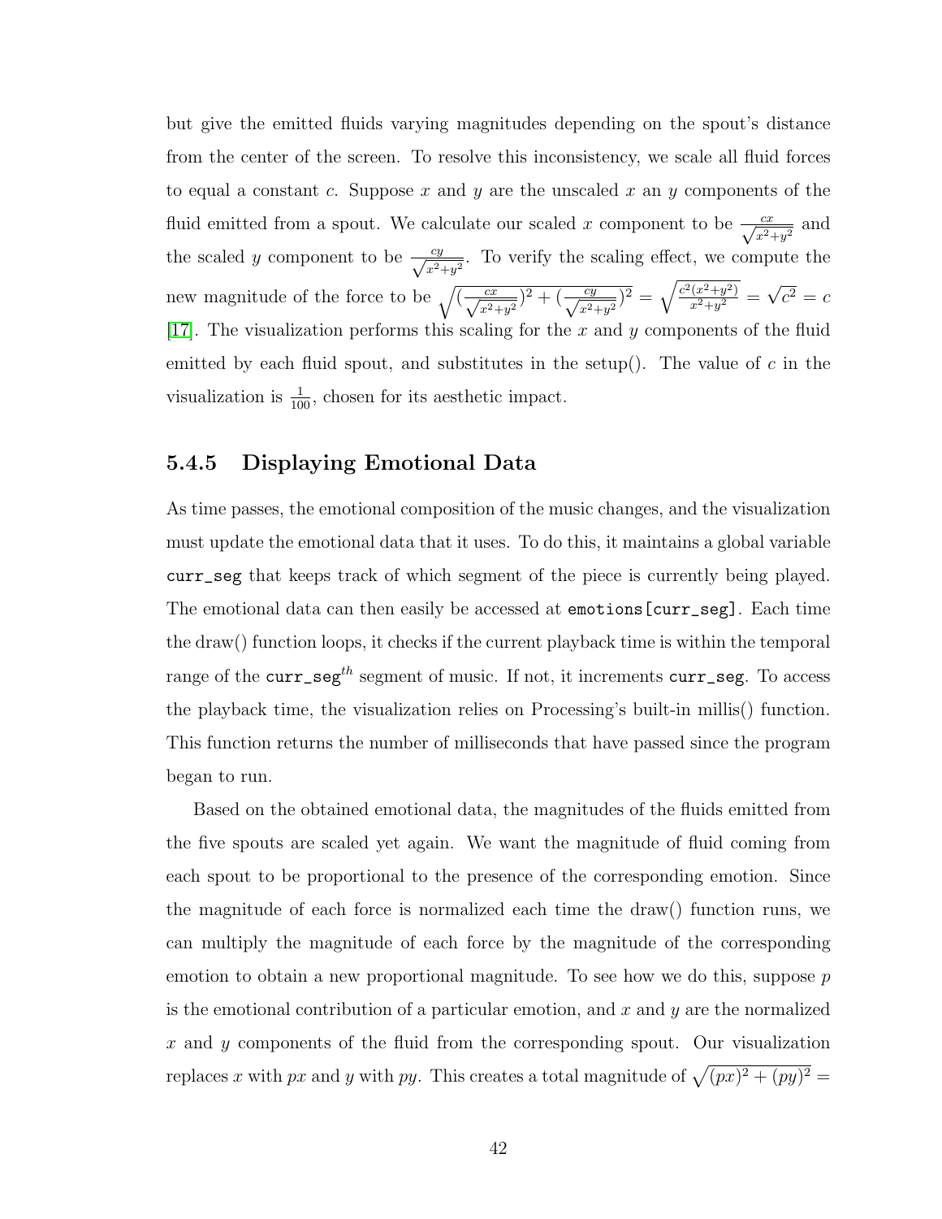but give the emitted fluids varying magnitudes depending on the spout's distance from the center of the screen. To resolve this inconsistency, we scale all fluid forces to equal a constant $c$. Suppose $x$ and $y$ are the unscaled $x$ an $y$ components of the fluid emitted from a spout. We calculate our scaled $x$ component to be $\frac{cx}{\sqrt{x^2+y^2}}$ and the scaled $y$ component to be $\frac{cy}{\sqrt{x^2+y^2}}$. To verify the scaling effect, we compute the new magnitude of the force to be $\sqrt{(\frac{cx}{\sqrt{x^2+y^2}})^2 + (\frac{cy}{\sqrt{x^2+y^2}})^2} = \sqrt{\frac{c^2(x^2+y^2)}{x^2+y^2}} = \sqrt{c^2} = c$ [17]. The visualization performs this scaling for the $x$ and $y$ components of the fluid emitted by each fluid spout, and substitutes in the setup(). The value of $c$ in the visualization is $\frac{1}{100}$, chosen for its aesthetic impact.

### 5.4.5 Displaying Emotional Data

As time passes, the emotional composition of the music changes, and the visualization must update the emotional data that it uses. To do this, it maintains a global variable `curr_seg` that keeps track of which segment of the piece is currently being played. The emotional data can then easily be accessed at `emotions[curr_seg]`. Each time the draw() function loops, it checks if the current playback time is within the temporal range of the `curr_seg`$^{th}$ segment of music. If not, it increments `curr_seg`. To access the playback time, the visualization relies on Processing's built-in millis() function. This function returns the number of milliseconds that have passed since the program began to run.

Based on the obtained emotional data, the magnitudes of the fluids emitted from the five spouts are scaled yet again. We want the magnitude of fluid coming from each spout to be proportional to the presence of the corresponding emotion. Since the magnitude of each force is normalized each time the draw() function runs, we can multiply the magnitude of each force by the magnitude of the corresponding emotion to obtain a new proportional magnitude. To see how we do this, suppose $p$ is the emotional contribution of a particular emotion, and $x$ and $y$ are the normalized $x$ and $y$ components of the fluid from the corresponding spout. Our visualization replaces $x$ with $px$ and $y$ with $py$. This creates a total magnitude of $\sqrt{(px)^2 + (py)^2} =$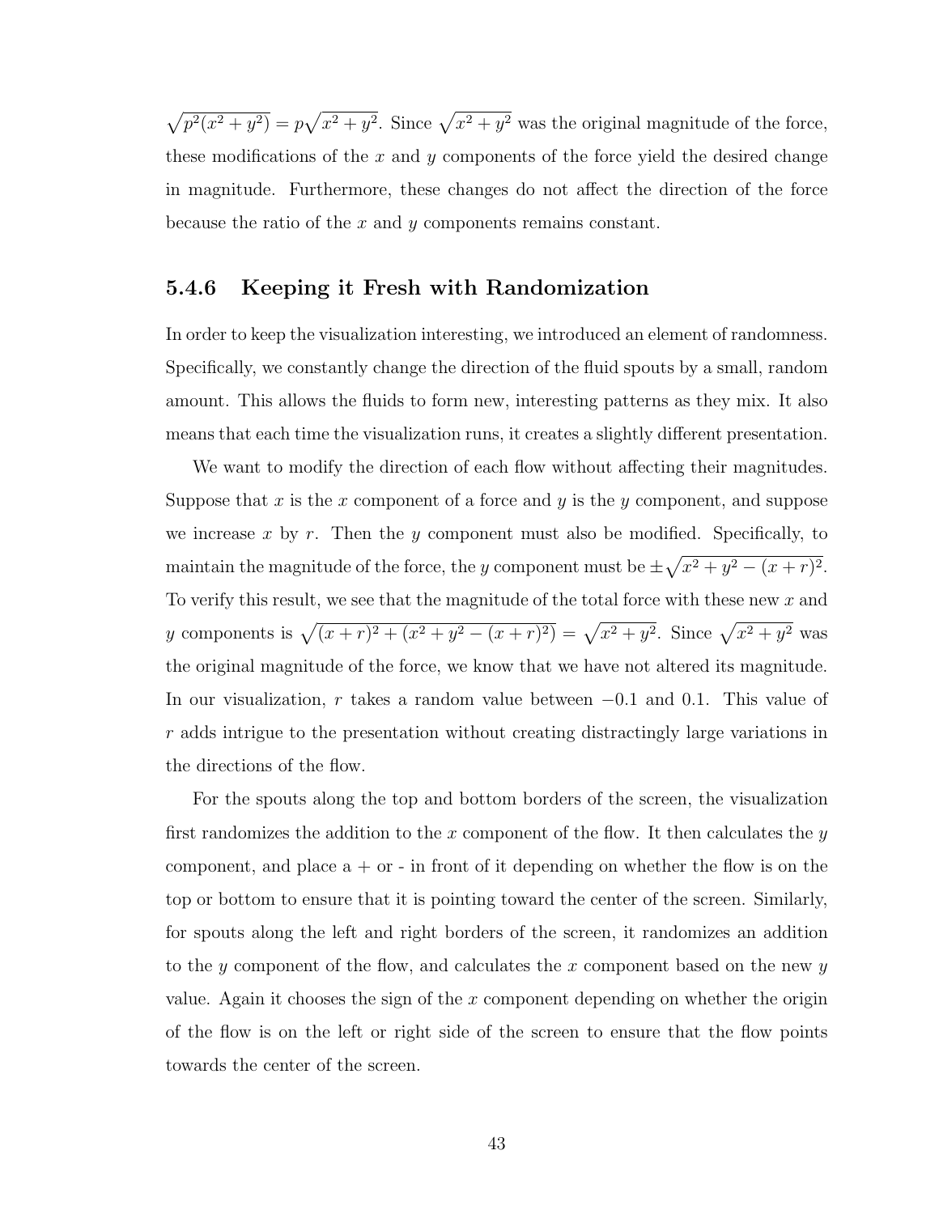$\sqrt{p^2(x^2+y^2)} = p\sqrt{x^2+y^2}$. Since $\sqrt{x^2+y^2}$ was the original magnitude of the force, these modifications of the $x$ and $y$ components of the force yield the desired change in magnitude. Furthermore, these changes do not affect the direction of the force because the ratio of the $x$ and $y$ components remains constant.

### 5.4.6 Keeping it Fresh with Randomization

In order to keep the visualization interesting, we introduced an element of randomness. Specifically, we constantly change the direction of the fluid spouts by a small, random amount. This allows the fluids to form new, interesting patterns as they mix. It also means that each time the visualization runs, it creates a slightly different presentation.

We want to modify the direction of each flow without affecting their magnitudes. Suppose that $x$ is the $x$ component of a force and $y$ is the $y$ component, and suppose we increase $x$ by $r$. Then the $y$ component must also be modified. Specifically, to maintain the magnitude of the force, the $y$ component must be $\pm\sqrt{x^2+y^2-(x+r)^2}$. To verify this result, we see that the magnitude of the total force with these new $x$ and $y$ components is $\sqrt{(x+r)^2+(x^2+y^2-(x+r)^2)} = \sqrt{x^2+y^2}$. Since $\sqrt{x^2+y^2}$ was the original magnitude of the force, we know that we have not altered its magnitude. In our visualization, $r$ takes a random value between $-0.1$ and $0.1$. This value of $r$ adds intrigue to the presentation without creating distractingly large variations in the directions of the flow.

For the spouts along the top and bottom borders of the screen, the visualization first randomizes the addition to the $x$ component of the flow. It then calculates the $y$ component, and place a + or - in front of it depending on whether the flow is on the top or bottom to ensure that it is pointing toward the center of the screen. Similarly, for spouts along the left and right borders of the screen, it randomizes an addition to the $y$ component of the flow, and calculates the $x$ component based on the new $y$ value. Again it chooses the sign of the $x$ component depending on whether the origin of the flow is on the left or right side of the screen to ensure that the flow points towards the center of the screen.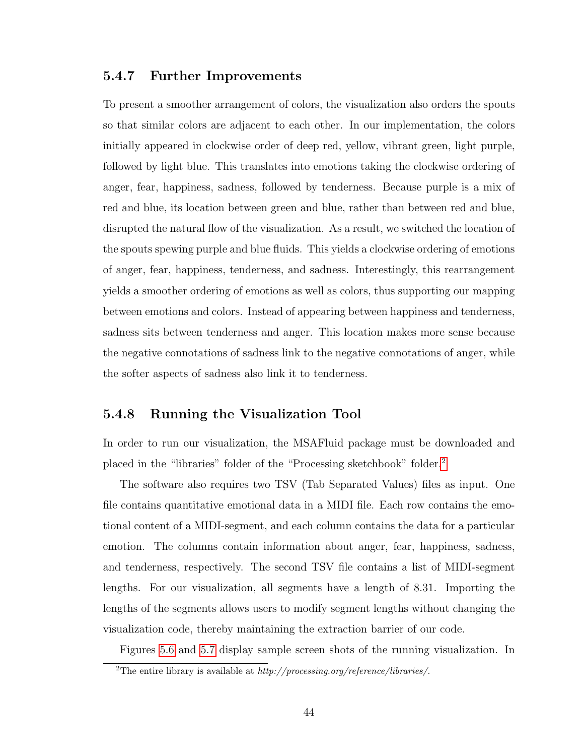### 5.4.7 Further Improvements

To present a smoother arrangement of colors, the visualization also orders the spouts so that similar colors are adjacent to each other. In our implementation, the colors initially appeared in clockwise order of deep red, yellow, vibrant green, light purple, followed by light blue. This translates into emotions taking the clockwise ordering of anger, fear, happiness, sadness, followed by tenderness. Because purple is a mix of red and blue, its location between green and blue, rather than between red and blue, disrupted the natural flow of the visualization. As a result, we switched the location of the spouts spewing purple and blue fluids. This yields a clockwise ordering of emotions of anger, fear, happiness, tenderness, and sadness. Interestingly, this rearrangement yields a smoother ordering of emotions as well as colors, thus supporting our mapping between emotions and colors. Instead of appearing between happiness and tenderness, sadness sits between tenderness and anger. This location makes more sense because the negative connotations of sadness link to the negative connotations of anger, while the softer aspects of sadness also link it to tenderness.

### 5.4.8 Running the Visualization Tool

In order to run our visualization, the MSAFluid package must be downloaded and placed in the "libraries" folder of the "Processing sketchbook" folder.[2]

The software also requires two TSV (Tab Separated Values) files as input. One file contains quantitative emotional data in a MIDI file. Each row contains the emotional content of a MIDI-segment, and each column contains the data for a particular emotion. The columns contain information about anger, fear, happiness, sadness, and tenderness, respectively. The second TSV file contains a list of MIDI-segment lengths. For our visualization, all segments have a length of 8.31. Importing the lengths of the segments allows users to modify segment lengths without changing the visualization code, thereby maintaining the extraction barrier of our code.

Figures 5.6 and 5.7 display sample screen shots of the running visualization. In

[2] The entire library is available at *http://processing.org/reference/libraries/*.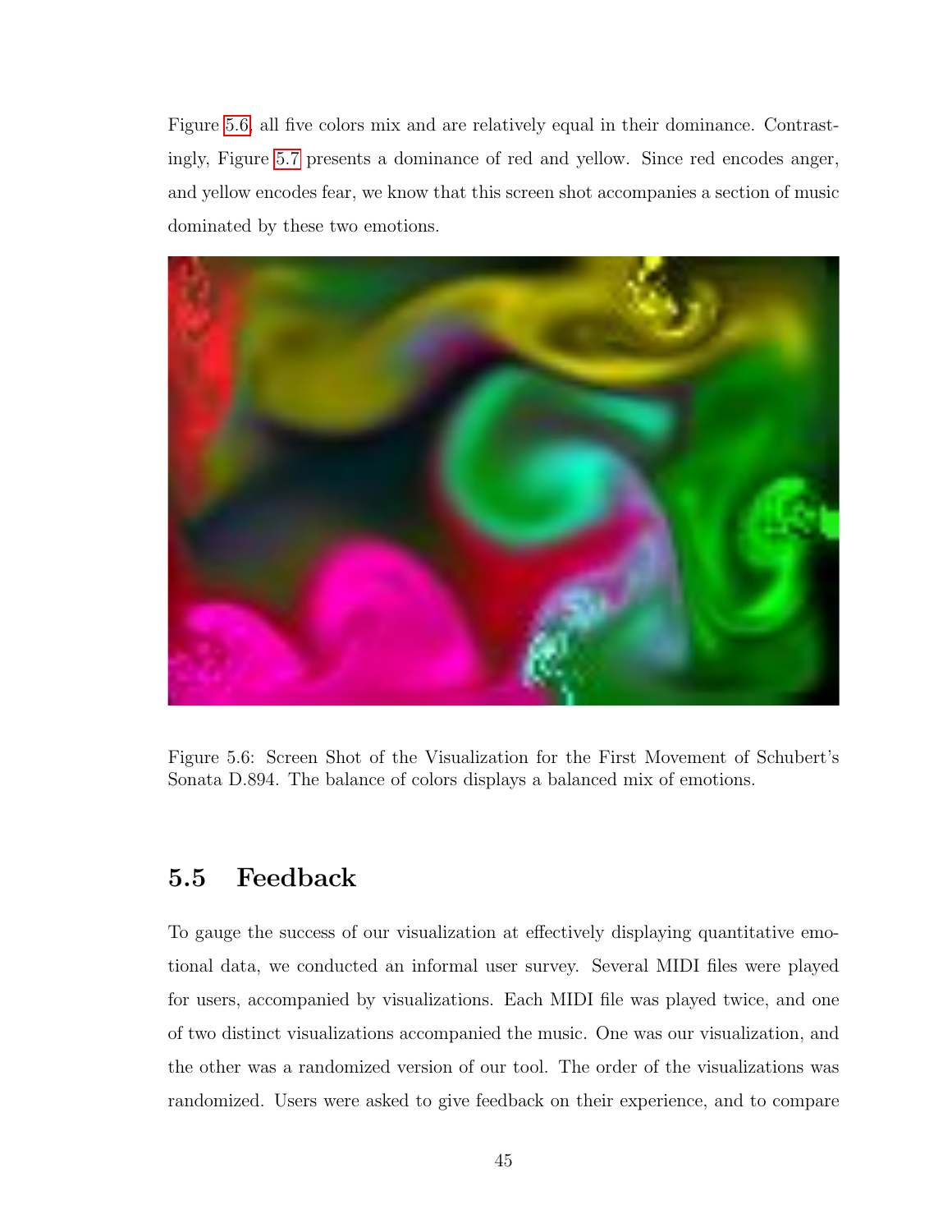Figure 5.6, all five colors mix and are relatively equal in their dominance. Contrastingly, Figure 5.7 presents a dominance of red and yellow. Since red encodes anger, and yellow encodes fear, we know that this screen shot accompanies a section of music dominated by these two emotions.

Figure 5.6: Screen Shot of the Visualization for the First Movement of Schubert's Sonata D.894. The balance of colors displays a balanced mix of emotions.

## 5.5 Feedback

To gauge the success of our visualization at effectively displaying quantitative emotional data, we conducted an informal user survey. Several MIDI files were played for users, accompanied by visualizations. Each MIDI file was played twice, and one of two distinct visualizations accompanied the music. One was our visualization, and the other was a randomized version of our tool. The order of the visualizations was randomized. Users were asked to give feedback on their experience, and to compare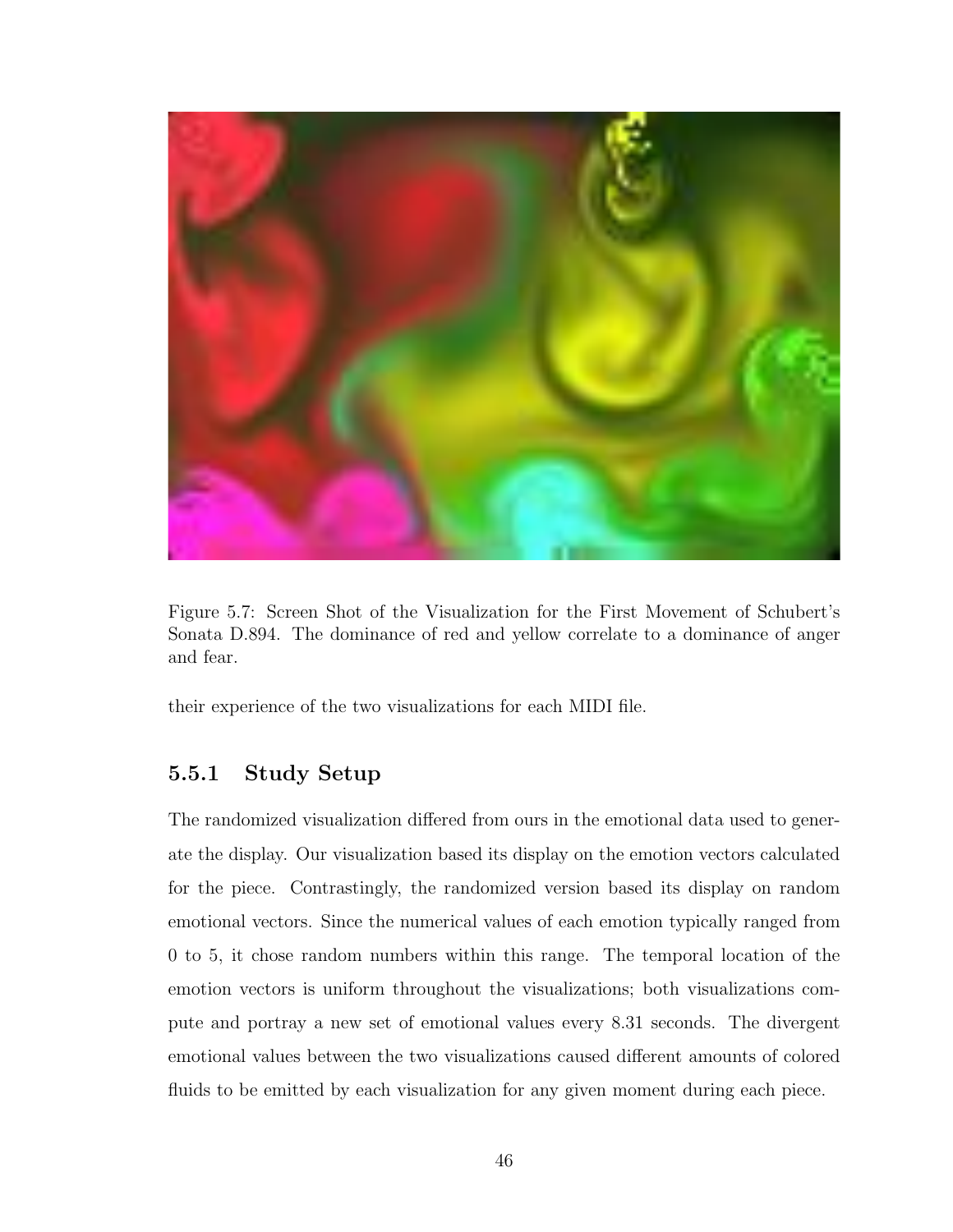Figure 5.7: Screen Shot of the Visualization for the First Movement of Schubert's Sonata D.894. The dominance of red and yellow correlate to a dominance of anger and fear.

their experience of the two visualizations for each MIDI file.

### 5.5.1 Study Setup

The randomized visualization differed from ours in the emotional data used to generate the display. Our visualization based its display on the emotion vectors calculated for the piece. Contrastingly, the randomized version based its display on random emotional vectors. Since the numerical values of each emotion typically ranged from 0 to 5, it chose random numbers within this range. The temporal location of the emotion vectors is uniform throughout the visualizations; both visualizations compute and portray a new set of emotional values every 8.31 seconds. The divergent emotional values between the two visualizations caused different amounts of colored fluids to be emitted by each visualization for any given moment during each piece.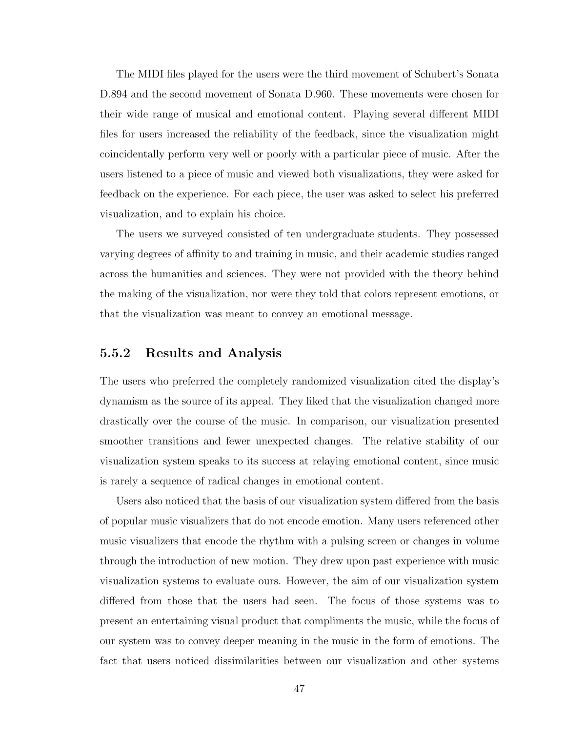The MIDI files played for the users were the third movement of Schubert's Sonata D.894 and the second movement of Sonata D.960. These movements were chosen for their wide range of musical and emotional content. Playing several different MIDI files for users increased the reliability of the feedback, since the visualization might coincidentally perform very well or poorly with a particular piece of music. After the users listened to a piece of music and viewed both visualizations, they were asked for feedback on the experience. For each piece, the user was asked to select his preferred visualization, and to explain his choice.

The users we surveyed consisted of ten undergraduate students. They possessed varying degrees of affinity to and training in music, and their academic studies ranged across the humanities and sciences. They were not provided with the theory behind the making of the visualization, nor were they told that colors represent emotions, or that the visualization was meant to convey an emotional message.

### 5.5.2 Results and Analysis

The users who preferred the completely randomized visualization cited the display's dynamism as the source of its appeal. They liked that the visualization changed more drastically over the course of the music. In comparison, our visualization presented smoother transitions and fewer unexpected changes. The relative stability of our visualization system speaks to its success at relaying emotional content, since music is rarely a sequence of radical changes in emotional content.

Users also noticed that the basis of our visualization system differed from the basis of popular music visualizers that do not encode emotion. Many users referenced other music visualizers that encode the rhythm with a pulsing screen or changes in volume through the introduction of new motion. They drew upon past experience with music visualization systems to evaluate ours. However, the aim of our visualization system differed from those that the users had seen. The focus of those systems was to present an entertaining visual product that compliments the music, while the focus of our system was to convey deeper meaning in the music in the form of emotions. The fact that users noticed dissimilarities between our visualization and other systems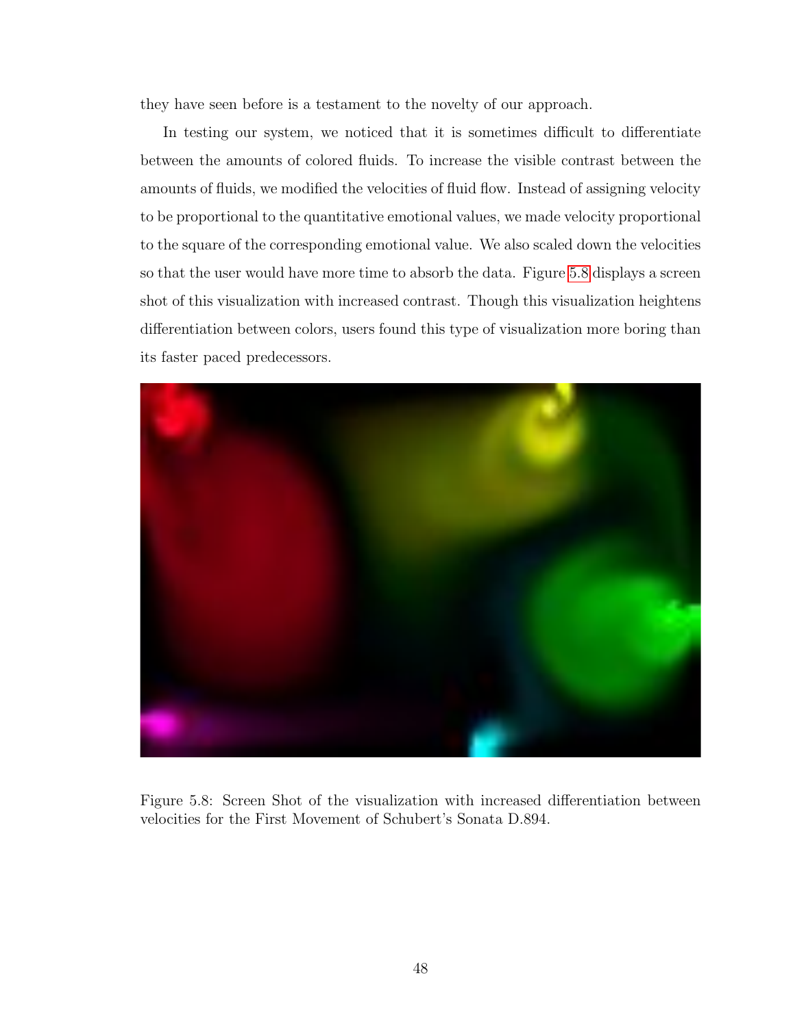they have seen before is a testament to the novelty of our approach.

In testing our system, we noticed that it is sometimes difficult to differentiate between the amounts of colored fluids. To increase the visible contrast between the amounts of fluids, we modified the velocities of fluid flow. Instead of assigning velocity to be proportional to the quantitative emotional values, we made velocity proportional to the square of the corresponding emotional value. We also scaled down the velocities so that the user would have more time to absorb the data. Figure 5.8 displays a screen shot of this visualization with increased contrast. Though this visualization heightens differentiation between colors, users found this type of visualization more boring than its faster paced predecessors.

Figure 5.8: Screen Shot of the visualization with increased differentiation between velocities for the First Movement of Schubert's Sonata D.894.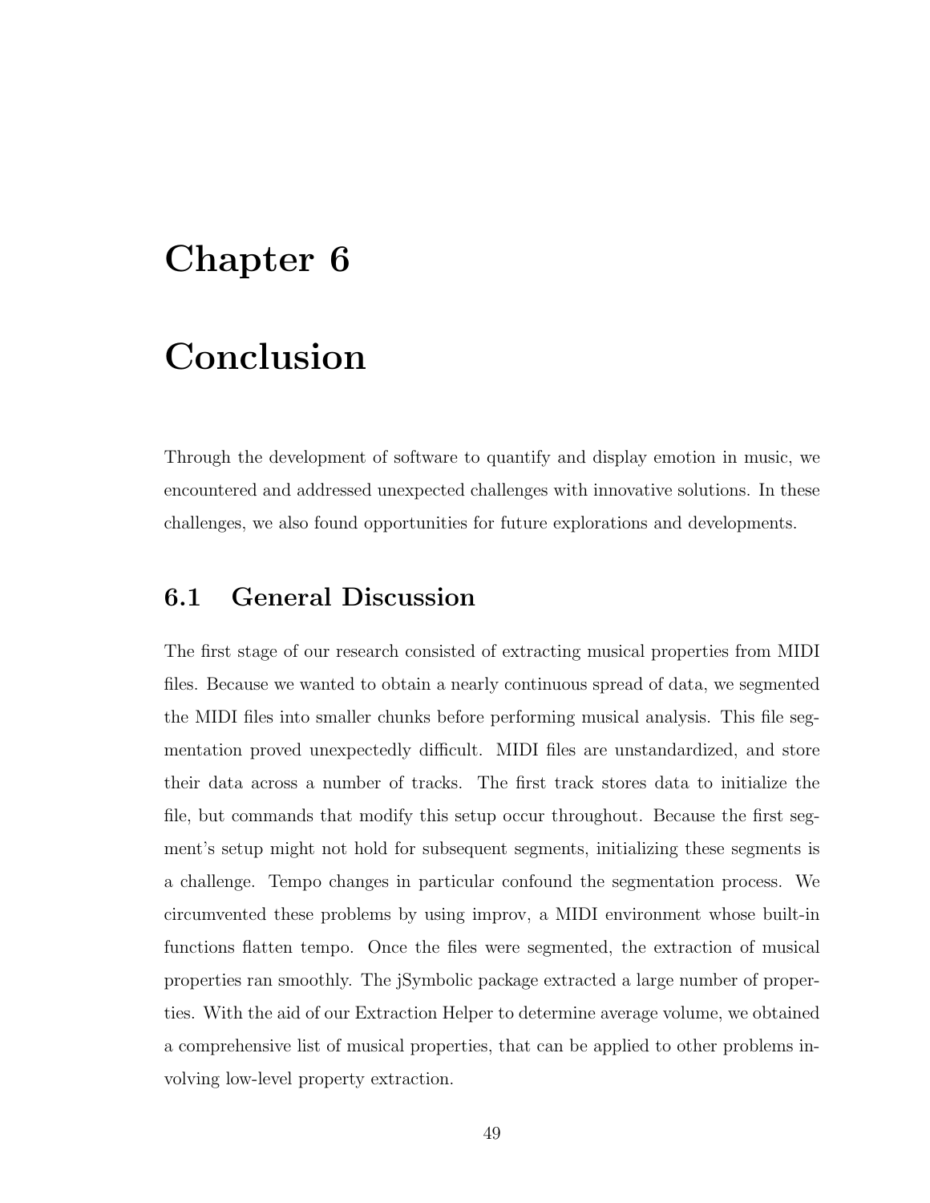# Chapter 6

# Conclusion

Through the development of software to quantify and display emotion in music, we encountered and addressed unexpected challenges with innovative solutions. In these challenges, we also found opportunities for future explorations and developments.

## 6.1 General Discussion

The first stage of our research consisted of extracting musical properties from MIDI files. Because we wanted to obtain a nearly continuous spread of data, we segmented the MIDI files into smaller chunks before performing musical analysis. This file segmentation proved unexpectedly difficult. MIDI files are unstandardized, and store their data across a number of tracks. The first track stores data to initialize the file, but commands that modify this setup occur throughout. Because the first segment's setup might not hold for subsequent segments, initializing these segments is a challenge. Tempo changes in particular confound the segmentation process. We circumvented these problems by using improv, a MIDI environment whose built-in functions flatten tempo. Once the files were segmented, the extraction of musical properties ran smoothly. The jSymbolic package extracted a large number of properties. With the aid of our Extraction Helper to determine average volume, we obtained a comprehensive list of musical properties, that can be applied to other problems involving low-level property extraction.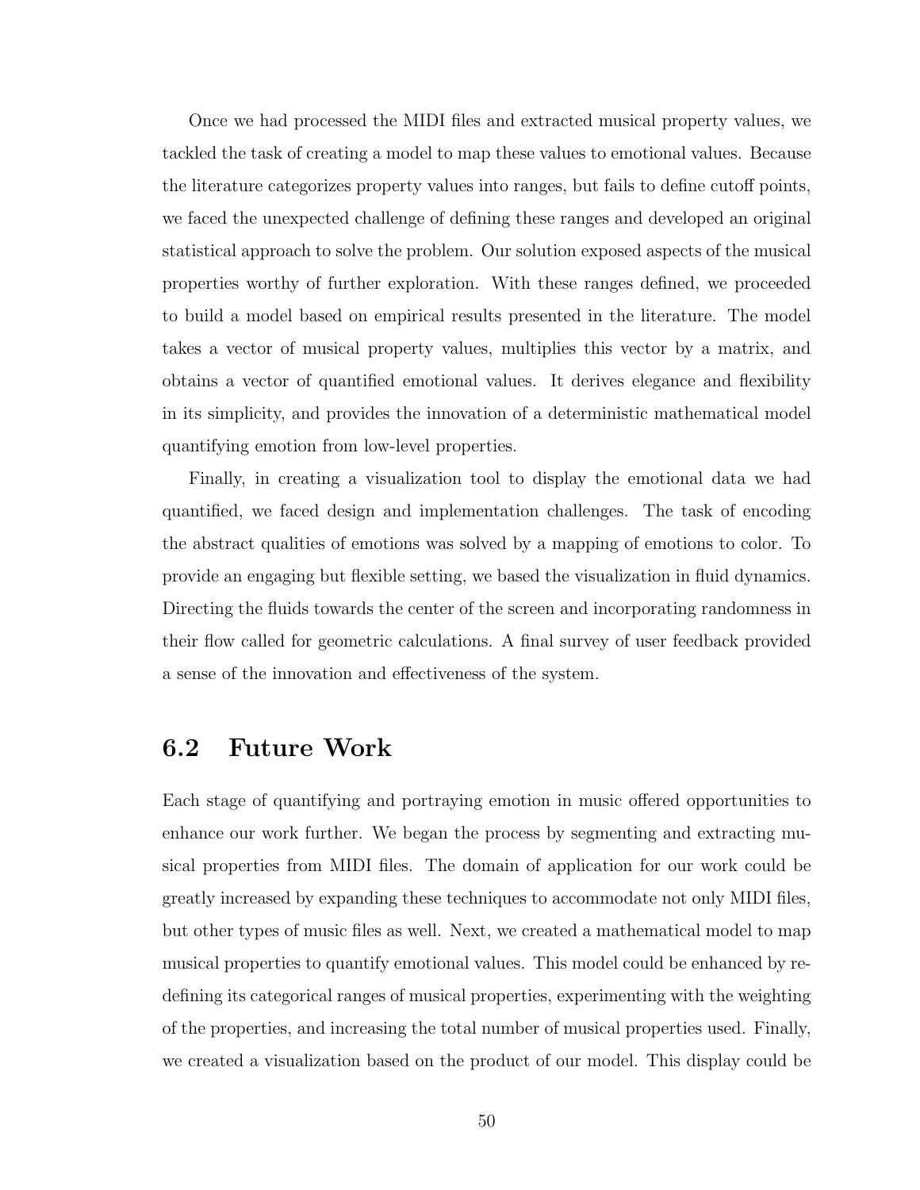Once we had processed the MIDI files and extracted musical property values, we tackled the task of creating a model to map these values to emotional values. Because the literature categorizes property values into ranges, but fails to define cutoff points, we faced the unexpected challenge of defining these ranges and developed an original statistical approach to solve the problem. Our solution exposed aspects of the musical properties worthy of further exploration. With these ranges defined, we proceeded to build a model based on empirical results presented in the literature. The model takes a vector of musical property values, multiplies this vector by a matrix, and obtains a vector of quantified emotional values. It derives elegance and flexibility in its simplicity, and provides the innovation of a deterministic mathematical model quantifying emotion from low-level properties.

Finally, in creating a visualization tool to display the emotional data we had quantified, we faced design and implementation challenges. The task of encoding the abstract qualities of emotions was solved by a mapping of emotions to color. To provide an engaging but flexible setting, we based the visualization in fluid dynamics. Directing the fluids towards the center of the screen and incorporating randomness in their flow called for geometric calculations. A final survey of user feedback provided a sense of the innovation and effectiveness of the system.

## 6.2 Future Work

Each stage of quantifying and portraying emotion in music offered opportunities to enhance our work further. We began the process by segmenting and extracting musical properties from MIDI files. The domain of application for our work could be greatly increased by expanding these techniques to accommodate not only MIDI files, but other types of music files as well. Next, we created a mathematical model to map musical properties to quantify emotional values. This model could be enhanced by redefining its categorical ranges of musical properties, experimenting with the weighting of the properties, and increasing the total number of musical properties used. Finally, we created a visualization based on the product of our model. This display could be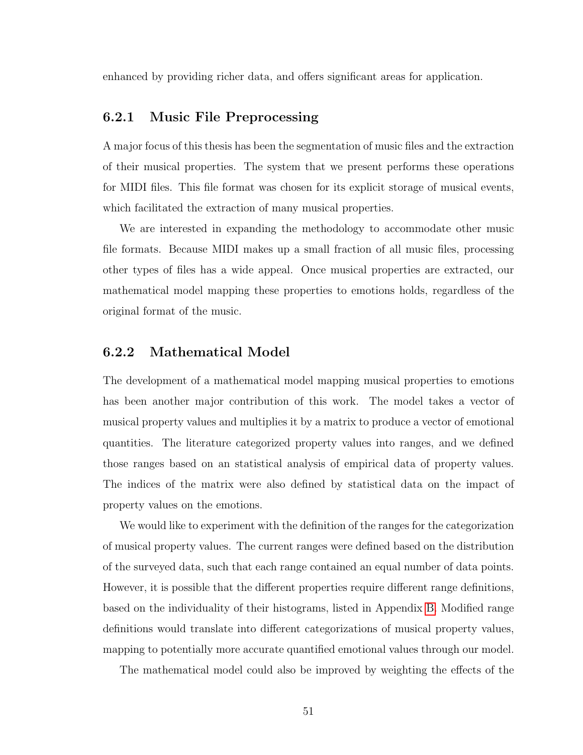enhanced by providing richer data, and offers significant areas for application.

### 6.2.1 Music File Preprocessing

A major focus of this thesis has been the segmentation of music files and the extraction of their musical properties. The system that we present performs these operations for MIDI files. This file format was chosen for its explicit storage of musical events, which facilitated the extraction of many musical properties.

We are interested in expanding the methodology to accommodate other music file formats. Because MIDI makes up a small fraction of all music files, processing other types of files has a wide appeal. Once musical properties are extracted, our mathematical model mapping these properties to emotions holds, regardless of the original format of the music.

### 6.2.2 Mathematical Model

The development of a mathematical model mapping musical properties to emotions has been another major contribution of this work. The model takes a vector of musical property values and multiplies it by a matrix to produce a vector of emotional quantities. The literature categorized property values into ranges, and we defined those ranges based on an statistical analysis of empirical data of property values. The indices of the matrix were also defined by statistical data on the impact of property values on the emotions.

We would like to experiment with the definition of the ranges for the categorization of musical property values. The current ranges were defined based on the distribution of the surveyed data, such that each range contained an equal number of data points. However, it is possible that the different properties require different range definitions, based on the individuality of their histograms, listed in Appendix B. Modified range definitions would translate into different categorizations of musical property values, mapping to potentially more accurate quantified emotional values through our model.

The mathematical model could also be improved by weighting the effects of the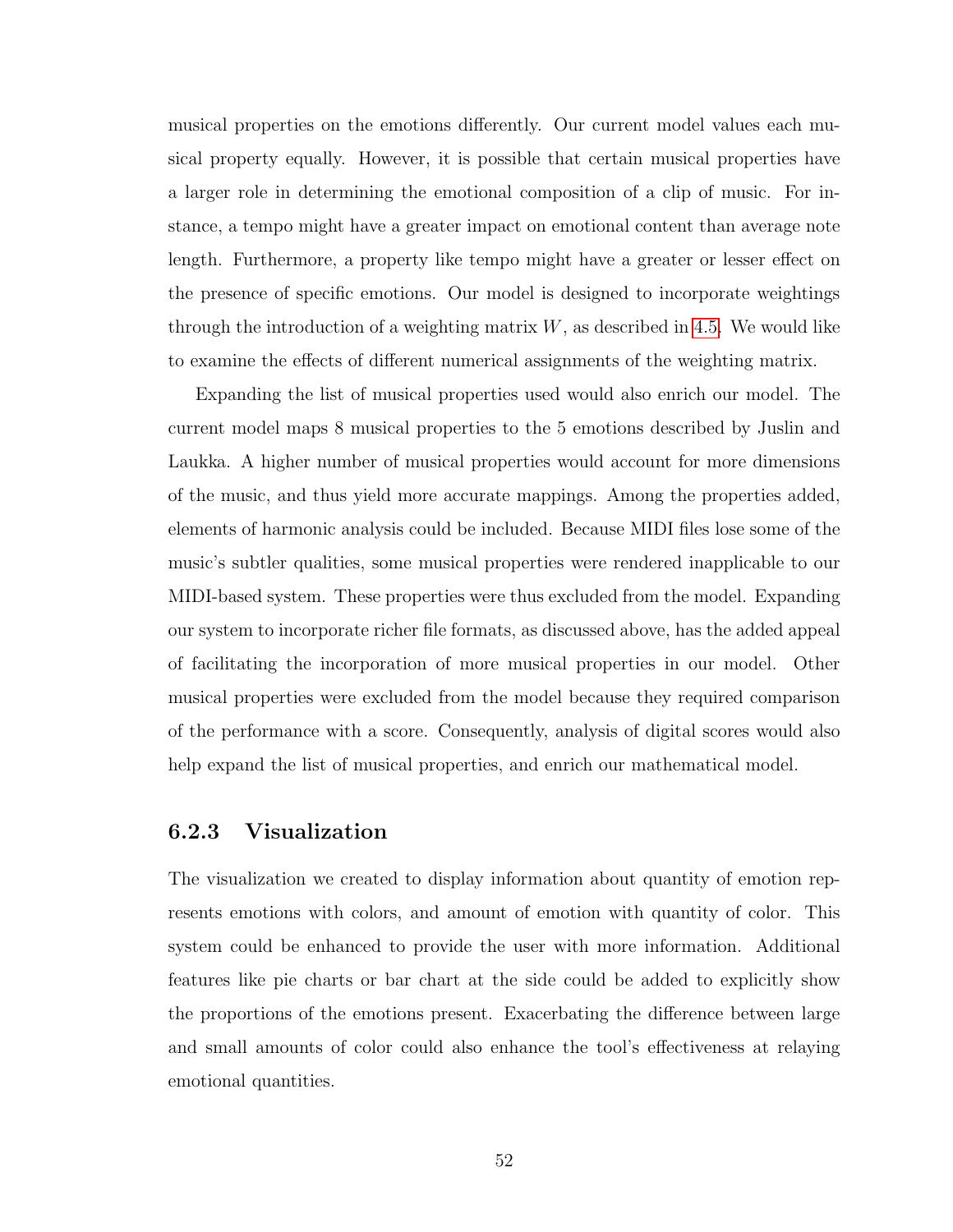musical properties on the emotions differently. Our current model values each musical property equally. However, it is possible that certain musical properties have a larger role in determining the emotional composition of a clip of music. For instance, a tempo might have a greater impact on emotional content than average note length. Furthermore, a property like tempo might have a greater or lesser effect on the presence of specific emotions. Our model is designed to incorporate weightings through the introduction of a weighting matrix $W$, as described in 4.5. We would like to examine the effects of different numerical assignments of the weighting matrix.

Expanding the list of musical properties used would also enrich our model. The current model maps 8 musical properties to the 5 emotions described by Juslin and Laukka. A higher number of musical properties would account for more dimensions of the music, and thus yield more accurate mappings. Among the properties added, elements of harmonic analysis could be included. Because MIDI files lose some of the music's subtler qualities, some musical properties were rendered inapplicable to our MIDI-based system. These properties were thus excluded from the model. Expanding our system to incorporate richer file formats, as discussed above, has the added appeal of facilitating the incorporation of more musical properties in our model. Other musical properties were excluded from the model because they required comparison of the performance with a score. Consequently, analysis of digital scores would also help expand the list of musical properties, and enrich our mathematical model.

### 6.2.3 Visualization

The visualization we created to display information about quantity of emotion represents emotions with colors, and amount of emotion with quantity of color. This system could be enhanced to provide the user with more information. Additional features like pie charts or bar chart at the side could be added to explicitly show the proportions of the emotions present. Exacerbating the difference between large and small amounts of color could also enhance the tool's effectiveness at relaying emotional quantities.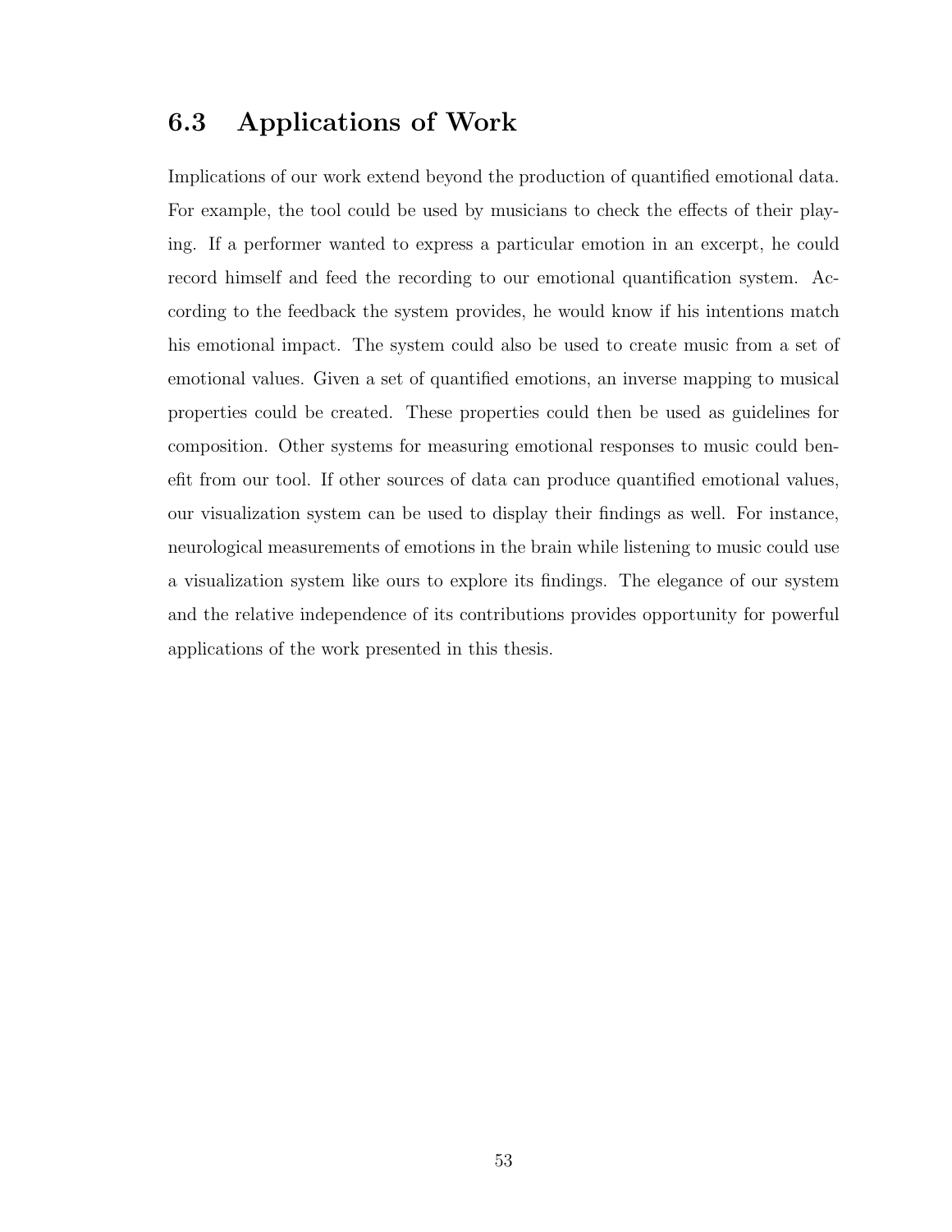## 6.3 Applications of Work

Implications of our work extend beyond the production of quantified emotional data. For example, the tool could be used by musicians to check the effects of their playing. If a performer wanted to express a particular emotion in an excerpt, he could record himself and feed the recording to our emotional quantification system. According to the feedback the system provides, he would know if his intentions match his emotional impact. The system could also be used to create music from a set of emotional values. Given a set of quantified emotions, an inverse mapping to musical properties could be created. These properties could then be used as guidelines for composition. Other systems for measuring emotional responses to music could benefit from our tool. If other sources of data can produce quantified emotional values, our visualization system can be used to display their findings as well. For instance, neurological measurements of emotions in the brain while listening to music could use a visualization system like ours to explore its findings. The elegance of our system and the relative independence of its contributions provides opportunity for powerful applications of the work presented in this thesis.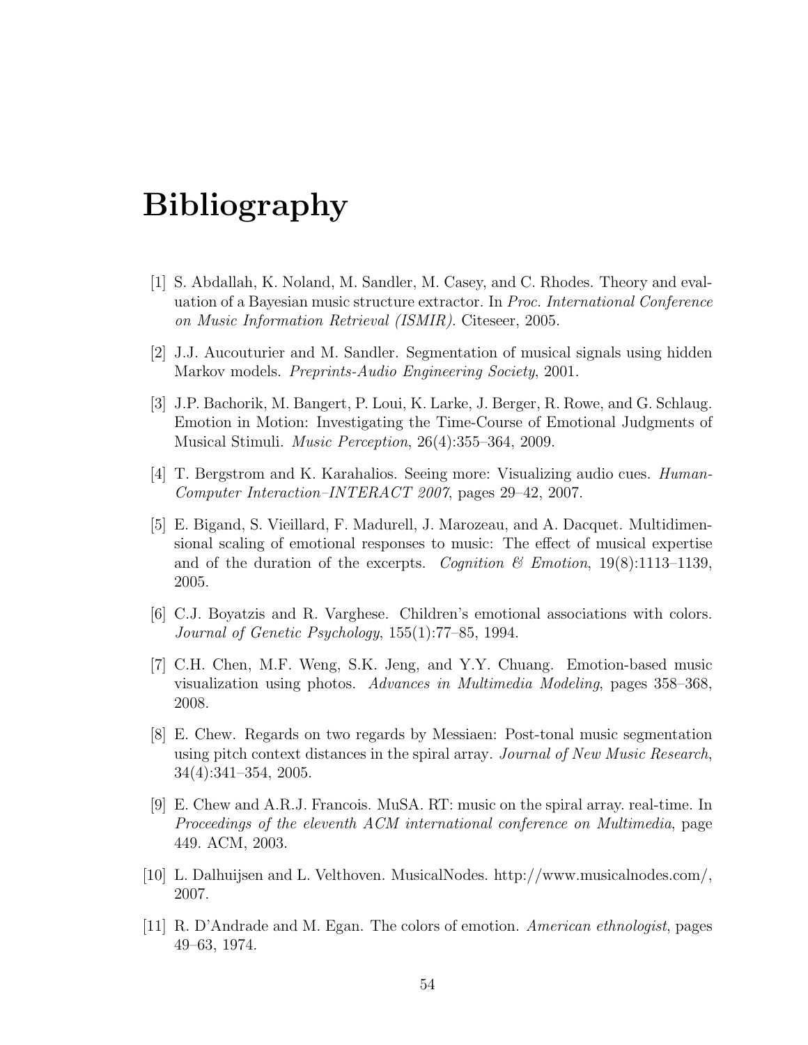# Bibliography

[1] S. Abdallah, K. Noland, M. Sandler, M. Casey, and C. Rhodes. Theory and evaluation of a Bayesian music structure extractor. In *Proc. International Conference on Music Information Retrieval (ISMIR)*. Citeseer, 2005.

[2] J.J. Aucouturier and M. Sandler. Segmentation of musical signals using hidden Markov models. *Preprints-Audio Engineering Society*, 2001.

[3] J.P. Bachorik, M. Bangert, P. Loui, K. Larke, J. Berger, R. Rowe, and G. Schlaug. Emotion in Motion: Investigating the Time-Course of Emotional Judgments of Musical Stimuli. *Music Perception*, 26(4):355–364, 2009.

[4] T. Bergstrom and K. Karahalios. Seeing more: Visualizing audio cues. *Human-Computer Interaction–INTERACT 2007*, pages 29–42, 2007.

[5] E. Bigand, S. Vieillard, F. Madurell, J. Marozeau, and A. Dacquet. Multidimensional scaling of emotional responses to music: The effect of musical expertise and of the duration of the excerpts. *Cognition & Emotion*, 19(8):1113–1139, 2005.

[6] C.J. Boyatzis and R. Varghese. Children's emotional associations with colors. *Journal of Genetic Psychology*, 155(1):77–85, 1994.

[7] C.H. Chen, M.F. Weng, S.K. Jeng, and Y.Y. Chuang. Emotion-based music visualization using photos. *Advances in Multimedia Modeling*, pages 358–368, 2008.

[8] E. Chew. Regards on two regards by Messiaen: Post-tonal music segmentation using pitch context distances in the spiral array. *Journal of New Music Research*, 34(4):341–354, 2005.

[9] E. Chew and A.R.J. Francois. MuSA. RT: music on the spiral array. real-time. In *Proceedings of the eleventh ACM international conference on Multimedia*, page 449. ACM, 2003.

[10] L. Dalhuijsen and L. Velthoven. MusicalNodes. http://www.musicalnodes.com/, 2007.

[11] R. D'Andrade and M. Egan. The colors of emotion. *American ethnologist*, pages 49–63, 1974.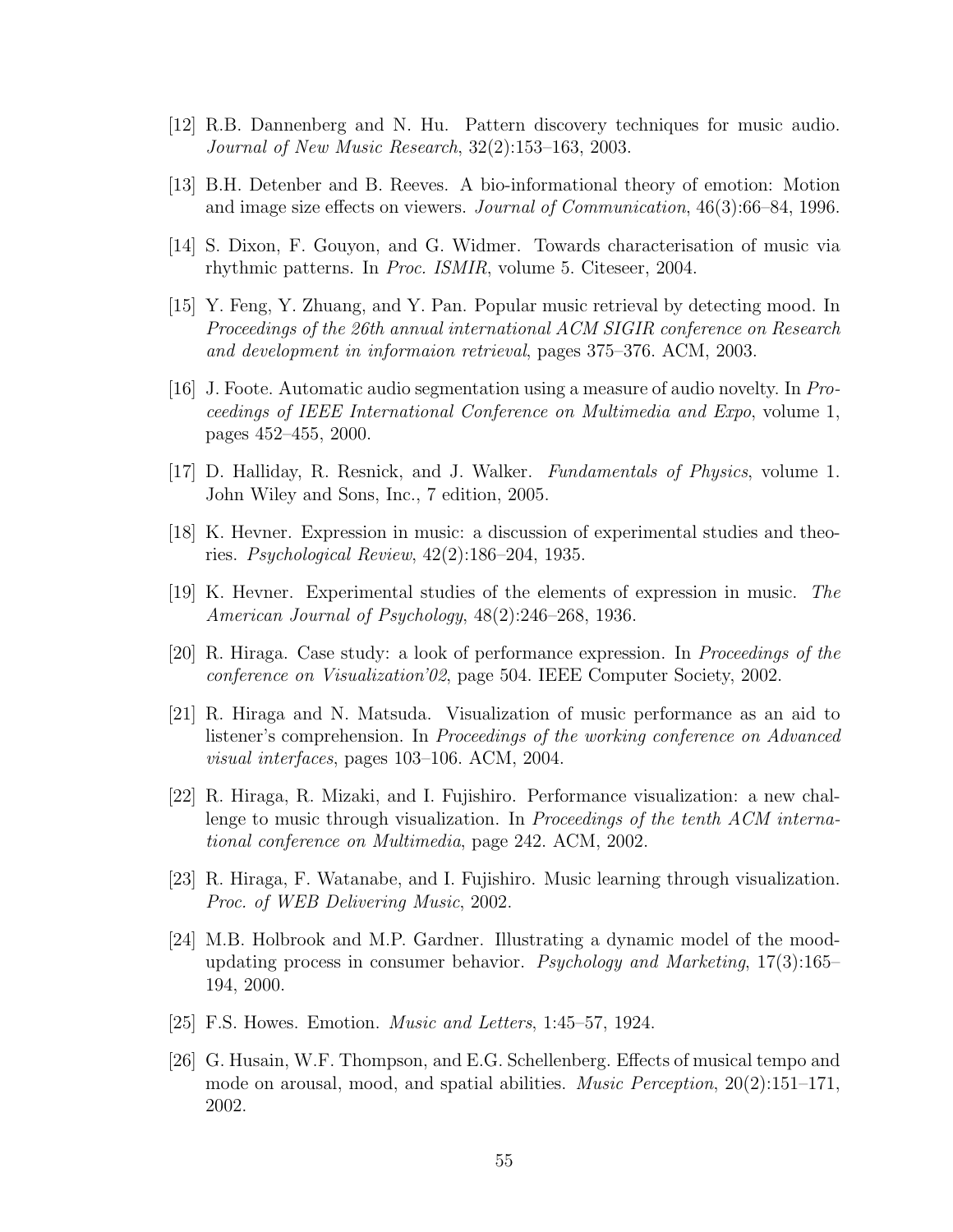[12] R.B. Dannenberg and N. Hu. Pattern discovery techniques for music audio. *Journal of New Music Research*, 32(2):153–163, 2003.

[13] B.H. Detenber and B. Reeves. A bio-informational theory of emotion: Motion and image size effects on viewers. *Journal of Communication*, 46(3):66–84, 1996.

[14] S. Dixon, F. Gouyon, and G. Widmer. Towards characterisation of music via rhythmic patterns. In *Proc. ISMIR*, volume 5. Citeseer, 2004.

[15] Y. Feng, Y. Zhuang, and Y. Pan. Popular music retrieval by detecting mood. In *Proceedings of the 26th annual international ACM SIGIR conference on Research and development in informaion retrieval*, pages 375–376. ACM, 2003.

[16] J. Foote. Automatic audio segmentation using a measure of audio novelty. In *Proceedings of IEEE International Conference on Multimedia and Expo*, volume 1, pages 452–455, 2000.

[17] D. Halliday, R. Resnick, and J. Walker. *Fundamentals of Physics*, volume 1. John Wiley and Sons, Inc., 7 edition, 2005.

[18] K. Hevner. Expression in music: a discussion of experimental studies and theories. *Psychological Review*, 42(2):186–204, 1935.

[19] K. Hevner. Experimental studies of the elements of expression in music. *The American Journal of Psychology*, 48(2):246–268, 1936.

[20] R. Hiraga. Case study: a look of performance expression. In *Proceedings of the conference on Visualization'02*, page 504. IEEE Computer Society, 2002.

[21] R. Hiraga and N. Matsuda. Visualization of music performance as an aid to listener's comprehension. In *Proceedings of the working conference on Advanced visual interfaces*, pages 103–106. ACM, 2004.

[22] R. Hiraga, R. Mizaki, and I. Fujishiro. Performance visualization: a new challenge to music through visualization. In *Proceedings of the tenth ACM international conference on Multimedia*, page 242. ACM, 2002.

[23] R. Hiraga, F. Watanabe, and I. Fujishiro. Music learning through visualization. *Proc. of WEB Delivering Music*, 2002.

[24] M.B. Holbrook and M.P. Gardner. Illustrating a dynamic model of the mood-updating process in consumer behavior. *Psychology and Marketing*, 17(3):165–194, 2000.

[25] F.S. Howes. Emotion. *Music and Letters*, 1:45–57, 1924.

[26] G. Husain, W.F. Thompson, and E.G. Schellenberg. Effects of musical tempo and mode on arousal, mood, and spatial abilities. *Music Perception*, 20(2):151–171, 2002.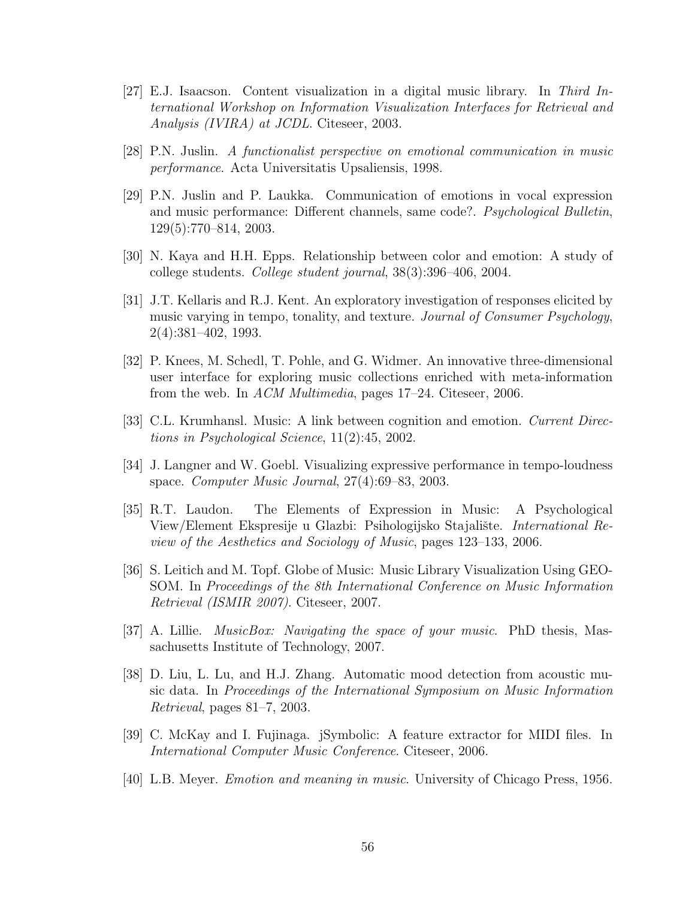[27] E.J. Isaacson. Content visualization in a digital music library. In *Third International Workshop on Information Visualization Interfaces for Retrieval and Analysis (IVIRA) at JCDL*. Citeseer, 2003.

[28] P.N. Juslin. *A functionalist perspective on emotional communication in music performance*. Acta Universitatis Upsaliensis, 1998.

[29] P.N. Juslin and P. Laukka. Communication of emotions in vocal expression and music performance: Different channels, same code?. *Psychological Bulletin*, 129(5):770–814, 2003.

[30] N. Kaya and H.H. Epps. Relationship between color and emotion: A study of college students. *College student journal*, 38(3):396–406, 2004.

[31] J.T. Kellaris and R.J. Kent. An exploratory investigation of responses elicited by music varying in tempo, tonality, and texture. *Journal of Consumer Psychology*, 2(4):381–402, 1993.

[32] P. Knees, M. Schedl, T. Pohle, and G. Widmer. An innovative three-dimensional user interface for exploring music collections enriched with meta-information from the web. In *ACM Multimedia*, pages 17–24. Citeseer, 2006.

[33] C.L. Krumhansl. Music: A link between cognition and emotion. *Current Directions in Psychological Science*, 11(2):45, 2002.

[34] J. Langner and W. Goebl. Visualizing expressive performance in tempo-loudness space. *Computer Music Journal*, 27(4):69–83, 2003.

[35] R.T. Laudon. The Elements of Expression in Music: A Psychological View/Element Ekspresije u Glazbi: Psihologijsko Stajalište. *International Review of the Aesthetics and Sociology of Music*, pages 123–133, 2006.

[36] S. Leitich and M. Topf. Globe of Music: Music Library Visualization Using GEOSOM. In *Proceedings of the 8th International Conference on Music Information Retrieval (ISMIR 2007)*. Citeseer, 2007.

[37] A. Lillie. *MusicBox: Navigating the space of your music*. PhD thesis, Massachusetts Institute of Technology, 2007.

[38] D. Liu, L. Lu, and H.J. Zhang. Automatic mood detection from acoustic music data. In *Proceedings of the International Symposium on Music Information Retrieval*, pages 81–7, 2003.

[39] C. McKay and I. Fujinaga. jSymbolic: A feature extractor for MIDI files. In *International Computer Music Conference*. Citeseer, 2006.

[40] L.B. Meyer. *Emotion and meaning in music.* University of Chicago Press, 1956.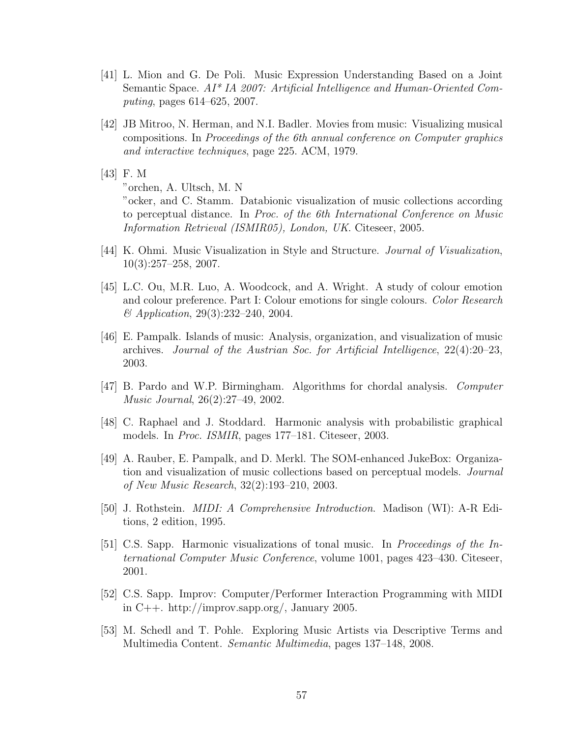[41] L. Mion and G. De Poli. Music Expression Understanding Based on a Joint Semantic Space. *AI* IA 2007: Artificial Intelligence and Human-Oriented Computing*, pages 614–625, 2007.

[42] JB Mitroo, N. Herman, and N.I. Badler. Movies from music: Visualizing musical compositions. In *Proceedings of the 6th annual conference on Computer graphics and interactive techniques*, page 225. ACM, 1979.

[43] F. M
"orchen, A. Ultsch, M. N
"ocker, and C. Stamm. Databionic visualization of music collections according to perceptual distance. In *Proc. of the 6th International Conference on Music Information Retrieval (ISMIR05), London, UK*. Citeseer, 2005.

[44] K. Ohmi. Music Visualization in Style and Structure. *Journal of Visualization*, 10(3):257–258, 2007.

[45] L.C. Ou, M.R. Luo, A. Woodcock, and A. Wright. A study of colour emotion and colour preference. Part I: Colour emotions for single colours. *Color Research & Application*, 29(3):232–240, 2004.

[46] E. Pampalk. Islands of music: Analysis, organization, and visualization of music archives. *Journal of the Austrian Soc. for Artificial Intelligence*, 22(4):20–23, 2003.

[47] B. Pardo and W.P. Birmingham. Algorithms for chordal analysis. *Computer Music Journal*, 26(2):27–49, 2002.

[48] C. Raphael and J. Stoddard. Harmonic analysis with probabilistic graphical models. In *Proc. ISMIR*, pages 177–181. Citeseer, 2003.

[49] A. Rauber, E. Pampalk, and D. Merkl. The SOM-enhanced JukeBox: Organization and visualization of music collections based on perceptual models. *Journal of New Music Research*, 32(2):193–210, 2003.

[50] J. Rothstein. *MIDI: A Comprehensive Introduction*. Madison (WI): A-R Editions, 2 edition, 1995.

[51] C.S. Sapp. Harmonic visualizations of tonal music. In *Proceedings of the International Computer Music Conference*, volume 1001, pages 423–430. Citeseer, 2001.

[52] C.S. Sapp. Improv: Computer/Performer Interaction Programming with MIDI in C++. http://improv.sapp.org/, January 2005.

[53] M. Schedl and T. Pohle. Exploring Music Artists via Descriptive Terms and Multimedia Content. *Semantic Multimedia*, pages 137–148, 2008.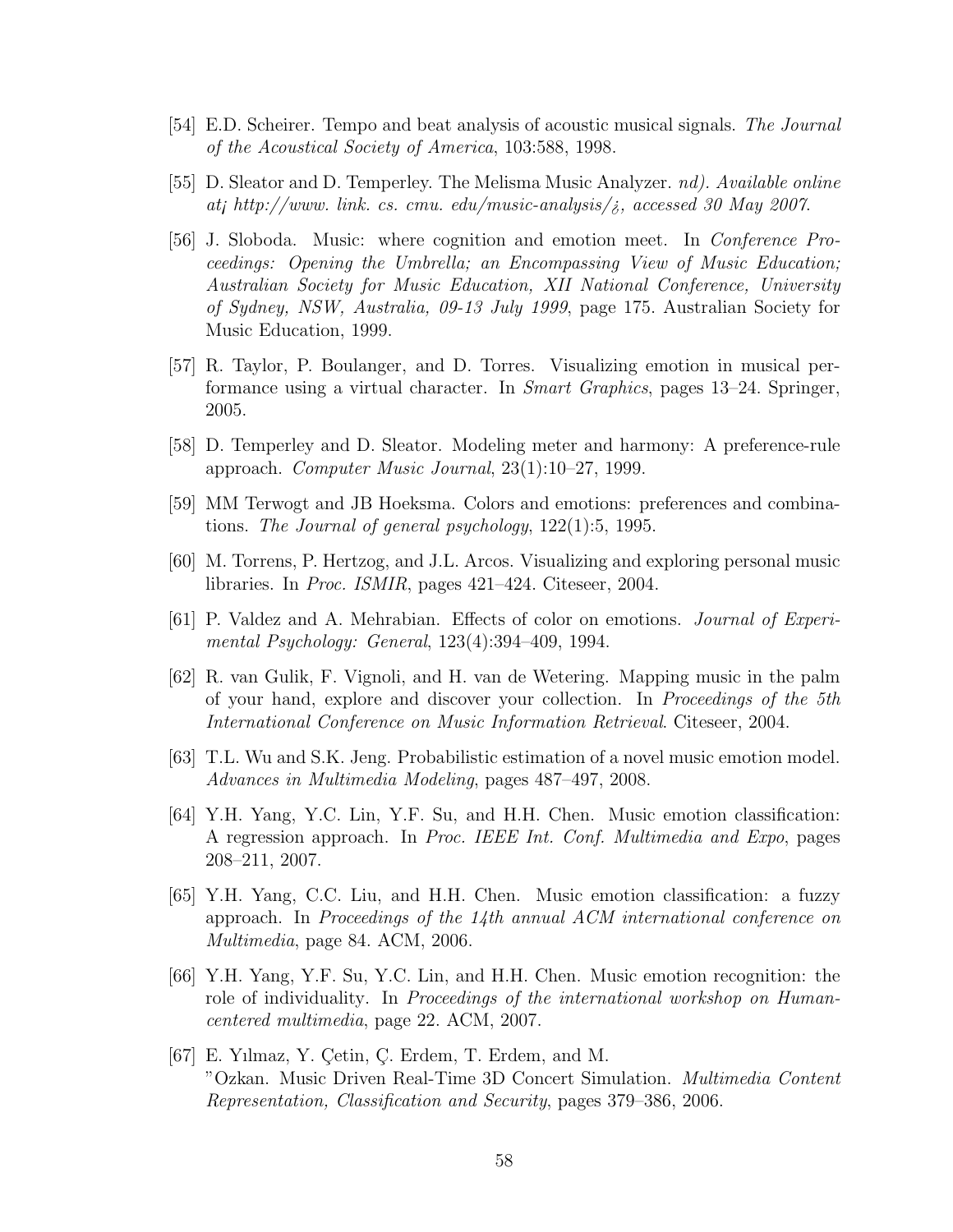[54] E.D. Scheirer. Tempo and beat analysis of acoustic musical signals. *The Journal of the Acoustical Society of America*, 103:588, 1998.

[55] D. Sleator and D. Temperley. The Melisma Music Analyzer. *nd). Available online at¡ http://www. link. cs. cmu. edu/music-analysis/¿, accessed 30 May 2007.*

[56] J. Sloboda. Music: where cognition and emotion meet. In *Conference Proceedings: Opening the Umbrella; an Encompassing View of Music Education; Australian Society for Music Education, XII National Conference, University of Sydney, NSW, Australia, 09-13 July 1999*, page 175. Australian Society for Music Education, 1999.

[57] R. Taylor, P. Boulanger, and D. Torres. Visualizing emotion in musical performance using a virtual character. In *Smart Graphics*, pages 13–24. Springer, 2005.

[58] D. Temperley and D. Sleator. Modeling meter and harmony: A preference-rule approach. *Computer Music Journal*, 23(1):10–27, 1999.

[59] MM Terwogt and JB Hoeksma. Colors and emotions: preferences and combinations. *The Journal of general psychology*, 122(1):5, 1995.

[60] M. Torrens, P. Hertzog, and J.L. Arcos. Visualizing and exploring personal music libraries. In *Proc. ISMIR*, pages 421–424. Citeseer, 2004.

[61] P. Valdez and A. Mehrabian. Effects of color on emotions. *Journal of Experimental Psychology: General*, 123(4):394–409, 1994.

[62] R. van Gulik, F. Vignoli, and H. van de Wetering. Mapping music in the palm of your hand, explore and discover your collection. In *Proceedings of the 5th International Conference on Music Information Retrieval*. Citeseer, 2004.

[63] T.L. Wu and S.K. Jeng. Probabilistic estimation of a novel music emotion model. *Advances in Multimedia Modeling*, pages 487–497, 2008.

[64] Y.H. Yang, Y.C. Lin, Y.F. Su, and H.H. Chen. Music emotion classification: A regression approach. In *Proc. IEEE Int. Conf. Multimedia and Expo*, pages 208–211, 2007.

[65] Y.H. Yang, C.C. Liu, and H.H. Chen. Music emotion classification: a fuzzy approach. In *Proceedings of the 14th annual ACM international conference on Multimedia*, page 84. ACM, 2006.

[66] Y.H. Yang, Y.F. Su, Y.C. Lin, and H.H. Chen. Music emotion recognition: the role of individuality. In *Proceedings of the international workshop on Human-centered multimedia*, page 22. ACM, 2007.

[67] E. Yılmaz, Y. Çetin, Ç. Erdem, T. Erdem, and M. "Ozkan. Music Driven Real-Time 3D Concert Simulation. *Multimedia Content Representation, Classification and Security*, pages 379–386, 2006.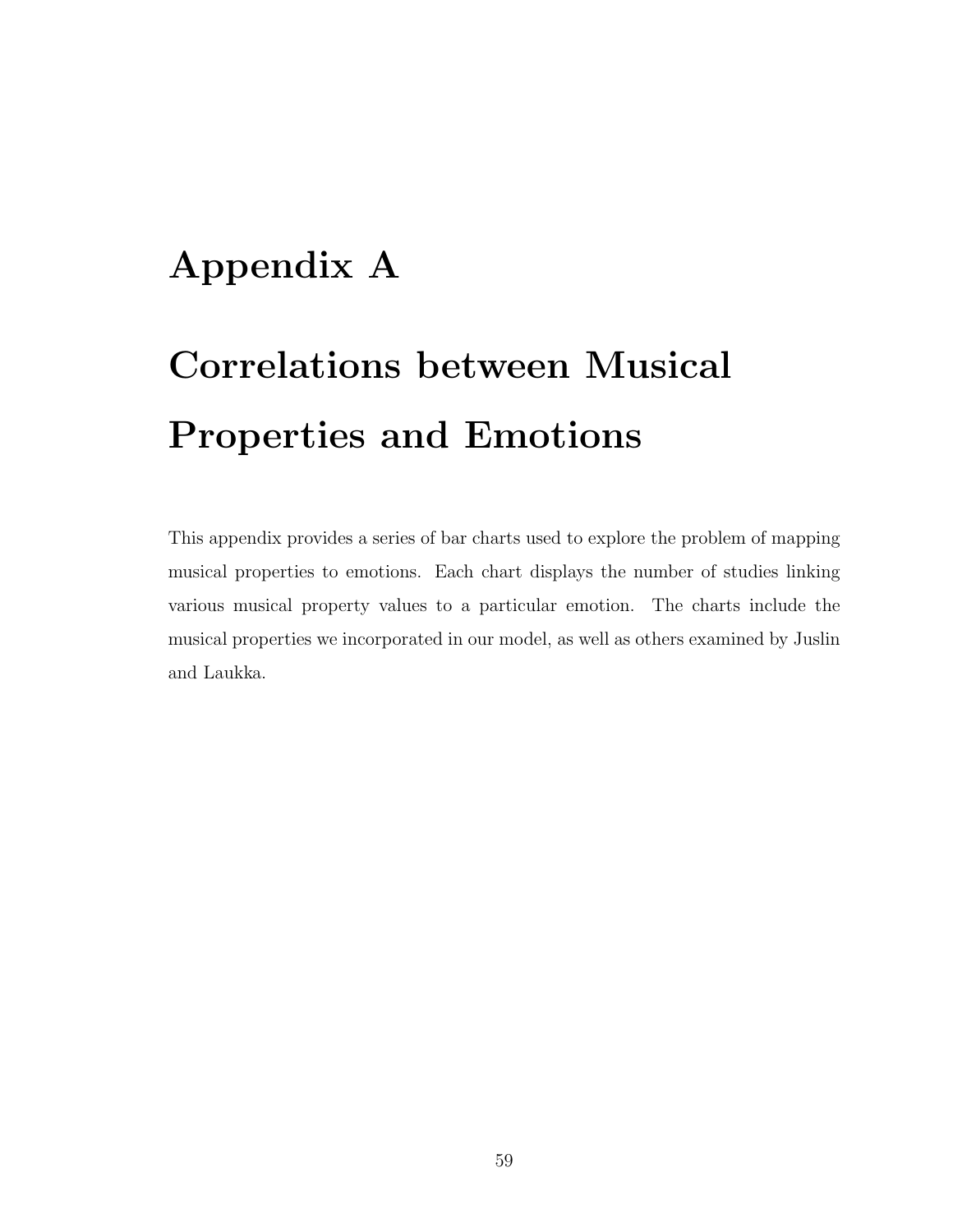# Appendix A

# Correlations between Musical Properties and Emotions

This appendix provides a series of bar charts used to explore the problem of mapping musical properties to emotions. Each chart displays the number of studies linking various musical property values to a particular emotion. The charts include the musical properties we incorporated in our model, as well as others examined by Juslin and Laukka.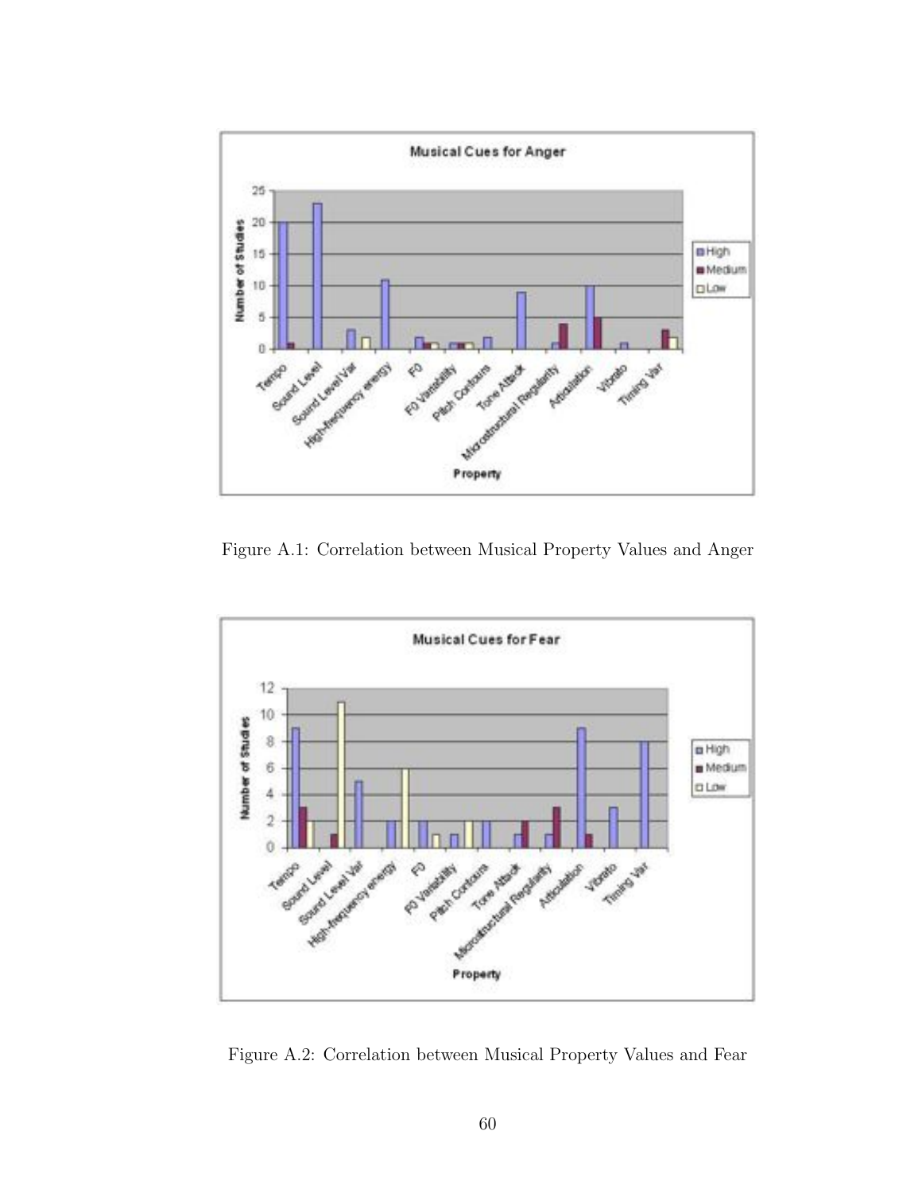Figure A.1: Correlation between Musical Property Values and Anger

Figure A.2: Correlation between Musical Property Values and Fear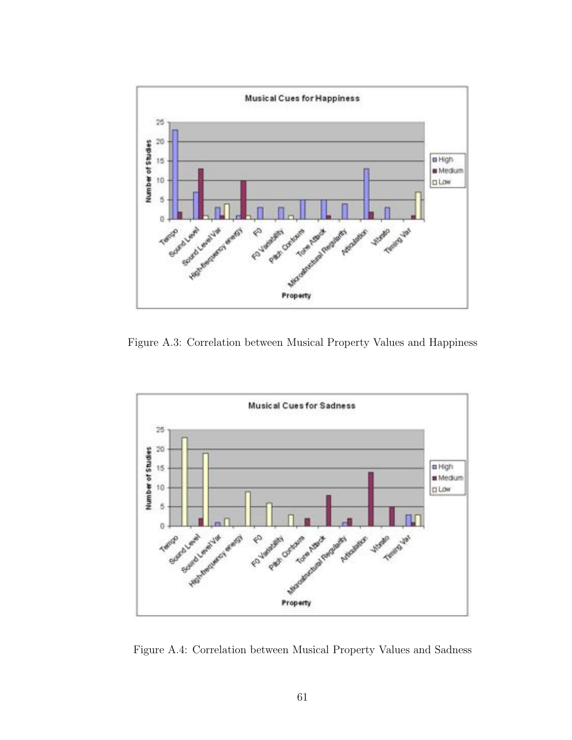Figure A.3: Correlation between Musical Property Values and Happiness

Figure A.4: Correlation between Musical Property Values and Sadness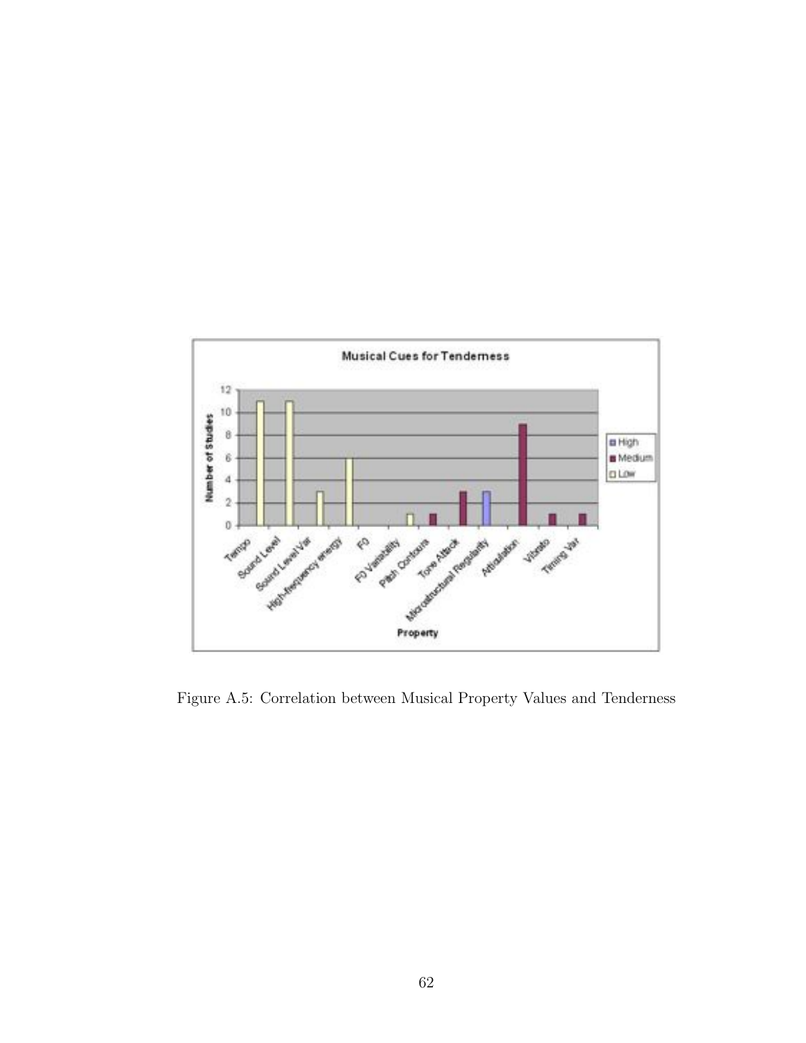Figure A.5: Correlation between Musical Property Values and Tenderness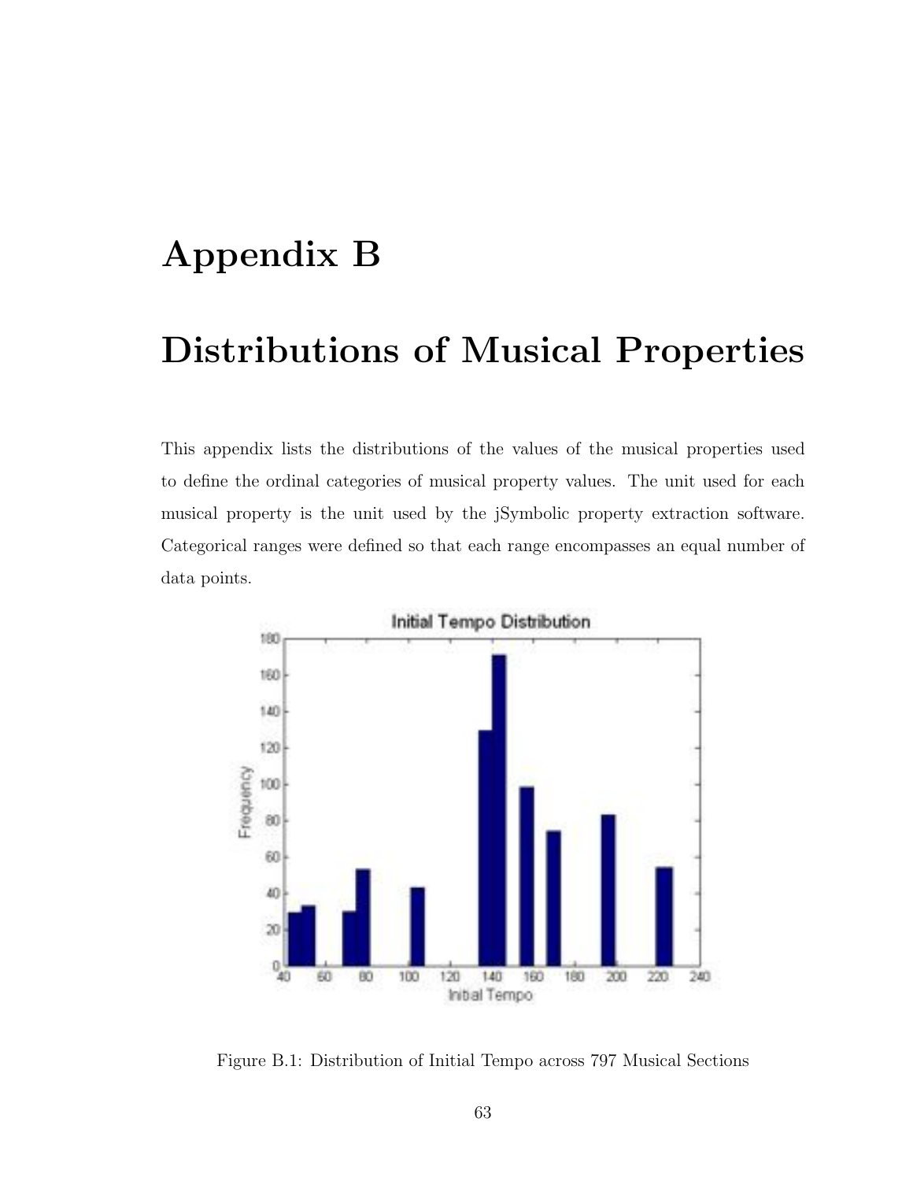# Appendix B

# Distributions of Musical Properties

This appendix lists the distributions of the values of the musical properties used to define the ordinal categories of musical property values. The unit used for each musical property is the unit used by the jSymbolic property extraction software. Categorical ranges were defined so that each range encompasses an equal number of data points.

Figure B.1: Distribution of Initial Tempo across 797 Musical Sections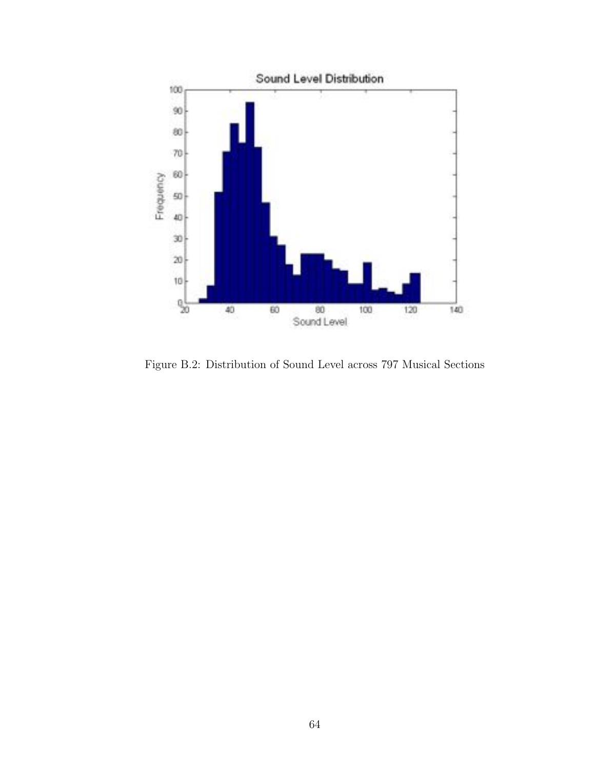Figure B.2: Distribution of Sound Level across 797 Musical Sections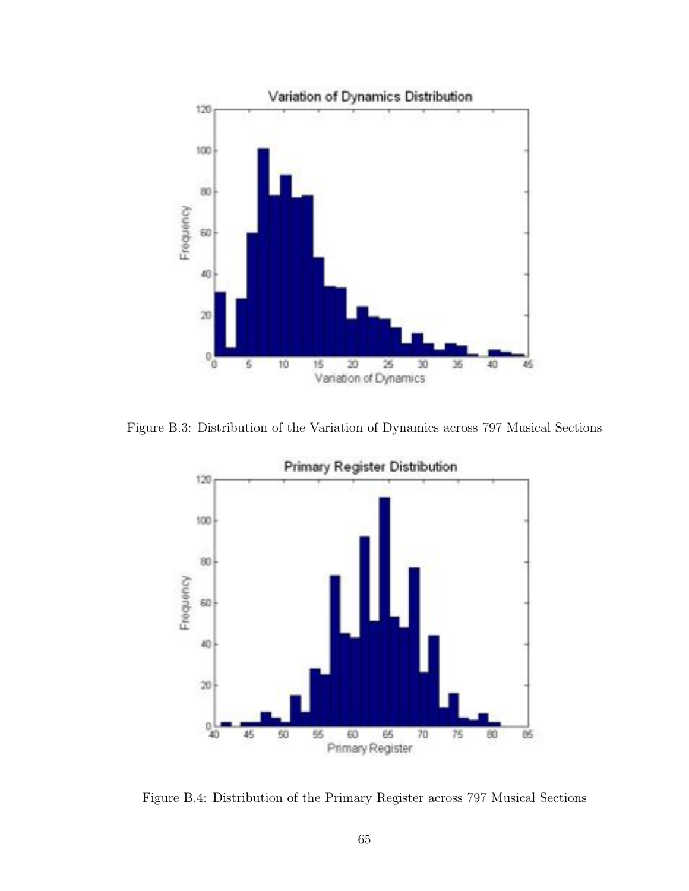Figure B.3: Distribution of the Variation of Dynamics across 797 Musical Sections

Figure B.4: Distribution of the Primary Register across 797 Musical Sections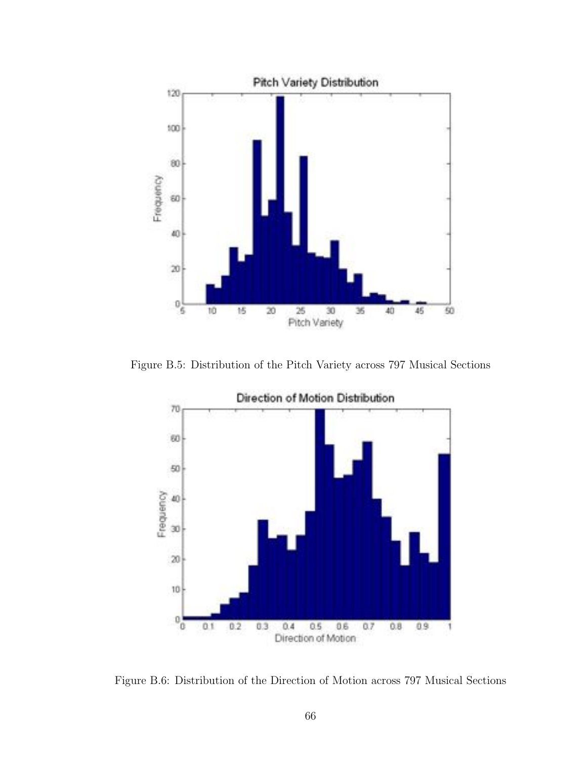Figure B.5: Distribution of the Pitch Variety across 797 Musical Sections

Figure B.6: Distribution of the Direction of Motion across 797 Musical Sections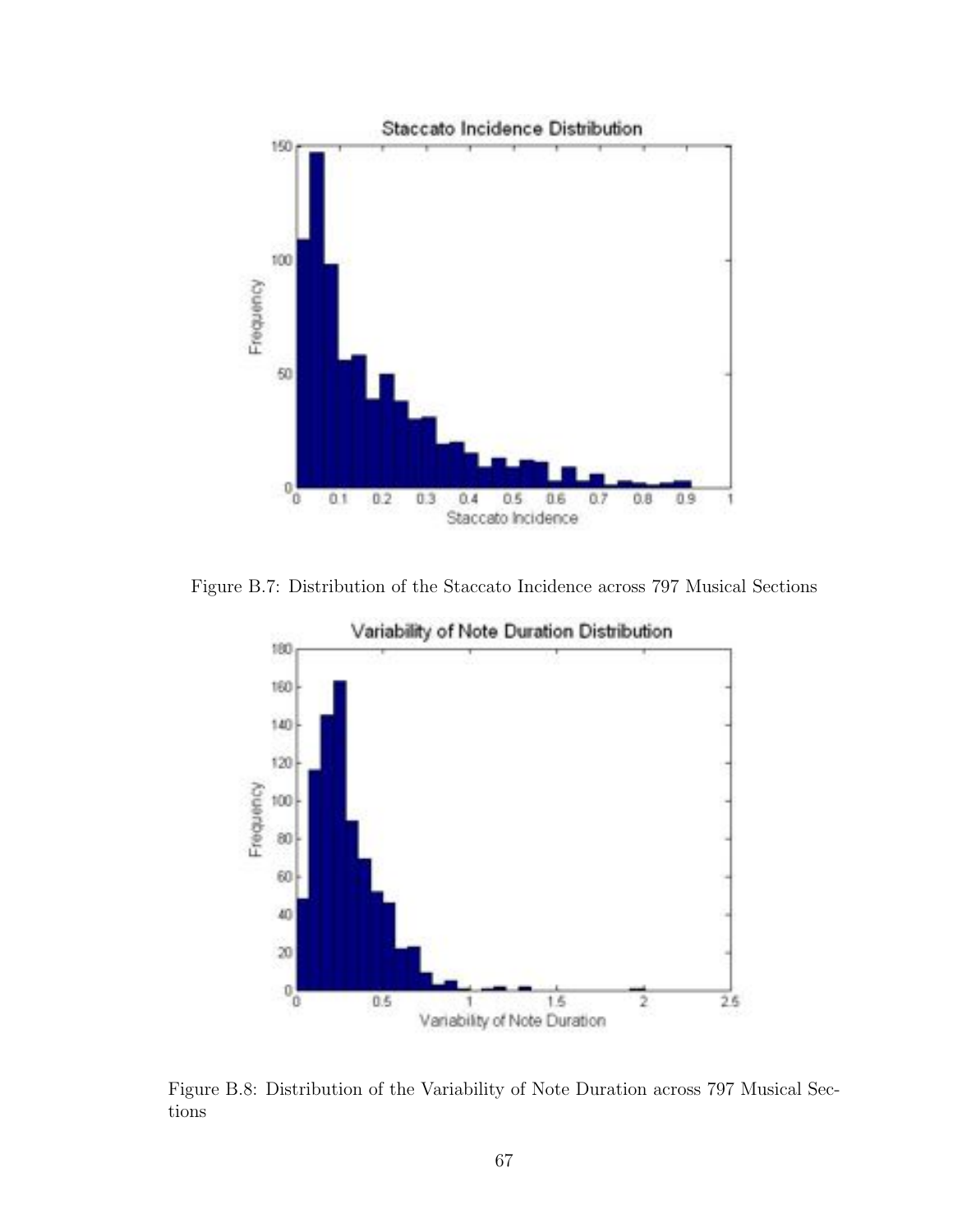Figure B.7: Distribution of the Staccato Incidence across 797 Musical Sections

Figure B.8: Distribution of the Variability of Note Duration across 797 Musical Sections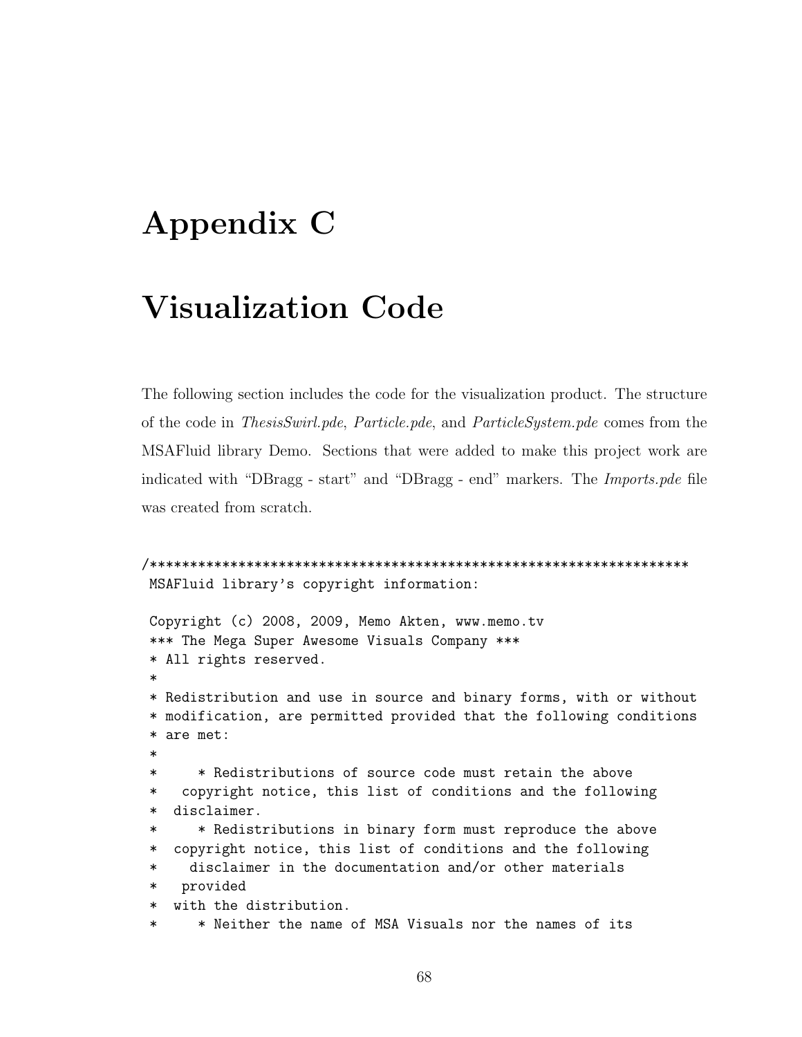# Appendix C

# Visualization Code

The following section includes the code for the visualization product. The structure of the code in *ThesisSwirl.pde*, *Particle.pde*, and *ParticleSystem.pde* comes from the MSAFluid library Demo. Sections that were added to make this project work are indicated with "DBragg - start" and "DBragg - end" markers. The *Imports.pde* file was created from scratch.

```
/***********************************************************************
 MSAFluid library's copyright information:

 Copyright (c) 2008, 2009, Memo Akten, www.memo.tv
 *** The Mega Super Awesome Visuals Company ***
 * All rights reserved.
 *
 * Redistribution and use in source and binary forms, with or without
 * modification, are permitted provided that the following conditions
 * are met:
 *
 *     * Redistributions of source code must retain the above
 *   copyright notice, this list of conditions and the following
 *  disclaimer.
 *     * Redistributions in binary form must reproduce the above
 *  copyright notice, this list of conditions and the following
 *    disclaimer in the documentation and/or other materials
 *   provided
 *  with the distribution.
 *     * Neither the name of MSA Visuals nor the names of its
```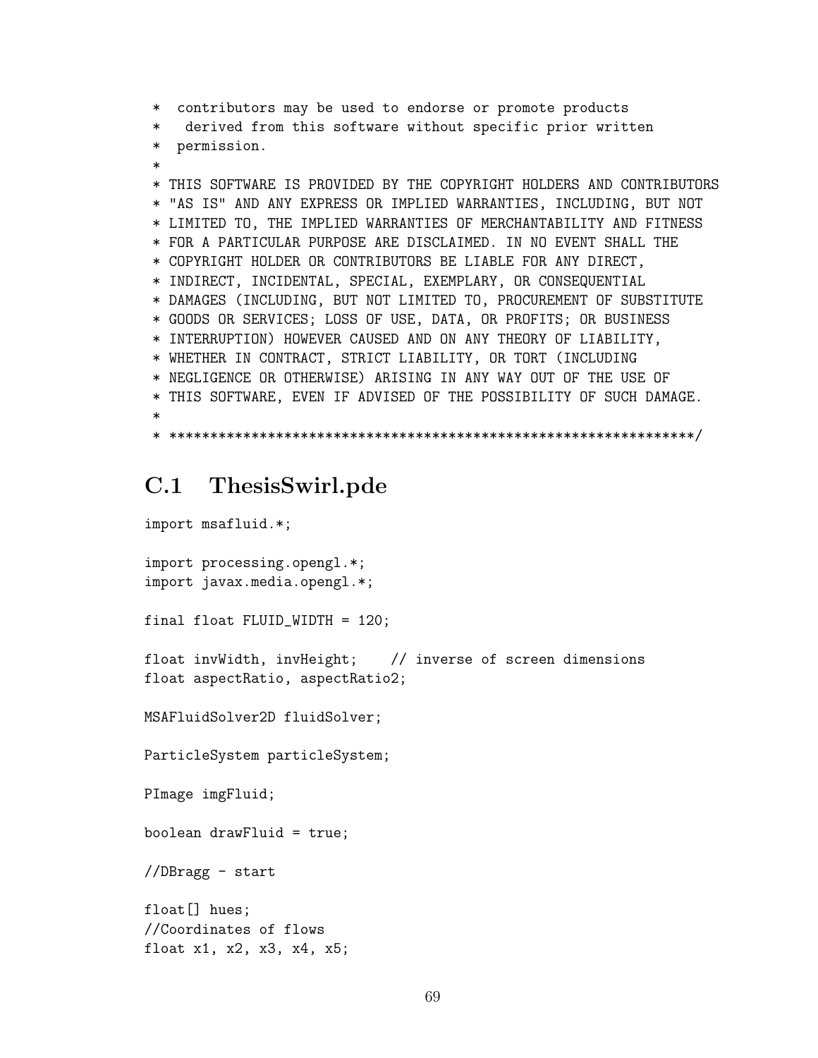```
 *  contributors may be used to endorse or promote products
 *   derived from this software without specific prior written
 *  permission.
 *
 * THIS SOFTWARE IS PROVIDED BY THE COPYRIGHT HOLDERS AND CONTRIBUTORS
 * "AS IS" AND ANY EXPRESS OR IMPLIED WARRANTIES, INCLUDING, BUT NOT
 * LIMITED TO, THE IMPLIED WARRANTIES OF MERCHANTABILITY AND FITNESS
 * FOR A PARTICULAR PURPOSE ARE DISCLAIMED. IN NO EVENT SHALL THE
 * COPYRIGHT HOLDER OR CONTRIBUTORS BE LIABLE FOR ANY DIRECT,
 * INDIRECT, INCIDENTAL, SPECIAL, EXEMPLARY, OR CONSEQUENTIAL
 * DAMAGES (INCLUDING, BUT NOT LIMITED TO, PROCUREMENT OF SUBSTITUTE
 * GOODS OR SERVICES; LOSS OF USE, DATA, OR PROFITS; OR BUSINESS
 * INTERRUPTION) HOWEVER CAUSED AND ON ANY THEORY OF LIABILITY,
 * WHETHER IN CONTRACT, STRICT LIABILITY, OR TORT (INCLUDING
 * NEGLIGENCE OR OTHERWISE) ARISING IN ANY WAY OUT OF THE USE OF
 * THIS SOFTWARE, EVEN IF ADVISED OF THE POSSIBILITY OF SUCH DAMAGE.
 *
 * ***************************************************************/
```

## C.1 ThesisSwirl.pde

```
import msafluid.*;

import processing.opengl.*;
import javax.media.opengl.*;

final float FLUID_WIDTH = 120;

float invWidth, invHeight;    // inverse of screen dimensions
float aspectRatio, aspectRatio2;

MSAFluidSolver2D fluidSolver;

ParticleSystem particleSystem;

PImage imgFluid;

boolean drawFluid = true;

//DBragg - start

float[] hues;
//Coordinates of flows
float x1, x2, x3, x4, x5;
```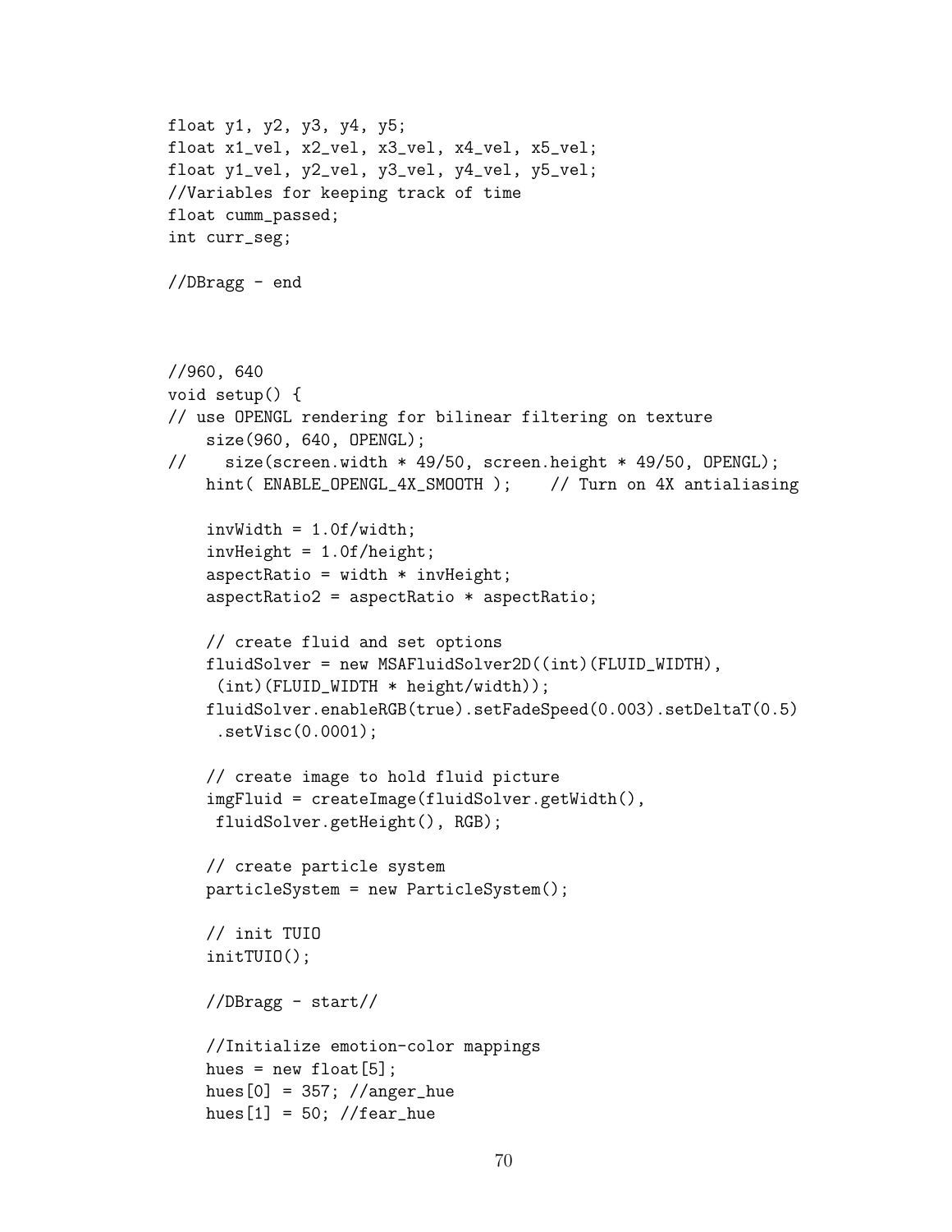```
float y1, y2, y3, y4, y5;
float x1_vel, x2_vel, x3_vel, x4_vel, x5_vel;
float y1_vel, y2_vel, y3_vel, y4_vel, y5_vel;
//Variables for keeping track of time
float cumm_passed;
int curr_seg;

//DBragg - end



//960, 640
void setup() {
// use OPENGL rendering for bilinear filtering on texture
    size(960, 640, OPENGL);
//    size(screen.width * 49/50, screen.height * 49/50, OPENGL);
    hint( ENABLE_OPENGL_4X_SMOOTH );    // Turn on 4X antialiasing

    invWidth = 1.0f/width;
    invHeight = 1.0f/height;
    aspectRatio = width * invHeight;
    aspectRatio2 = aspectRatio * aspectRatio;

    // create fluid and set options
    fluidSolver = new MSAFluidSolver2D((int)(FLUID_WIDTH),
     (int)(FLUID_WIDTH * height/width));
    fluidSolver.enableRGB(true).setFadeSpeed(0.003).setDeltaT(0.5)
     .setVisc(0.0001);

    // create image to hold fluid picture
    imgFluid = createImage(fluidSolver.getWidth(),
     fluidSolver.getHeight(), RGB);

    // create particle system
    particleSystem = new ParticleSystem();

    // init TUIO
    initTUIO();

    //DBragg - start//

    //Initialize emotion-color mappings
    hues = new float[5];
    hues[0] = 357; //anger_hue
    hues[1] = 50; //fear_hue
```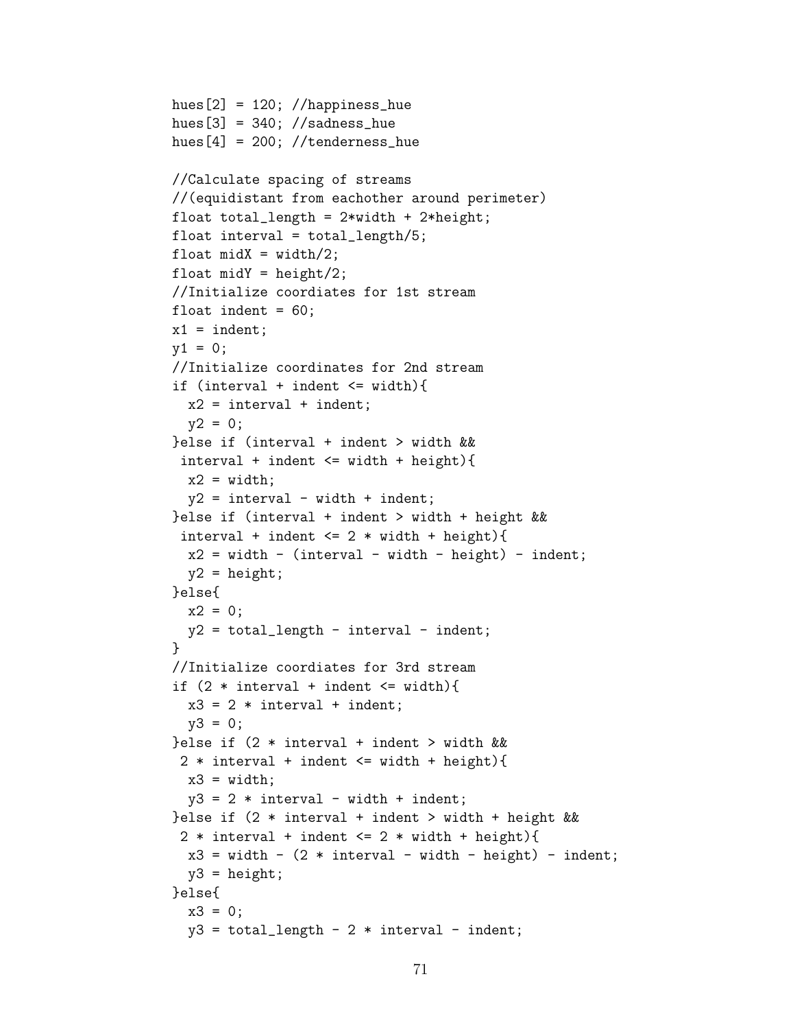```
hues[2] = 120; //happiness_hue
hues[3] = 340; //sadness_hue
hues[4] = 200; //tenderness_hue

//Calculate spacing of streams
//(equidistant from eachother around perimeter)
float total_length = 2*width + 2*height;
float interval = total_length/5;
float midX = width/2;
float midY = height/2;
//Initialize coordiates for 1st stream
float indent = 60;
x1 = indent;
y1 = 0;
//Initialize coordinates for 2nd stream
if (interval + indent <= width){
  x2 = interval + indent;
  y2 = 0;
}else if (interval + indent > width &&
 interval + indent <= width + height){
  x2 = width;
  y2 = interval - width + indent;
}else if (interval + indent > width + height &&
 interval + indent <= 2 * width + height){
  x2 = width - (interval - width - height) - indent;
  y2 = height;
}else{
  x2 = 0;
  y2 = total_length - interval - indent;
}
//Initialize coordinates for 3rd stream
if (2 * interval + indent <= width){
  x3 = 2 * interval + indent;
  y3 = 0;
}else if (2 * interval + indent > width &&
 2 * interval + indent <= width + height){
  x3 = width;
  y3 = 2 * interval - width + indent;
}else if (2 * interval + indent > width + height &&
 2 * interval + indent <= 2 * width + height){
  x3 = width - (2 * interval - width - height) - indent;
  y3 = height;
}else{
  x3 = 0;
  y3 = total_length - 2 * interval - indent;
```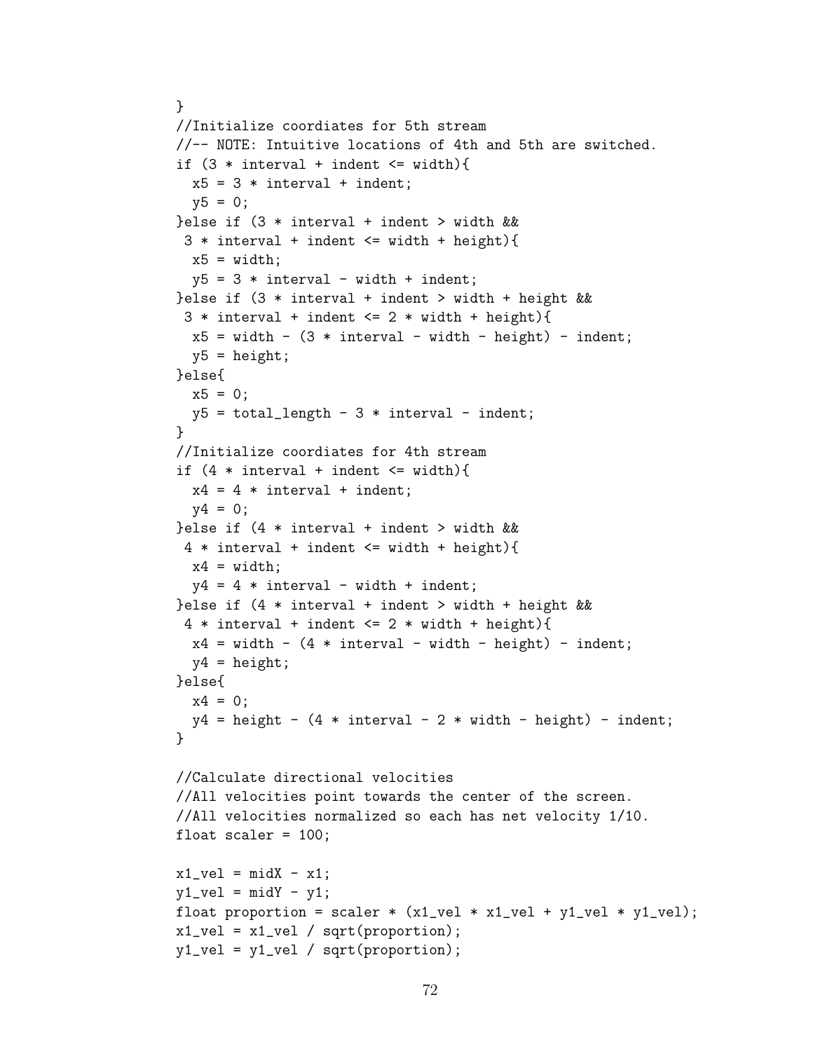```
}
//Initialize coordiates for 5th stream
//-- NOTE: Intuitive locations of 4th and 5th are switched.
if (3 * interval + indent <= width){
  x5 = 3 * interval + indent;
  y5 = 0;
}else if (3 * interval + indent > width &&
 3 * interval + indent <= width + height){
  x5 = width;
  y5 = 3 * interval - width + indent;
}else if (3 * interval + indent > width + height &&
 3 * interval + indent <= 2 * width + height){
  x5 = width - (3 * interval - width - height) - indent;
  y5 = height;
}else{
  x5 = 0;
  y5 = total_length - 3 * interval - indent;
}
//Initialize coordiates for 4th stream
if (4 * interval + indent <= width){
  x4 = 4 * interval + indent;
  y4 = 0;
}else if (4 * interval + indent > width &&
 4 * interval + indent <= width + height){
  x4 = width;
  y4 = 4 * interval - width + indent;
}else if (4 * interval + indent > width + height &&
 4 * interval + indent <= 2 * width + height){
  x4 = width - (4 * interval - width - height) - indent;
  y4 = height;
}else{
  x4 = 0;
  y4 = height - (4 * interval - 2 * width - height) - indent;
}

//Calculate directional velocities
//All velocities point towards the center of the screen.
//All velocities normalized so each has net velocity 1/10.
float scaler = 100;

x1_vel = midX - x1;
y1_vel = midY - y1;
float proportion = scaler * (x1_vel * x1_vel + y1_vel * y1_vel);
x1_vel = x1_vel / sqrt(proportion);
y1_vel = y1_vel / sqrt(proportion);
```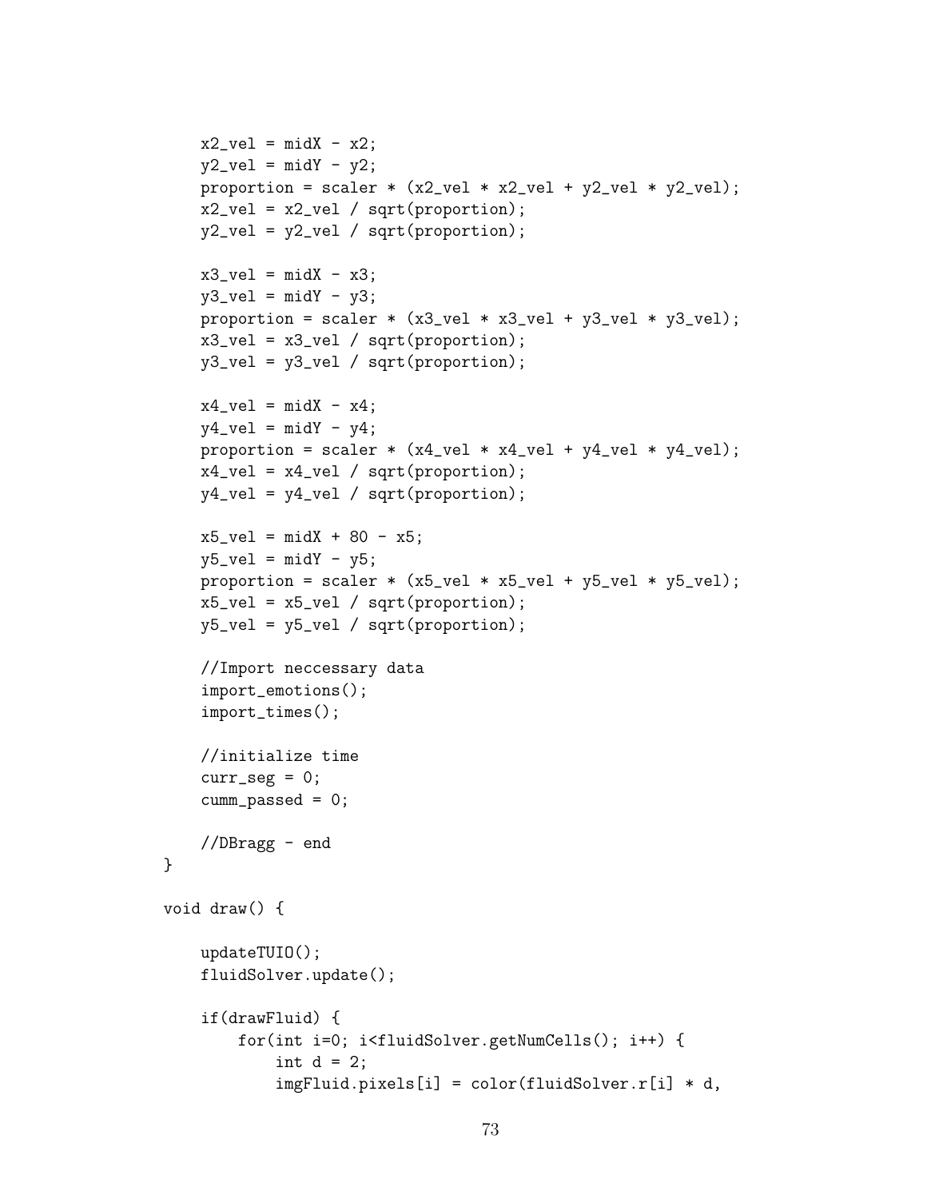```
    x2_vel = midX - x2;
    y2_vel = midY - y2;
    proportion = scaler * (x2_vel * x2_vel + y2_vel * y2_vel);
    x2_vel = x2_vel / sqrt(proportion);
    y2_vel = y2_vel / sqrt(proportion);

    x3_vel = midX - x3;
    y3_vel = midY - y3;
    proportion = scaler * (x3_vel * x3_vel + y3_vel * y3_vel);
    x3_vel = x3_vel / sqrt(proportion);
    y3_vel = y3_vel / sqrt(proportion);

    x4_vel = midX - x4;
    y4_vel = midY - y4;
    proportion = scaler * (x4_vel * x4_vel + y4_vel * y4_vel);
    x4_vel = x4_vel / sqrt(proportion);
    y4_vel = y4_vel / sqrt(proportion);

    x5_vel = midX + 80 - x5;
    y5_vel = midY - y5;
    proportion = scaler * (x5_vel * x5_vel + y5_vel * y5_vel);
    x5_vel = x5_vel / sqrt(proportion);
    y5_vel = y5_vel / sqrt(proportion);

    //Import neccessary data
    import_emotions();
    import_times();

    //initialize time
    curr_seg = 0;
    cumm_passed = 0;

    //DBragg - end
}

void draw() {

    updateTUIO();
    fluidSolver.update();

    if(drawFluid) {
        for(int i=0; i<fluidSolver.getNumCells(); i++) {
            int d = 2;
            imgFluid.pixels[i] = color(fluidSolver.r[i] * d,
```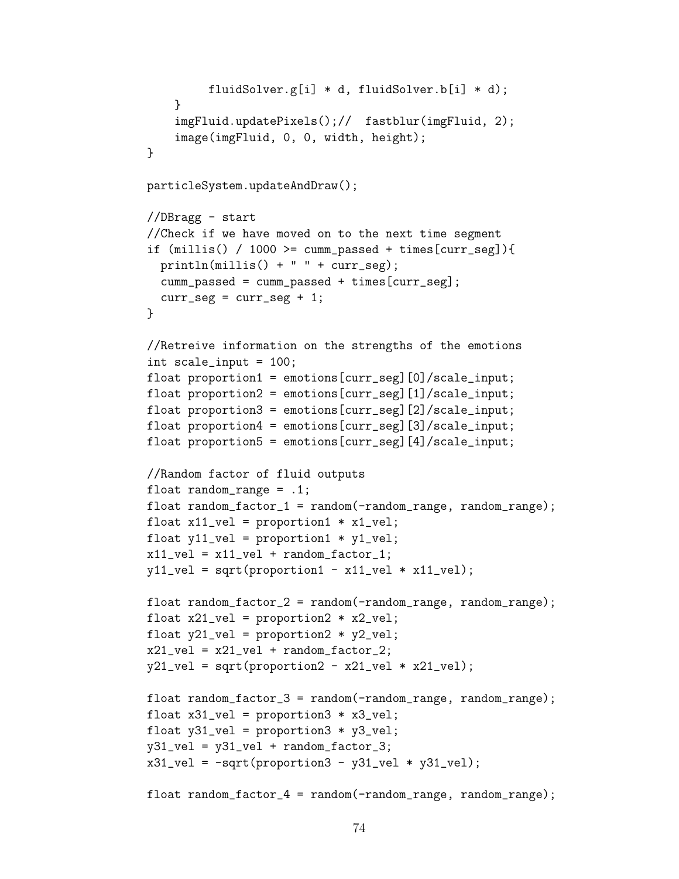```
        fluidSolver.g[i] * d, fluidSolver.b[i] * d);
    }
    imgFluid.updatePixels();//  fastblur(imgFluid, 2);
    image(imgFluid, 0, 0, width, height);
}

particleSystem.updateAndDraw();

//DBragg - start
//Check if we have moved on to the next time segment
if (millis() / 1000 >= cumm_passed + times[curr_seg]){
  println(millis() + " " + curr_seg);
  cumm_passed = cumm_passed + times[curr_seg];
  curr_seg = curr_seg + 1;
}

//Retreive information on the strengths of the emotions
int scale_input = 100;
float proportion1 = emotions[curr_seg][0]/scale_input;
float proportion2 = emotions[curr_seg][1]/scale_input;
float proportion3 = emotions[curr_seg][2]/scale_input;
float proportion4 = emotions[curr_seg][3]/scale_input;
float proportion5 = emotions[curr_seg][4]/scale_input;

//Random factor of fluid outputs
float random_range = .1;
float random_factor_1 = random(-random_range, random_range);
float x11_vel = proportion1 * x1_vel;
float y11_vel = proportion1 * y1_vel;
x11_vel = x11_vel + random_factor_1;
y11_vel = sqrt(proportion1 - x11_vel * x11_vel);

float random_factor_2 = random(-random_range, random_range);
float x21_vel = proportion2 * x2_vel;
float y21_vel = proportion2 * y2_vel;
x21_vel = x21_vel + random_factor_2;
y21_vel = sqrt(proportion2 - x21_vel * x21_vel);

float random_factor_3 = random(-random_range, random_range);
float x31_vel = proportion3 * x3_vel;
float y31_vel = proportion3 * y3_vel;
y31_vel = y31_vel + random_factor_3;
x31_vel = -sqrt(proportion3 - y31_vel * y31_vel);

float random_factor_4 = random(-random_range, random_range);
```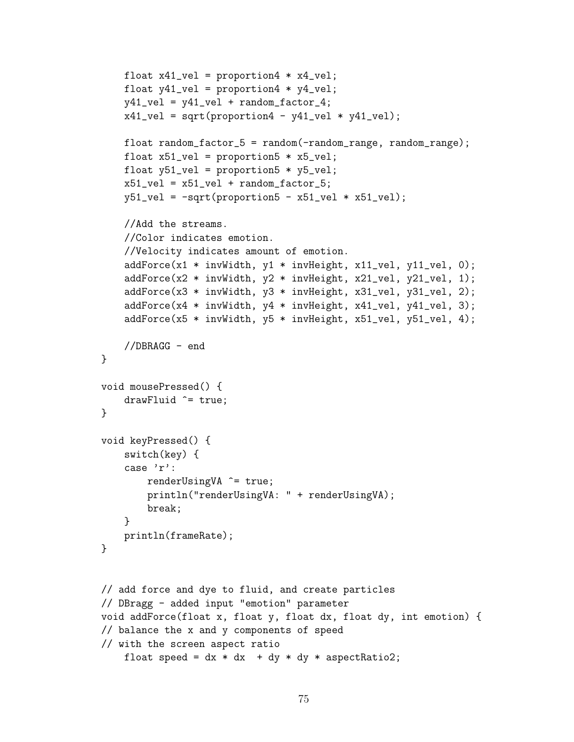```
    float x41_vel = proportion4 * x4_vel;
    float y41_vel = proportion4 * y4_vel;
    y41_vel = y41_vel + random_factor_4;
    x41_vel = sqrt(proportion4 - y41_vel * y41_vel);

    float random_factor_5 = random(-random_range, random_range);
    float x51_vel = proportion5 * x5_vel;
    float y51_vel = proportion5 * y5_vel;
    x51_vel = x51_vel + random_factor_5;
    y51_vel = -sqrt(proportion5 - x51_vel * x51_vel);

    //Add the streams.
    //Color indicates emotion.
    //Velocity indicates amount of emotion.
    addForce(x1 * invWidth, y1 * invHeight, x11_vel, y11_vel, 0);
    addForce(x2 * invWidth, y2 * invHeight, x21_vel, y21_vel, 1);
    addForce(x3 * invWidth, y3 * invHeight, x31_vel, y31_vel, 2);
    addForce(x4 * invWidth, y4 * invHeight, x41_vel, y41_vel, 3);
    addForce(x5 * invWidth, y5 * invHeight, x51_vel, y51_vel, 4);

    //DBRAGG - end
}

void mousePressed() {
    drawFluid ^= true;
}

void keyPressed() {
    switch(key) {
    case 'r':
        renderUsingVA ^= true;
        println("renderUsingVA: " + renderUsingVA);
        break;
    }
    println(frameRate);
}


// add force and dye to fluid, and create particles
// DBragg - added input "emotion" parameter
void addForce(float x, float y, float dx, float dy, int emotion) {
// balance the x and y components of speed
// with the screen aspect ratio
    float speed = dx * dx  + dy * dy * aspectRatio2;
```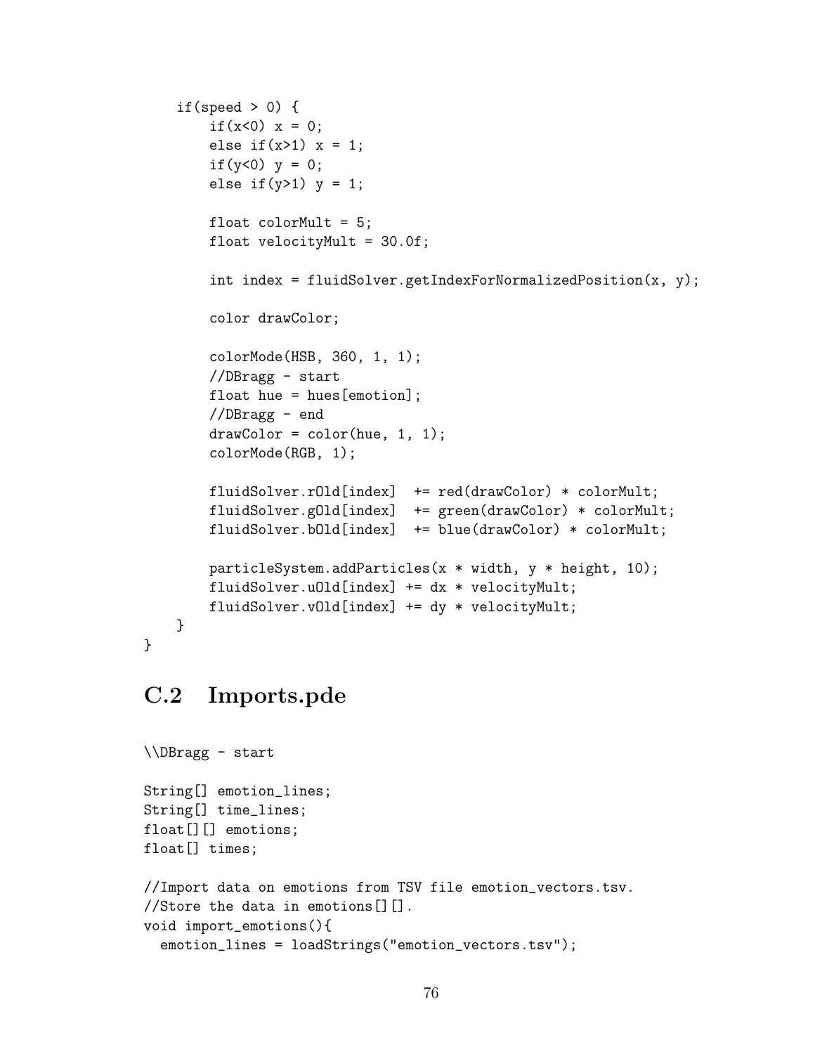```
    if(speed > 0) {
        if(x<0) x = 0;
        else if(x>1) x = 1;
        if(y<0) y = 0;
        else if(y>1) y = 1;

        float colorMult = 5;
        float velocityMult = 30.0f;

        int index = fluidSolver.getIndexForNormalizedPosition(x, y);

        color drawColor;

        colorMode(HSB, 360, 1, 1);
        //DBragg - start
        float hue = hues[emotion];
        //DBragg - end
        drawColor = color(hue, 1, 1);
        colorMode(RGB, 1);

        fluidSolver.rOld[index]  += red(drawColor) * colorMult;
        fluidSolver.gOld[index]  += green(drawColor) * colorMult;
        fluidSolver.bOld[index]  += blue(drawColor) * colorMult;

        particleSystem.addParticles(x * width, y * height, 10);
        fluidSolver.uOld[index] += dx * velocityMult;
        fluidSolver.vOld[index] += dy * velocityMult;
    }
}
```

## C.2 Imports.pde

```
\\DBragg - start

String[] emotion_lines;
String[] time_lines;
float[][] emotions;
float[] times;

//Import data on emotions from TSV file emotion_vectors.tsv.
//Store the data in emotions[][].
void import_emotions(){
  emotion_lines = loadStrings("emotion_vectors.tsv");
```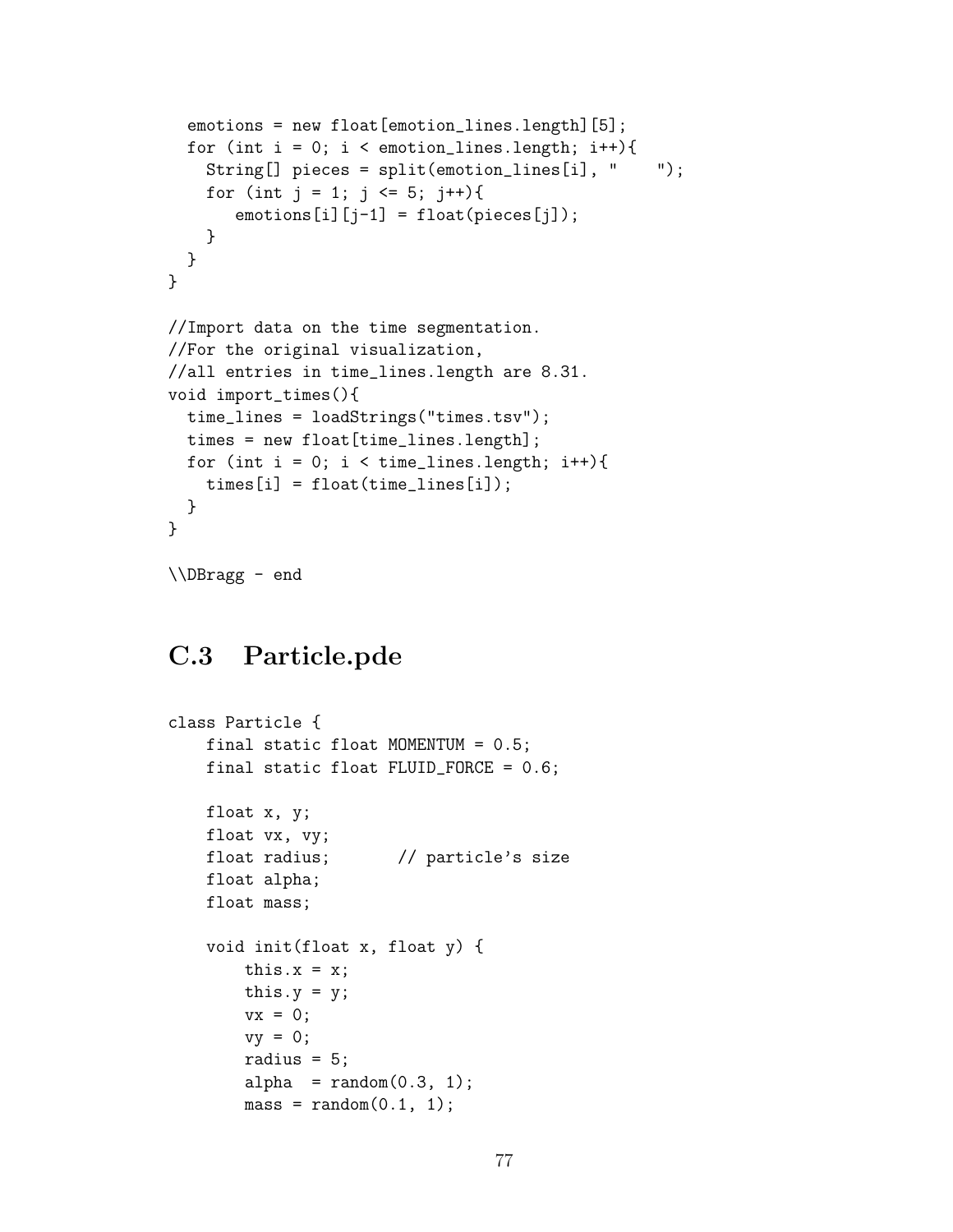```
  emotions = new float[emotion_lines.length][5];
  for (int i = 0; i < emotion_lines.length; i++){
    String[] pieces = split(emotion_lines[i], "    ");
    for (int j = 1; j <= 5; j++){
       emotions[i][j-1] = float(pieces[j]);
    }
  }
}

//Import data on the time segmentation.
//For the original visualization,
//all entries in time_lines.length are 8.31.
void import_times(){
  time_lines = loadStrings("times.tsv");
  times = new float[time_lines.length];
  for (int i = 0; i < time_lines.length; i++){
    times[i] = float(time_lines[i]);
  }
}

\\DBragg - end
```

## C.3 Particle.pde

```
class Particle {
    final static float MOMENTUM = 0.5;
    final static float FLUID_FORCE = 0.6;

    float x, y;
    float vx, vy;
    float radius;       // particle's size
    float alpha;
    float mass;

    void init(float x, float y) {
        this.x = x;
        this.y = y;
        vx = 0;
        vy = 0;
        radius = 5;
        alpha  = random(0.3, 1);
        mass = random(0.1, 1);
```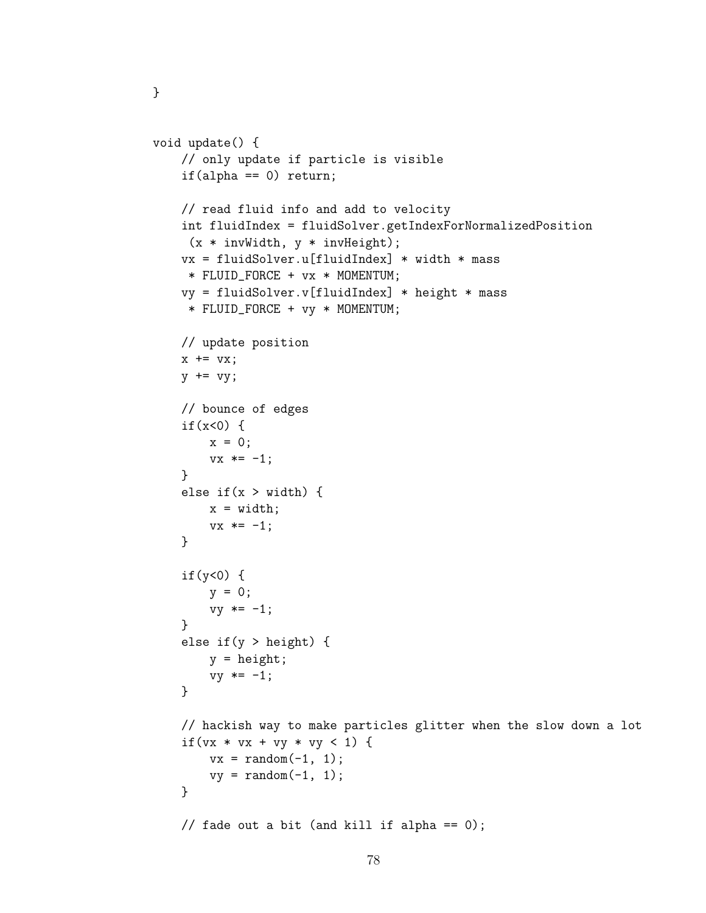```
}


void update() {
    // only update if particle is visible
    if(alpha == 0) return;

    // read fluid info and add to velocity
    int fluidIndex = fluidSolver.getIndexForNormalizedPosition
     (x * invWidth, y * invHeight);
    vx = fluidSolver.u[fluidIndex] * width * mass
     * FLUID_FORCE + vx * MOMENTUM;
    vy = fluidSolver.v[fluidIndex] * height * mass
     * FLUID_FORCE + vy * MOMENTUM;

    // update position
    x += vx;
    y += vy;

    // bounce of edges
    if(x<0) {
        x = 0;
        vx *= -1;
    }
    else if(x > width) {
        x = width;
        vx *= -1;
    }

    if(y<0) {
        y = 0;
        vy *= -1;
    }
    else if(y > height) {
        y = height;
        vy *= -1;
    }

    // hackish way to make particles glitter when the slow down a lot
    if(vx * vx + vy * vy < 1) {
        vx = random(-1, 1);
        vy = random(-1, 1);
    }

    // fade out a bit (and kill if alpha == 0);
```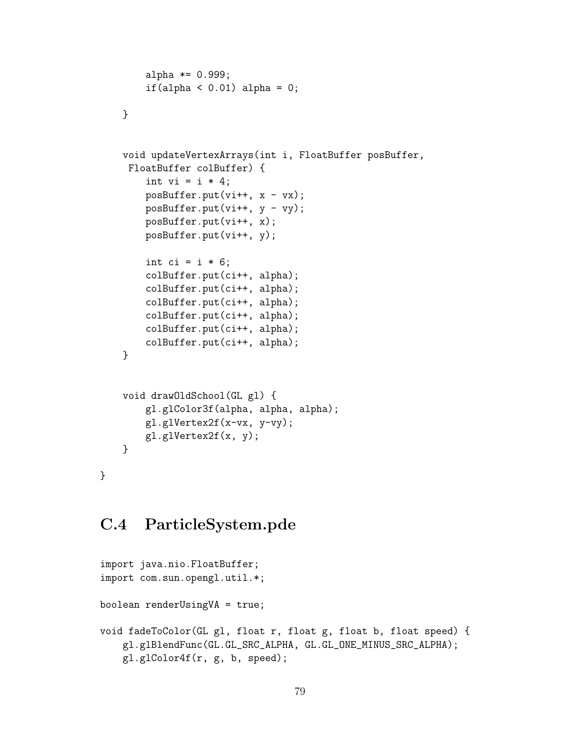```
        alpha *= 0.999;
        if(alpha < 0.01) alpha = 0;

    }


    void updateVertexArrays(int i, FloatBuffer posBuffer,
     FloatBuffer colBuffer) {
        int vi = i * 4;
        posBuffer.put(vi++, x - vx);
        posBuffer.put(vi++, y - vy);
        posBuffer.put(vi++, x);
        posBuffer.put(vi++, y);

        int ci = i * 6;
        colBuffer.put(ci++, alpha);
        colBuffer.put(ci++, alpha);
        colBuffer.put(ci++, alpha);
        colBuffer.put(ci++, alpha);
        colBuffer.put(ci++, alpha);
        colBuffer.put(ci++, alpha);
    }


    void drawOldSchool(GL gl) {
        gl.glColor3f(alpha, alpha, alpha);
        gl.glVertex2f(x-vx, y-vy);
        gl.glVertex2f(x, y);
    }

}
```

## C.4 ParticleSystem.pde

```
import java.nio.FloatBuffer;
import com.sun.opengl.util.*;

boolean renderUsingVA = true;

void fadeToColor(GL gl, float r, float g, float b, float speed) {
    gl.glBlendFunc(GL.GL_SRC_ALPHA, GL.GL_ONE_MINUS_SRC_ALPHA);
    gl.glColor4f(r, g, b, speed);
```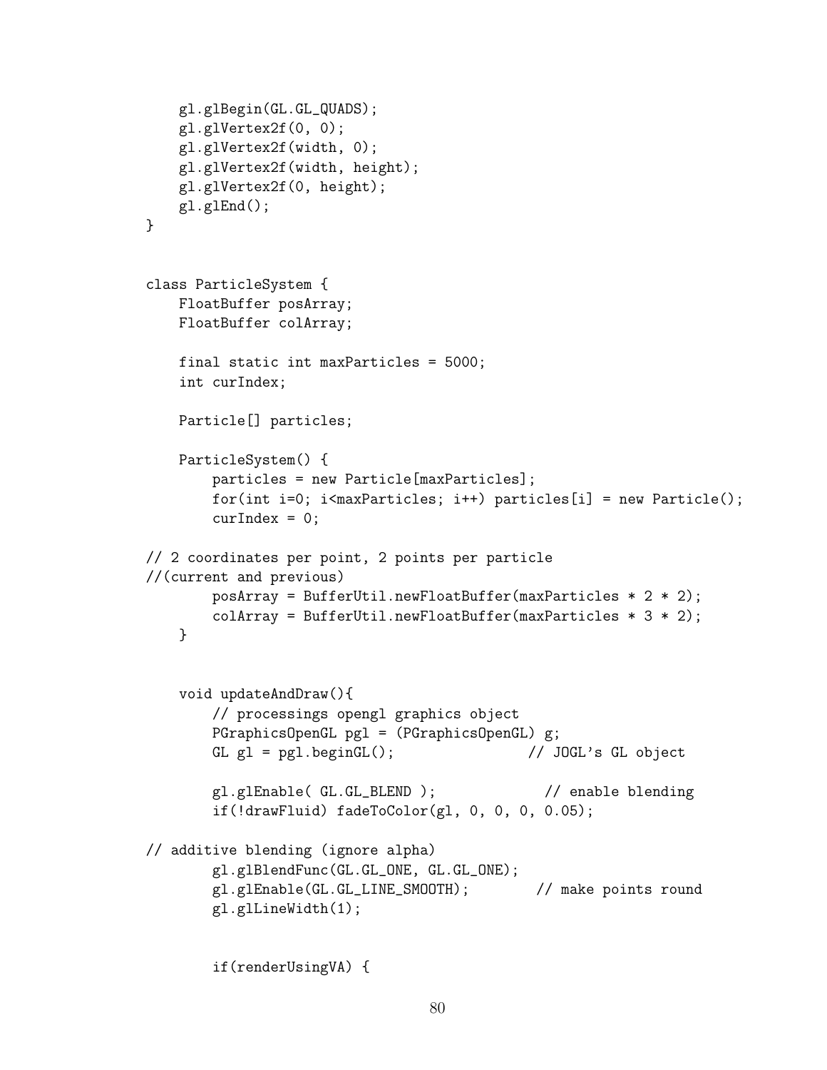```
    gl.glBegin(GL.GL_QUADS);
    gl.glVertex2f(0, 0);
    gl.glVertex2f(width, 0);
    gl.glVertex2f(width, height);
    gl.glVertex2f(0, height);
    gl.glEnd();
}


class ParticleSystem {
    FloatBuffer posArray;
    FloatBuffer colArray;

    final static int maxParticles = 5000;
    int curIndex;

    Particle[] particles;

    ParticleSystem() {
        particles = new Particle[maxParticles];
        for(int i=0; i<maxParticles; i++) particles[i] = new Particle();
        curIndex = 0;

// 2 coordinates per point, 2 points per particle
//(current and previous)
        posArray = BufferUtil.newFloatBuffer(maxParticles * 2 * 2);
        colArray = BufferUtil.newFloatBuffer(maxParticles * 3 * 2);
    }


    void updateAndDraw(){
        // processings opengl graphics object
        PGraphicsOpenGL pgl = (PGraphicsOpenGL) g;
        GL gl = pgl.beginGL();                // JOGL's GL object

        gl.glEnable( GL.GL_BLEND );             // enable blending
        if(!drawFluid) fadeToColor(gl, 0, 0, 0, 0.05);

// additive blending (ignore alpha)
        gl.glBlendFunc(GL.GL_ONE, GL.GL_ONE);
        gl.glEnable(GL.GL_LINE_SMOOTH);        // make points round
        gl.glLineWidth(1);


        if(renderUsingVA) {
```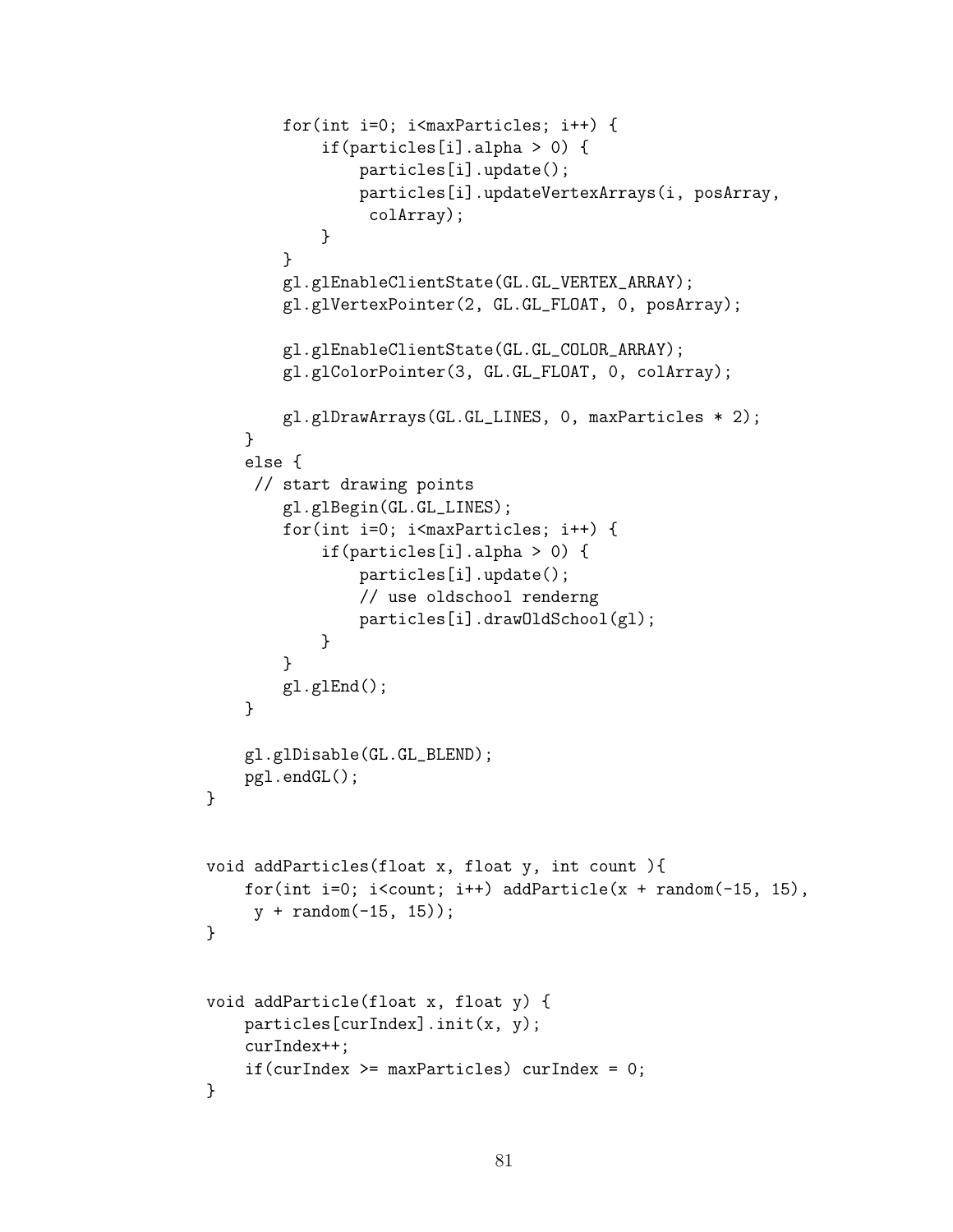```
        for(int i=0; i<maxParticles; i++) {
            if(particles[i].alpha > 0) {
                particles[i].update();
                particles[i].updateVertexArrays(i, posArray,
                 colArray);
            }
        }
        gl.glEnableClientState(GL.GL_VERTEX_ARRAY);
        gl.glVertexPointer(2, GL.GL_FLOAT, 0, posArray);

        gl.glEnableClientState(GL.GL_COLOR_ARRAY);
        gl.glColorPointer(3, GL.GL_FLOAT, 0, colArray);

        gl.glDrawArrays(GL.GL_LINES, 0, maxParticles * 2);
    }
    else {
     // start drawing points
        gl.glBegin(GL.GL_LINES);
        for(int i=0; i<maxParticles; i++) {
            if(particles[i].alpha > 0) {
                particles[i].update();
                // use oldschool renderng
                particles[i].drawOldSchool(gl);
            }
        }
        gl.glEnd();
    }

    gl.glDisable(GL.GL_BLEND);
    pgl.endGL();
}


void addParticles(float x, float y, int count ){
    for(int i=0; i<count; i++) addParticle(x + random(-15, 15),
     y + random(-15, 15));
}


void addParticle(float x, float y) {
    particles[curIndex].init(x, y);
    curIndex++;
    if(curIndex >= maxParticles) curIndex = 0;
}
```